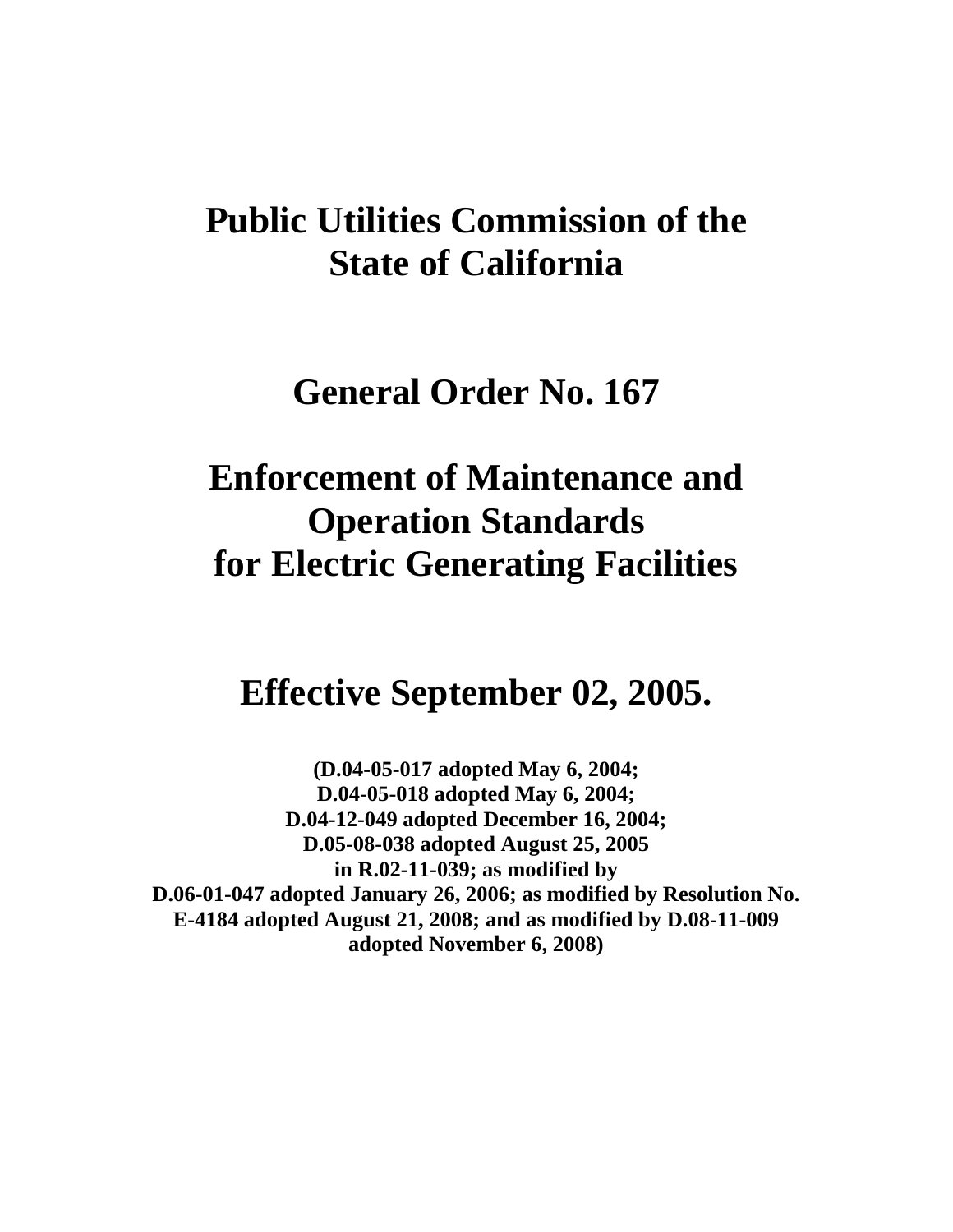# Public Utilities Commission of the State of California

# General Order No. 167

# Enforcement of Maintenance and Operation Standards for Electric Generating Facilities

# Effective September 02, 2005.

**(D.04-05-017 adopted May 6, 2004;**
**D.04-05-018 adopted May 6, 2004;**
**D.04-12-049 adopted December 16, 2004;**
**D.05-08-038 adopted August 25, 2005**
**in R.02-11-039; as modified by**
**D.06-01-047 adopted January 26, 2006; as modified by Resolution No. E-4184 adopted August 21, 2008; and as modified by D.08-11-009 adopted November 6, 2008)**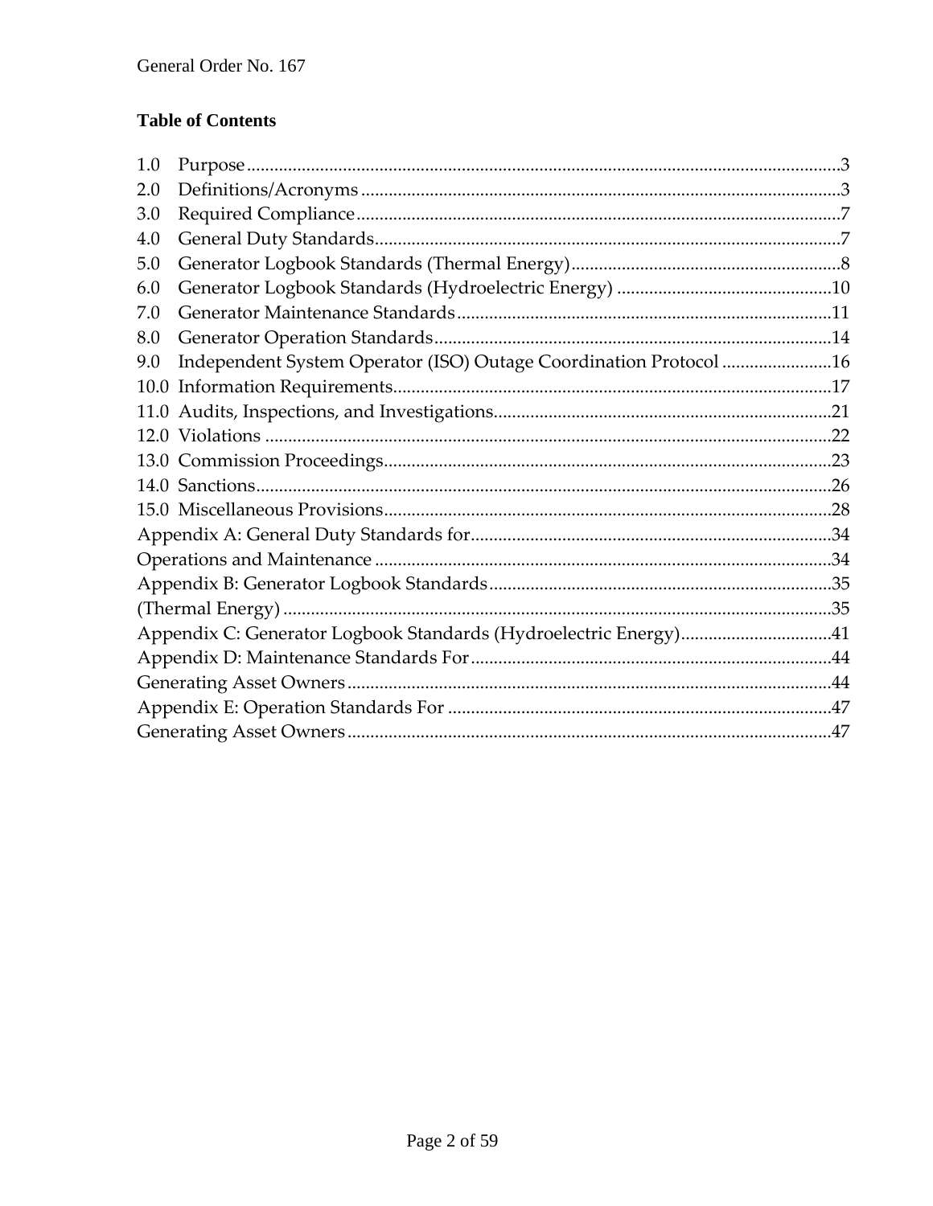**Table of Contents**

1.0 Purpose.....3
2.0 Definitions/Acronyms.....3
3.0 Required Compliance.....7
4.0 General Duty Standards.....7
5.0 Generator Logbook Standards (Thermal Energy).....8
6.0 Generator Logbook Standards (Hydroelectric Energy).....10
7.0 Generator Maintenance Standards.....11
8.0 Generator Operation Standards.....14
9.0 Independent System Operator (ISO) Outage Coordination Protocol.....16
10.0 Information Requirements.....17
11.0 Audits, Inspections, and Investigations.....21
12.0 Violations.....22
13.0 Commission Proceedings.....23
14.0 Sanctions.....26
15.0 Miscellaneous Provisions.....28
Appendix A: General Duty Standards for.....34
Operations and Maintenance.....34
Appendix B: Generator Logbook Standards.....35
(Thermal Energy).....35
Appendix C: Generator Logbook Standards (Hydroelectric Energy).....41
Appendix D: Maintenance Standards For.....44
Generating Asset Owners.....44
Appendix E: Operation Standards For.....47
Generating Asset Owners.....47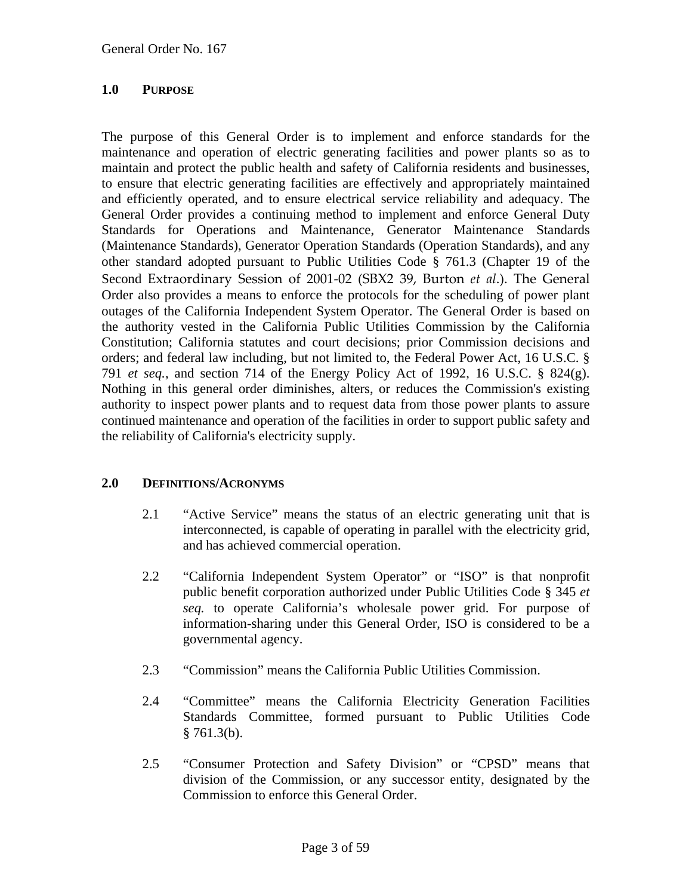## 1.0 PURPOSE

The purpose of this General Order is to implement and enforce standards for the maintenance and operation of electric generating facilities and power plants so as to maintain and protect the public health and safety of California residents and businesses, to ensure that electric generating facilities are effectively and appropriately maintained and efficiently operated, and to ensure electrical service reliability and adequacy. The General Order provides a continuing method to implement and enforce General Duty Standards for Operations and Maintenance, Generator Maintenance Standards (Maintenance Standards), Generator Operation Standards (Operation Standards), and any other standard adopted pursuant to Public Utilities Code § 761.3 (Chapter 19 of the Second Extraordinary Session of 2001-02 (SBX2 39, Burton *et al*.). The General Order also provides a means to enforce the protocols for the scheduling of power plant outages of the California Independent System Operator. The General Order is based on the authority vested in the California Public Utilities Commission by the California Constitution; California statutes and court decisions; prior Commission decisions and orders; and federal law including, but not limited to, the Federal Power Act, 16 U.S.C. § 791 *et seq.*, and section 714 of the Energy Policy Act of 1992, 16 U.S.C. § 824(g). Nothing in this general order diminishes, alters, or reduces the Commission's existing authority to inspect power plants and to request data from those power plants to assure continued maintenance and operation of the facilities in order to support public safety and the reliability of California's electricity supply.

## 2.0 DEFINITIONS/ACRONYMS

2.1 "Active Service" means the status of an electric generating unit that is interconnected, is capable of operating in parallel with the electricity grid, and has achieved commercial operation.

2.2 "California Independent System Operator" or "ISO" is that nonprofit public benefit corporation authorized under Public Utilities Code § 345 *et seq.* to operate California's wholesale power grid. For purpose of information-sharing under this General Order, ISO is considered to be a governmental agency.

2.3 "Commission" means the California Public Utilities Commission.

2.4 "Committee" means the California Electricity Generation Facilities Standards Committee, formed pursuant to Public Utilities Code § 761.3(b).

2.5 "Consumer Protection and Safety Division" or "CPSD" means that division of the Commission, or any successor entity, designated by the Commission to enforce this General Order.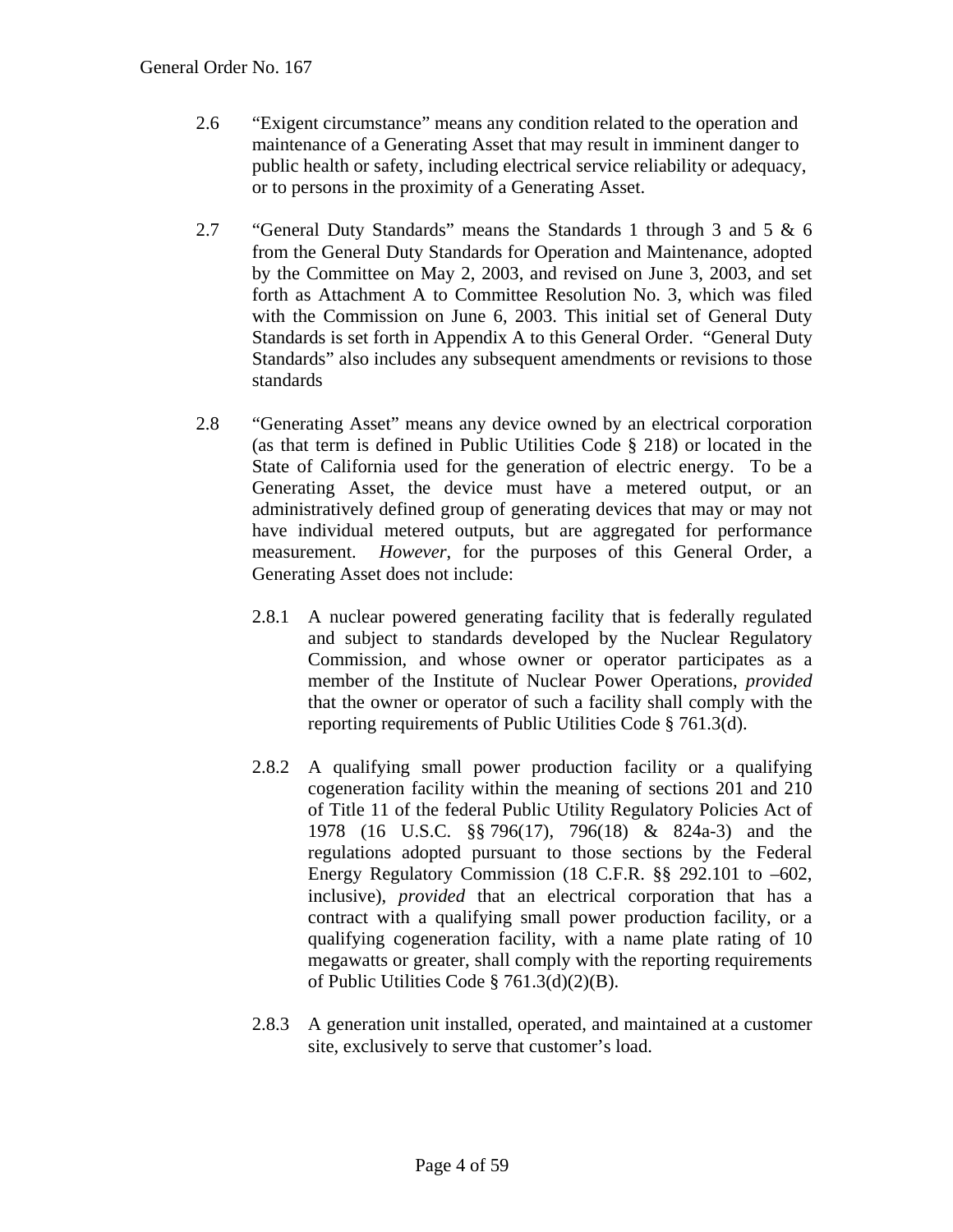2.6 "Exigent circumstance" means any condition related to the operation and maintenance of a Generating Asset that may result in imminent danger to public health or safety, including electrical service reliability or adequacy, or to persons in the proximity of a Generating Asset.

2.7 "General Duty Standards" means the Standards 1 through 3 and 5 & 6 from the General Duty Standards for Operation and Maintenance, adopted by the Committee on May 2, 2003, and revised on June 3, 2003, and set forth as Attachment A to Committee Resolution No. 3, which was filed with the Commission on June 6, 2003. This initial set of General Duty Standards is set forth in Appendix A to this General Order. "General Duty Standards" also includes any subsequent amendments or revisions to those standards

2.8 "Generating Asset" means any device owned by an electrical corporation (as that term is defined in Public Utilities Code § 218) or located in the State of California used for the generation of electric energy. To be a Generating Asset, the device must have a metered output, or an administratively defined group of generating devices that may or may not have individual metered outputs, but are aggregated for performance measurement. *However*, for the purposes of this General Order, a Generating Asset does not include:

2.8.1 A nuclear powered generating facility that is federally regulated and subject to standards developed by the Nuclear Regulatory Commission, and whose owner or operator participates as a member of the Institute of Nuclear Power Operations, *provided* that the owner or operator of such a facility shall comply with the reporting requirements of Public Utilities Code § 761.3(d).

2.8.2 A qualifying small power production facility or a qualifying cogeneration facility within the meaning of sections 201 and 210 of Title 11 of the federal Public Utility Regulatory Policies Act of 1978 (16 U.S.C. §§ 796(17), 796(18) & 824a-3) and the regulations adopted pursuant to those sections by the Federal Energy Regulatory Commission (18 C.F.R. §§ 292.101 to –602, inclusive), *provided* that an electrical corporation that has a contract with a qualifying small power production facility, or a qualifying cogeneration facility, with a name plate rating of 10 megawatts or greater, shall comply with the reporting requirements of Public Utilities Code § 761.3(d)(2)(B).

2.8.3 A generation unit installed, operated, and maintained at a customer site, exclusively to serve that customer's load.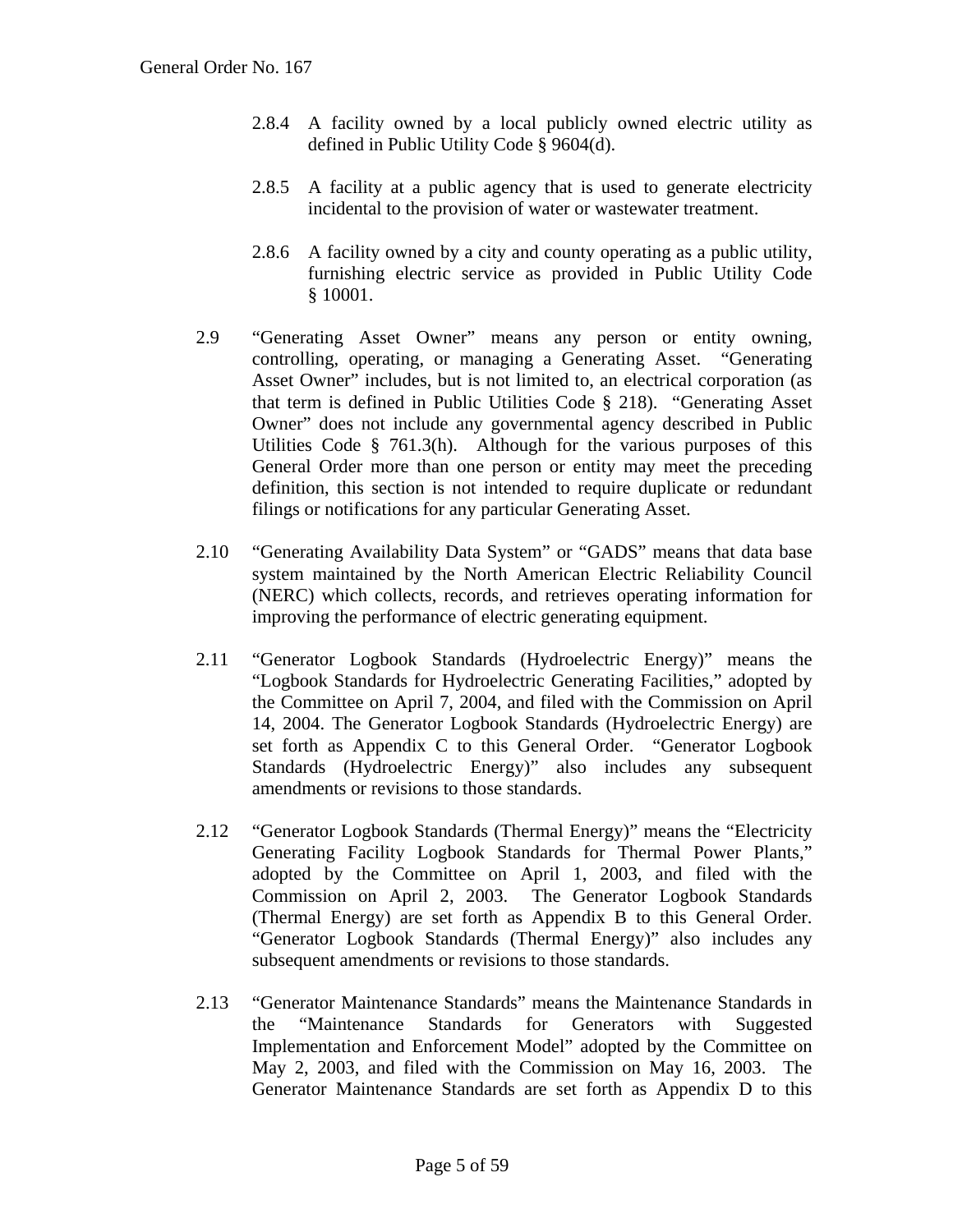2.8.4 A facility owned by a local publicly owned electric utility as defined in Public Utility Code § 9604(d).

2.8.5 A facility at a public agency that is used to generate electricity incidental to the provision of water or wastewater treatment.

2.8.6 A facility owned by a city and county operating as a public utility, furnishing electric service as provided in Public Utility Code § 10001.

2.9 "Generating Asset Owner" means any person or entity owning, controlling, operating, or managing a Generating Asset. "Generating Asset Owner" includes, but is not limited to, an electrical corporation (as that term is defined in Public Utilities Code § 218). "Generating Asset Owner" does not include any governmental agency described in Public Utilities Code § 761.3(h). Although for the various purposes of this General Order more than one person or entity may meet the preceding definition, this section is not intended to require duplicate or redundant filings or notifications for any particular Generating Asset.

2.10 "Generating Availability Data System" or "GADS" means that data base system maintained by the North American Electric Reliability Council (NERC) which collects, records, and retrieves operating information for improving the performance of electric generating equipment.

2.11 "Generator Logbook Standards (Hydroelectric Energy)" means the "Logbook Standards for Hydroelectric Generating Facilities," adopted by the Committee on April 7, 2004, and filed with the Commission on April 14, 2004. The Generator Logbook Standards (Hydroelectric Energy) are set forth as Appendix C to this General Order. "Generator Logbook Standards (Hydroelectric Energy)" also includes any subsequent amendments or revisions to those standards.

2.12 "Generator Logbook Standards (Thermal Energy)" means the "Electricity Generating Facility Logbook Standards for Thermal Power Plants," adopted by the Committee on April 1, 2003, and filed with the Commission on April 2, 2003. The Generator Logbook Standards (Thermal Energy) are set forth as Appendix B to this General Order. "Generator Logbook Standards (Thermal Energy)" also includes any subsequent amendments or revisions to those standards.

2.13 "Generator Maintenance Standards" means the Maintenance Standards in the "Maintenance Standards for Generators with Suggested Implementation and Enforcement Model" adopted by the Committee on May 2, 2003, and filed with the Commission on May 16, 2003. The Generator Maintenance Standards are set forth as Appendix D to this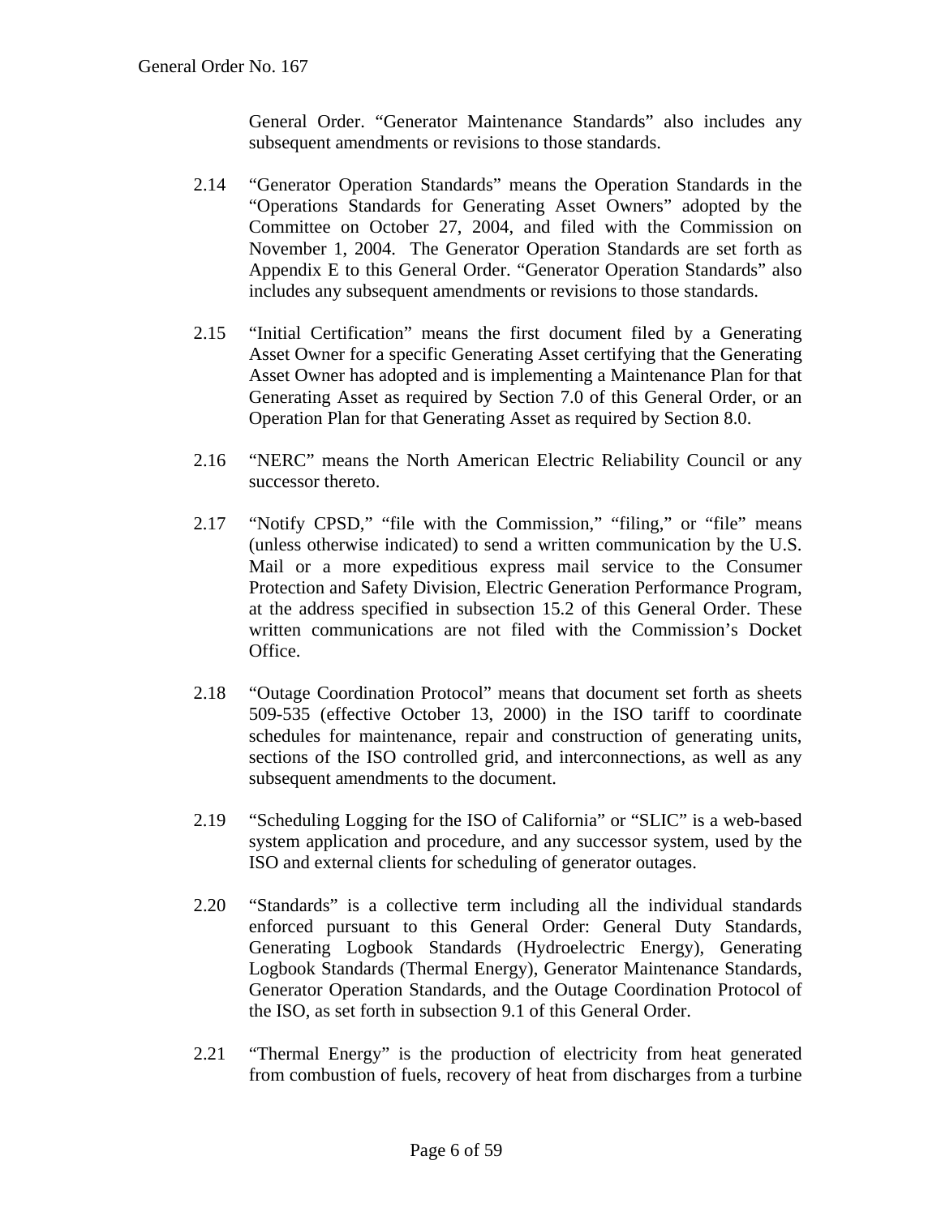General Order. “Generator Maintenance Standards” also includes any subsequent amendments or revisions to those standards.

2.14 “Generator Operation Standards” means the Operation Standards in the “Operations Standards for Generating Asset Owners” adopted by the Committee on October 27, 2004, and filed with the Commission on November 1, 2004. The Generator Operation Standards are set forth as Appendix E to this General Order. “Generator Operation Standards” also includes any subsequent amendments or revisions to those standards.

2.15 “Initial Certification” means the first document filed by a Generating Asset Owner for a specific Generating Asset certifying that the Generating Asset Owner has adopted and is implementing a Maintenance Plan for that Generating Asset as required by Section 7.0 of this General Order, or an Operation Plan for that Generating Asset as required by Section 8.0.

2.16 “NERC” means the North American Electric Reliability Council or any successor thereto.

2.17 “Notify CPSD,” “file with the Commission,” “filing,” or “file” means (unless otherwise indicated) to send a written communication by the U.S. Mail or a more expeditious express mail service to the Consumer Protection and Safety Division, Electric Generation Performance Program, at the address specified in subsection 15.2 of this General Order. These written communications are not filed with the Commission’s Docket Office.

2.18 “Outage Coordination Protocol” means that document set forth as sheets 509-535 (effective October 13, 2000) in the ISO tariff to coordinate schedules for maintenance, repair and construction of generating units, sections of the ISO controlled grid, and interconnections, as well as any subsequent amendments to the document.

2.19 “Scheduling Logging for the ISO of California” or “SLIC” is a web-based system application and procedure, and any successor system, used by the ISO and external clients for scheduling of generator outages.

2.20 “Standards” is a collective term including all the individual standards enforced pursuant to this General Order: General Duty Standards, Generating Logbook Standards (Hydroelectric Energy), Generating Logbook Standards (Thermal Energy), Generator Maintenance Standards, Generator Operation Standards, and the Outage Coordination Protocol of the ISO, as set forth in subsection 9.1 of this General Order.

2.21 “Thermal Energy” is the production of electricity from heat generated from combustion of fuels, recovery of heat from discharges from a turbine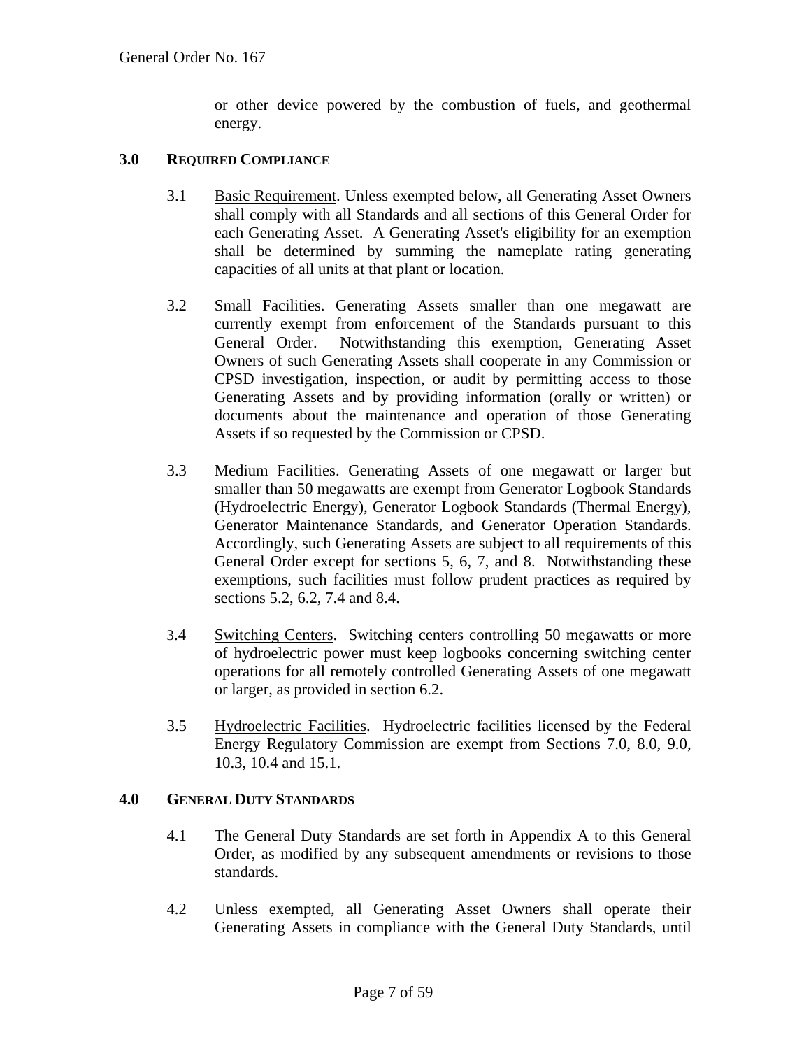or other device powered by the combustion of fuels, and geothermal energy.

## 3.0 REQUIRED COMPLIANCE

3.1 Basic Requirement. Unless exempted below, all Generating Asset Owners shall comply with all Standards and all sections of this General Order for each Generating Asset. A Generating Asset's eligibility for an exemption shall be determined by summing the nameplate rating generating capacities of all units at that plant or location.

3.2 Small Facilities. Generating Assets smaller than one megawatt are currently exempt from enforcement of the Standards pursuant to this General Order. Notwithstanding this exemption, Generating Asset Owners of such Generating Assets shall cooperate in any Commission or CPSD investigation, inspection, or audit by permitting access to those Generating Assets and by providing information (orally or written) or documents about the maintenance and operation of those Generating Assets if so requested by the Commission or CPSD.

3.3 Medium Facilities. Generating Assets of one megawatt or larger but smaller than 50 megawatts are exempt from Generator Logbook Standards (Hydroelectric Energy), Generator Logbook Standards (Thermal Energy), Generator Maintenance Standards, and Generator Operation Standards. Accordingly, such Generating Assets are subject to all requirements of this General Order except for sections 5, 6, 7, and 8. Notwithstanding these exemptions, such facilities must follow prudent practices as required by sections 5.2, 6.2, 7.4 and 8.4.

3.4 Switching Centers. Switching centers controlling 50 megawatts or more of hydroelectric power must keep logbooks concerning switching center operations for all remotely controlled Generating Assets of one megawatt or larger, as provided in section 6.2.

3.5 Hydroelectric Facilities. Hydroelectric facilities licensed by the Federal Energy Regulatory Commission are exempt from Sections 7.0, 8.0, 9.0, 10.3, 10.4 and 15.1.

## 4.0 GENERAL DUTY STANDARDS

4.1 The General Duty Standards are set forth in Appendix A to this General Order, as modified by any subsequent amendments or revisions to those standards.

4.2 Unless exempted, all Generating Asset Owners shall operate their Generating Assets in compliance with the General Duty Standards, until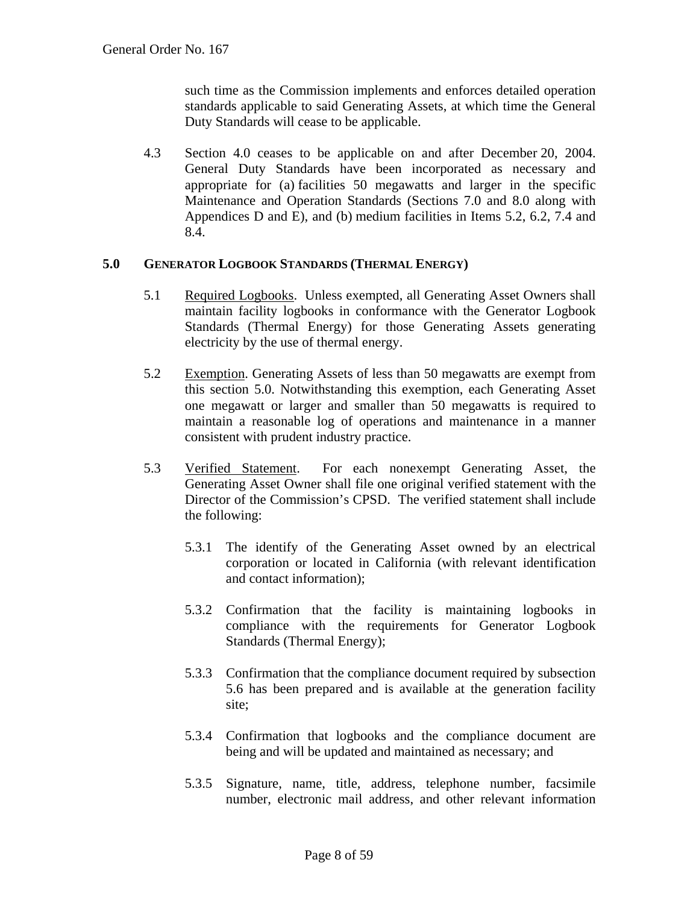such time as the Commission implements and enforces detailed operation standards applicable to said Generating Assets, at which time the General Duty Standards will cease to be applicable.

4.3 Section 4.0 ceases to be applicable on and after December 20, 2004. General Duty Standards have been incorporated as necessary and appropriate for (a) facilities 50 megawatts and larger in the specific Maintenance and Operation Standards (Sections 7.0 and 8.0 along with Appendices D and E), and (b) medium facilities in Items 5.2, 6.2, 7.4 and 8.4.

## 5.0 GENERATOR LOGBOOK STANDARDS (THERMAL ENERGY)

5.1 Required Logbooks. Unless exempted, all Generating Asset Owners shall maintain facility logbooks in conformance with the Generator Logbook Standards (Thermal Energy) for those Generating Assets generating electricity by the use of thermal energy.

5.2 Exemption. Generating Assets of less than 50 megawatts are exempt from this section 5.0. Notwithstanding this exemption, each Generating Asset one megawatt or larger and smaller than 50 megawatts is required to maintain a reasonable log of operations and maintenance in a manner consistent with prudent industry practice.

5.3 Verified Statement. For each nonexempt Generating Asset, the Generating Asset Owner shall file one original verified statement with the Director of the Commission's CPSD. The verified statement shall include the following:

5.3.1 The identify of the Generating Asset owned by an electrical corporation or located in California (with relevant identification and contact information);

5.3.2 Confirmation that the facility is maintaining logbooks in compliance with the requirements for Generator Logbook Standards (Thermal Energy);

5.3.3 Confirmation that the compliance document required by subsection 5.6 has been prepared and is available at the generation facility site;

5.3.4 Confirmation that logbooks and the compliance document are being and will be updated and maintained as necessary; and

5.3.5 Signature, name, title, address, telephone number, facsimile number, electronic mail address, and other relevant information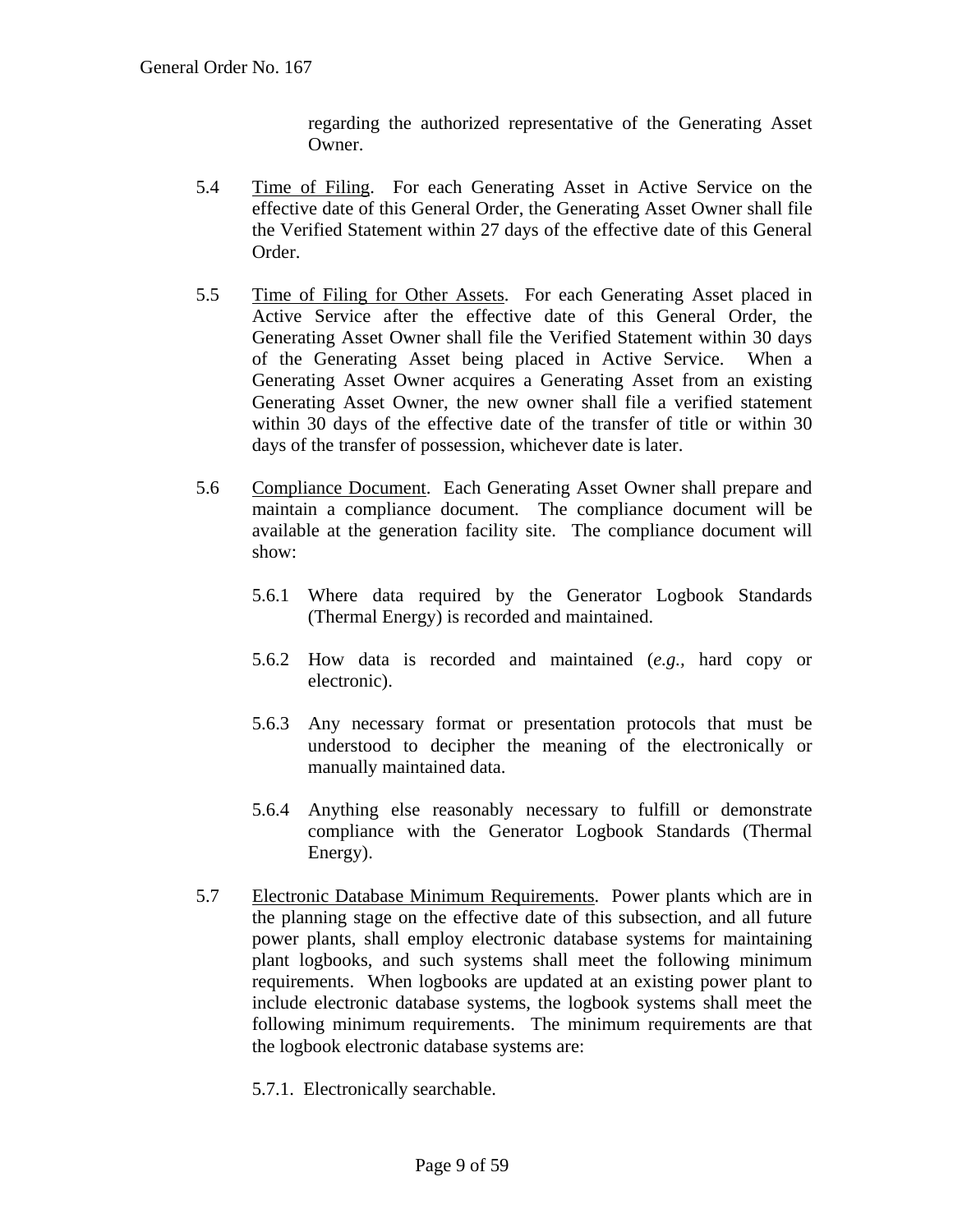regarding the authorized representative of the Generating Asset Owner.

5.4 Time of Filing. For each Generating Asset in Active Service on the effective date of this General Order, the Generating Asset Owner shall file the Verified Statement within 27 days of the effective date of this General Order.

5.5 Time of Filing for Other Assets. For each Generating Asset placed in Active Service after the effective date of this General Order, the Generating Asset Owner shall file the Verified Statement within 30 days of the Generating Asset being placed in Active Service. When a Generating Asset Owner acquires a Generating Asset from an existing Generating Asset Owner, the new owner shall file a verified statement within 30 days of the effective date of the transfer of title or within 30 days of the transfer of possession, whichever date is later.

5.6 Compliance Document. Each Generating Asset Owner shall prepare and maintain a compliance document. The compliance document will be available at the generation facility site. The compliance document will show:

5.6.1 Where data required by the Generator Logbook Standards (Thermal Energy) is recorded and maintained.

5.6.2 How data is recorded and maintained (*e.g.,* hard copy or electronic).

5.6.3 Any necessary format or presentation protocols that must be understood to decipher the meaning of the electronically or manually maintained data.

5.6.4 Anything else reasonably necessary to fulfill or demonstrate compliance with the Generator Logbook Standards (Thermal Energy).

5.7 Electronic Database Minimum Requirements. Power plants which are in the planning stage on the effective date of this subsection, and all future power plants, shall employ electronic database systems for maintaining plant logbooks, and such systems shall meet the following minimum requirements. When logbooks are updated at an existing power plant to include electronic database systems, the logbook systems shall meet the following minimum requirements. The minimum requirements are that the logbook electronic database systems are:

5.7.1. Electronically searchable.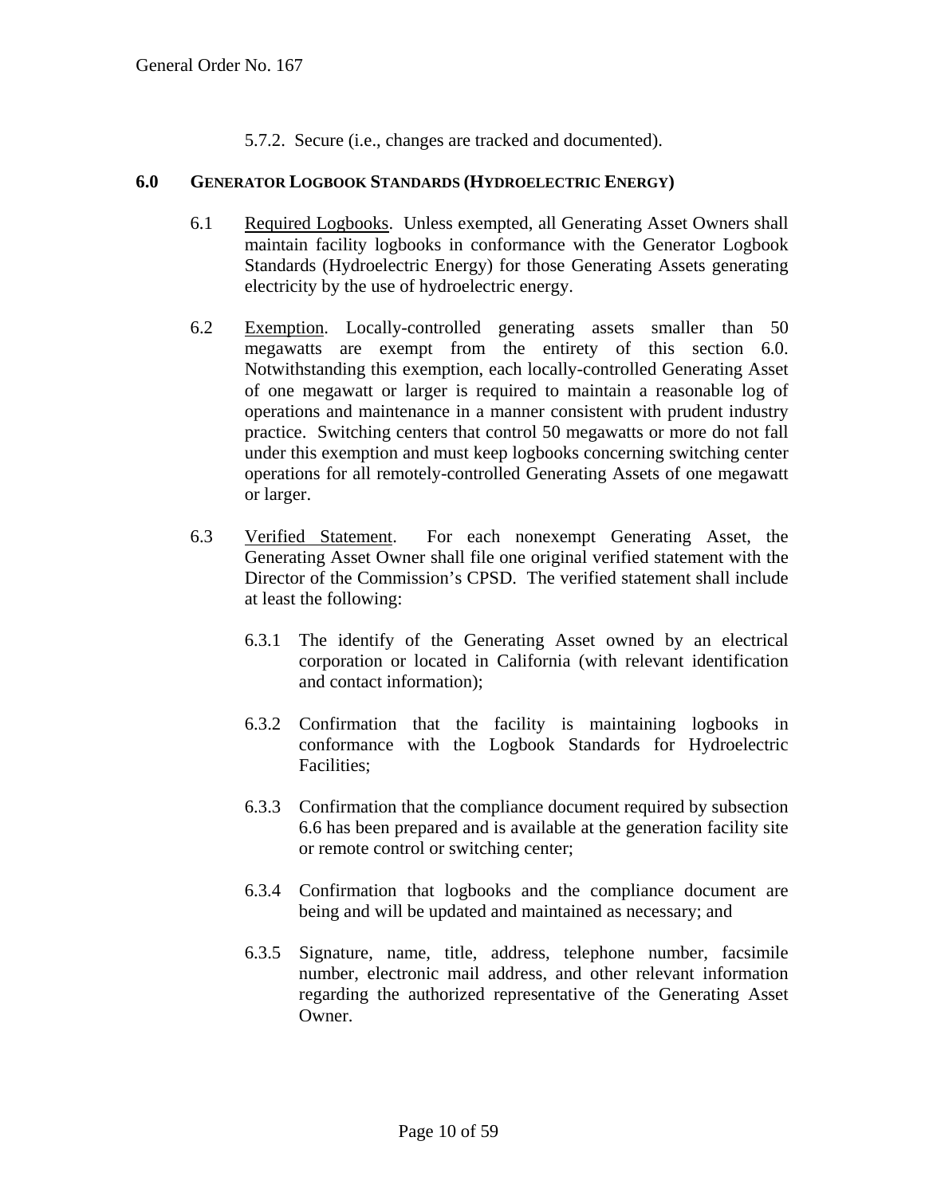5.7.2. Secure (i.e., changes are tracked and documented).

## 6.0 GENERATOR LOGBOOK STANDARDS (HYDROELECTRIC ENERGY)

6.1 Required Logbooks. Unless exempted, all Generating Asset Owners shall maintain facility logbooks in conformance with the Generator Logbook Standards (Hydroelectric Energy) for those Generating Assets generating electricity by the use of hydroelectric energy.

6.2 Exemption. Locally-controlled generating assets smaller than 50 megawatts are exempt from the entirety of this section 6.0. Notwithstanding this exemption, each locally-controlled Generating Asset of one megawatt or larger is required to maintain a reasonable log of operations and maintenance in a manner consistent with prudent industry practice. Switching centers that control 50 megawatts or more do not fall under this exemption and must keep logbooks concerning switching center operations for all remotely-controlled Generating Assets of one megawatt or larger.

6.3 Verified Statement. For each nonexempt Generating Asset, the Generating Asset Owner shall file one original verified statement with the Director of the Commission's CPSD. The verified statement shall include at least the following:

6.3.1 The identify of the Generating Asset owned by an electrical corporation or located in California (with relevant identification and contact information);

6.3.2 Confirmation that the facility is maintaining logbooks in conformance with the Logbook Standards for Hydroelectric Facilities;

6.3.3 Confirmation that the compliance document required by subsection 6.6 has been prepared and is available at the generation facility site or remote control or switching center;

6.3.4 Confirmation that logbooks and the compliance document are being and will be updated and maintained as necessary; and

6.3.5 Signature, name, title, address, telephone number, facsimile number, electronic mail address, and other relevant information regarding the authorized representative of the Generating Asset Owner.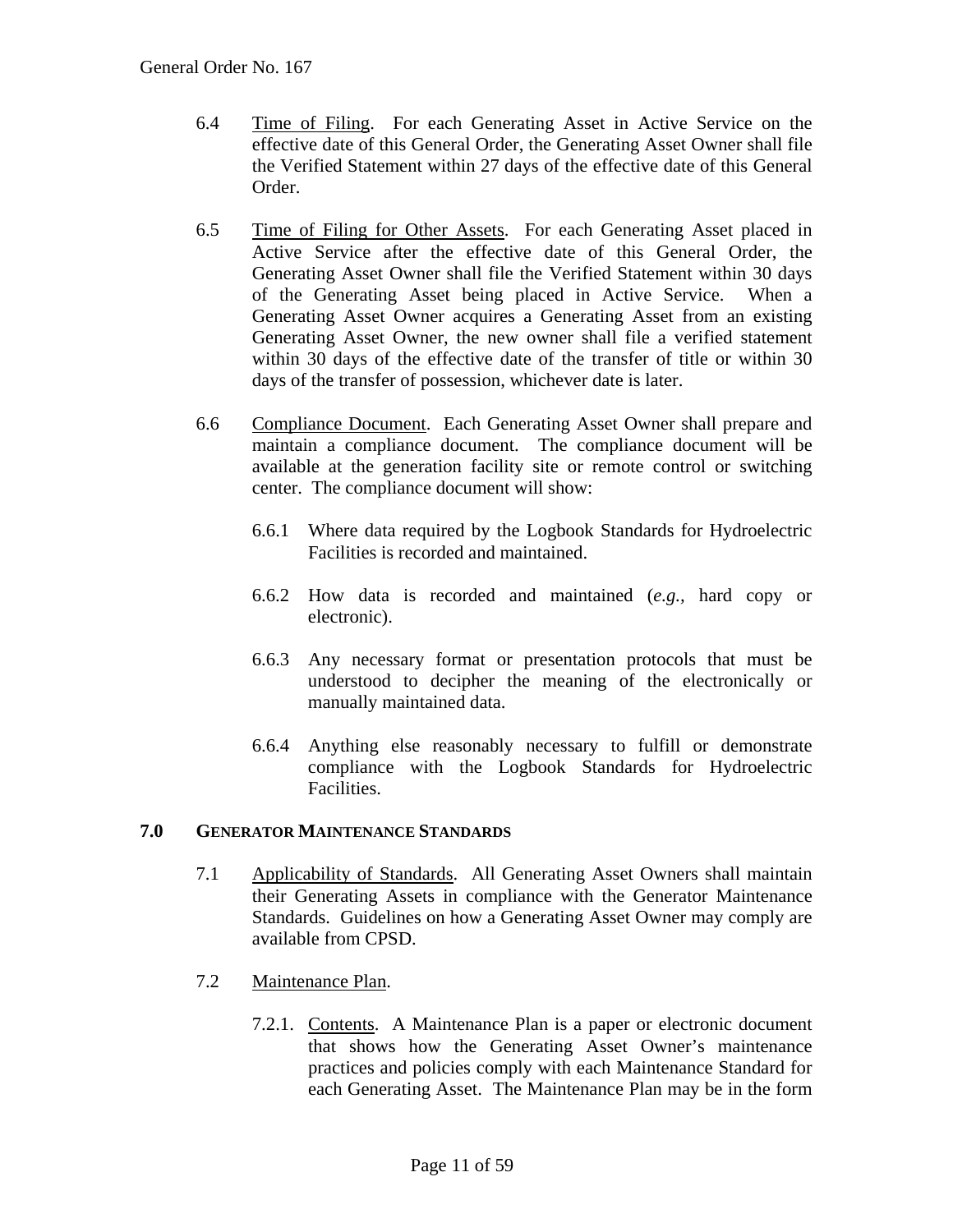6.4 Time of Filing. For each Generating Asset in Active Service on the effective date of this General Order, the Generating Asset Owner shall file the Verified Statement within 27 days of the effective date of this General Order.

6.5 Time of Filing for Other Assets. For each Generating Asset placed in Active Service after the effective date of this General Order, the Generating Asset Owner shall file the Verified Statement within 30 days of the Generating Asset being placed in Active Service. When a Generating Asset Owner acquires a Generating Asset from an existing Generating Asset Owner, the new owner shall file a verified statement within 30 days of the effective date of the transfer of title or within 30 days of the transfer of possession, whichever date is later.

6.6 Compliance Document. Each Generating Asset Owner shall prepare and maintain a compliance document. The compliance document will be available at the generation facility site or remote control or switching center. The compliance document will show:

6.6.1 Where data required by the Logbook Standards for Hydroelectric Facilities is recorded and maintained.

6.6.2 How data is recorded and maintained (*e.g.,* hard copy or electronic).

6.6.3 Any necessary format or presentation protocols that must be understood to decipher the meaning of the electronically or manually maintained data.

6.6.4 Anything else reasonably necessary to fulfill or demonstrate compliance with the Logbook Standards for Hydroelectric Facilities.

## 7.0 GENERATOR MAINTENANCE STANDARDS

7.1 Applicability of Standards. All Generating Asset Owners shall maintain their Generating Assets in compliance with the Generator Maintenance Standards. Guidelines on how a Generating Asset Owner may comply are available from CPSD.

7.2 Maintenance Plan.

7.2.1. Contents. A Maintenance Plan is a paper or electronic document that shows how the Generating Asset Owner's maintenance practices and policies comply with each Maintenance Standard for each Generating Asset. The Maintenance Plan may be in the form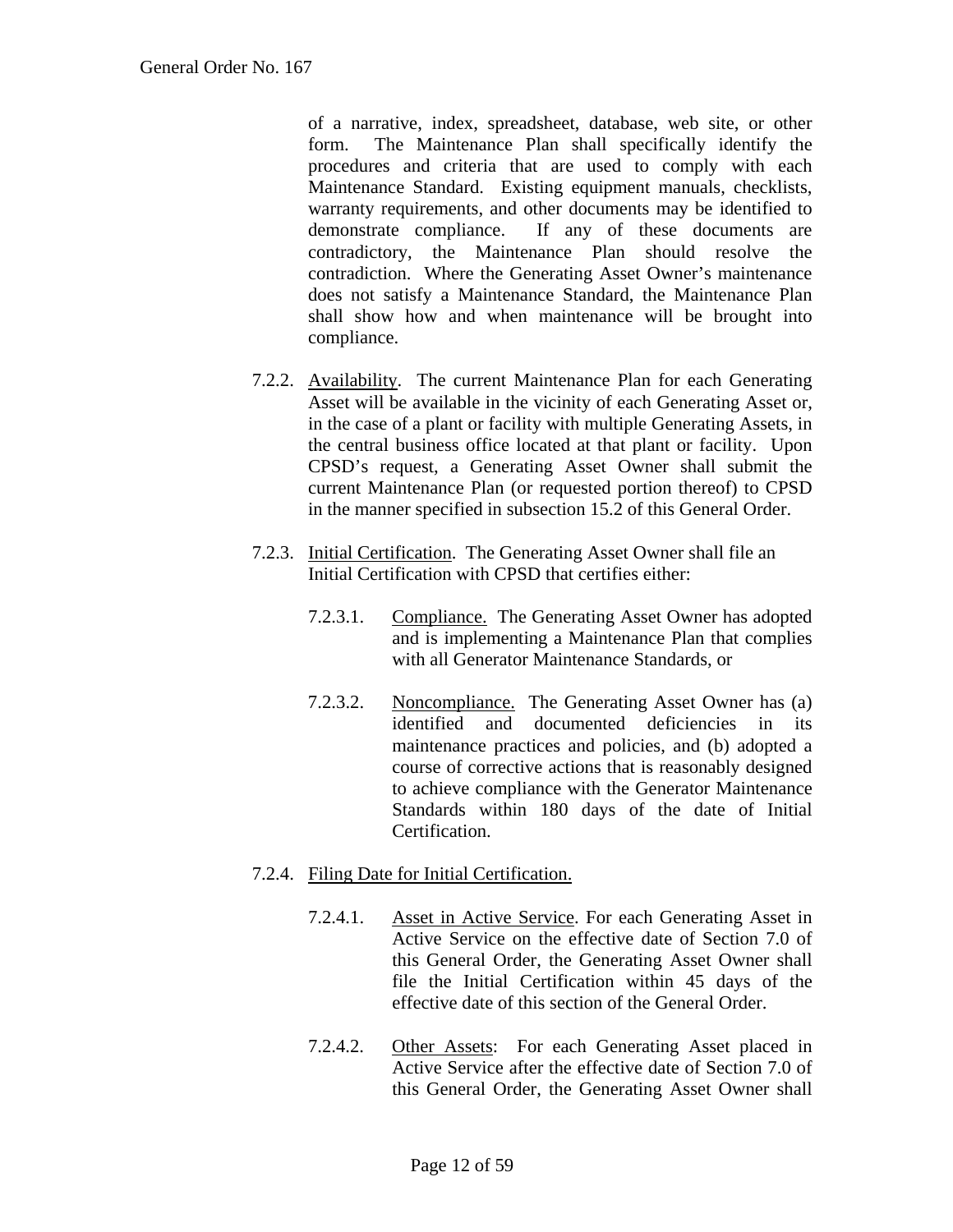of a narrative, index, spreadsheet, database, web site, or other form. The Maintenance Plan shall specifically identify the procedures and criteria that are used to comply with each Maintenance Standard. Existing equipment manuals, checklists, warranty requirements, and other documents may be identified to demonstrate compliance. If any of these documents are contradictory, the Maintenance Plan should resolve the contradiction. Where the Generating Asset Owner's maintenance does not satisfy a Maintenance Standard, the Maintenance Plan shall show how and when maintenance will be brought into compliance.

7.2.2. Availability. The current Maintenance Plan for each Generating Asset will be available in the vicinity of each Generating Asset or, in the case of a plant or facility with multiple Generating Assets, in the central business office located at that plant or facility. Upon CPSD's request, a Generating Asset Owner shall submit the current Maintenance Plan (or requested portion thereof) to CPSD in the manner specified in subsection 15.2 of this General Order.

7.2.3. Initial Certification. The Generating Asset Owner shall file an Initial Certification with CPSD that certifies either:

7.2.3.1. Compliance. The Generating Asset Owner has adopted and is implementing a Maintenance Plan that complies with all Generator Maintenance Standards, or

7.2.3.2. Noncompliance. The Generating Asset Owner has (a) identified and documented deficiencies in its maintenance practices and policies, and (b) adopted a course of corrective actions that is reasonably designed to achieve compliance with the Generator Maintenance Standards within 180 days of the date of Initial Certification.

7.2.4. Filing Date for Initial Certification.

7.2.4.1. Asset in Active Service. For each Generating Asset in Active Service on the effective date of Section 7.0 of this General Order, the Generating Asset Owner shall file the Initial Certification within 45 days of the effective date of this section of the General Order.

7.2.4.2. Other Assets: For each Generating Asset placed in Active Service after the effective date of Section 7.0 of this General Order, the Generating Asset Owner shall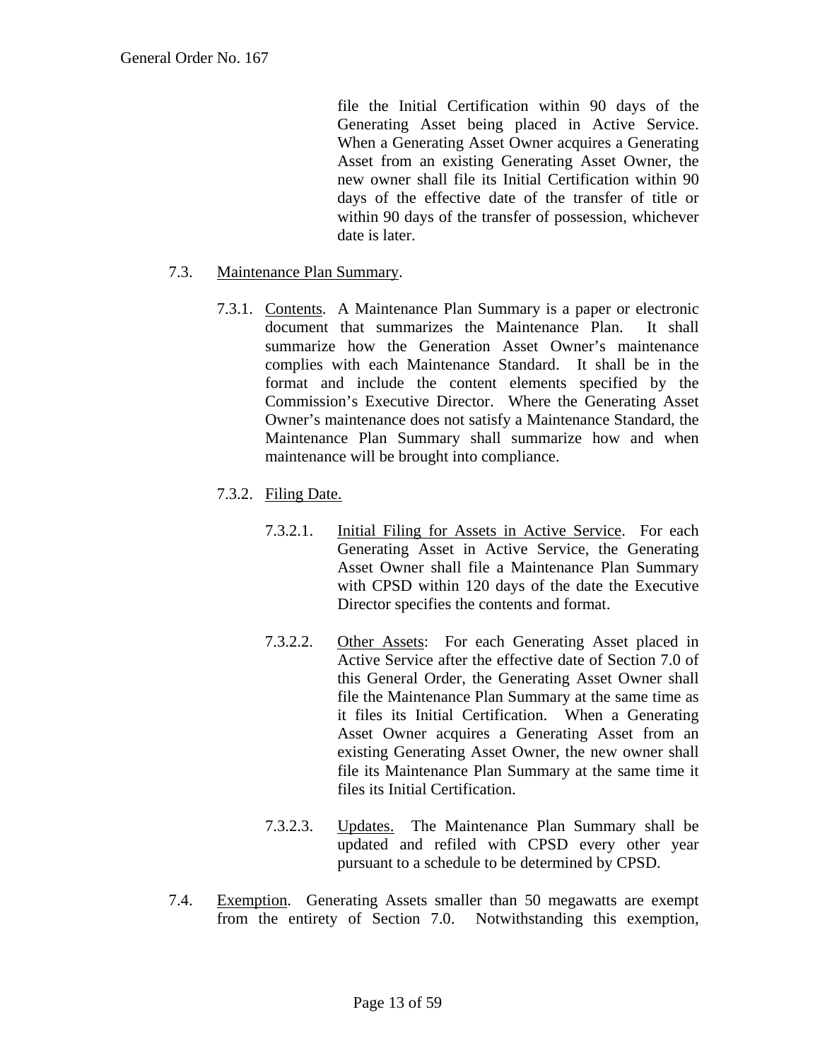file the Initial Certification within 90 days of the Generating Asset being placed in Active Service. When a Generating Asset Owner acquires a Generating Asset from an existing Generating Asset Owner, the new owner shall file its Initial Certification within 90 days of the effective date of the transfer of title or within 90 days of the transfer of possession, whichever date is later.

7.3. Maintenance Plan Summary.

7.3.1. Contents. A Maintenance Plan Summary is a paper or electronic document that summarizes the Maintenance Plan. It shall summarize how the Generation Asset Owner's maintenance complies with each Maintenance Standard. It shall be in the format and include the content elements specified by the Commission's Executive Director. Where the Generating Asset Owner's maintenance does not satisfy a Maintenance Standard, the Maintenance Plan Summary shall summarize how and when maintenance will be brought into compliance.

7.3.2. Filing Date.

7.3.2.1. Initial Filing for Assets in Active Service. For each Generating Asset in Active Service, the Generating Asset Owner shall file a Maintenance Plan Summary with CPSD within 120 days of the date the Executive Director specifies the contents and format.

7.3.2.2. Other Assets: For each Generating Asset placed in Active Service after the effective date of Section 7.0 of this General Order, the Generating Asset Owner shall file the Maintenance Plan Summary at the same time as it files its Initial Certification. When a Generating Asset Owner acquires a Generating Asset from an existing Generating Asset Owner, the new owner shall file its Maintenance Plan Summary at the same time it files its Initial Certification.

7.3.2.3. Updates. The Maintenance Plan Summary shall be updated and refiled with CPSD every other year pursuant to a schedule to be determined by CPSD.

7.4. Exemption. Generating Assets smaller than 50 megawatts are exempt from the entirety of Section 7.0. Notwithstanding this exemption,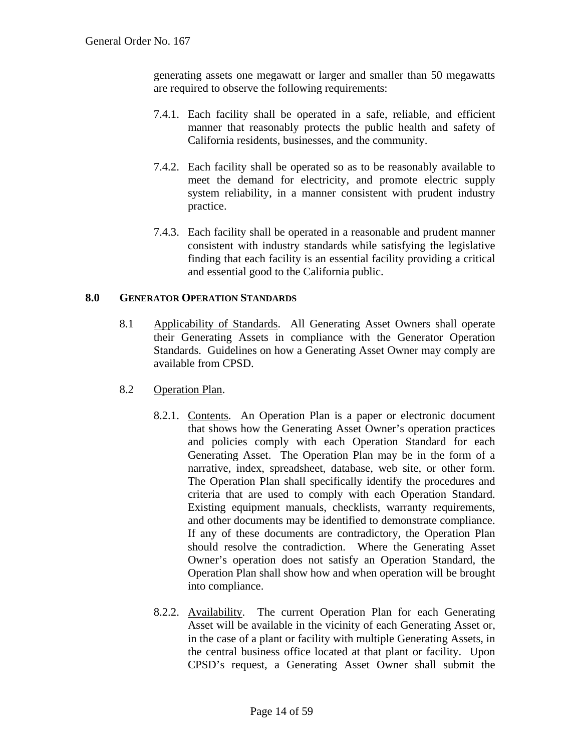generating assets one megawatt or larger and smaller than 50 megawatts are required to observe the following requirements:

7.4.1. Each facility shall be operated in a safe, reliable, and efficient manner that reasonably protects the public health and safety of California residents, businesses, and the community.

7.4.2. Each facility shall be operated so as to be reasonably available to meet the demand for electricity, and promote electric supply system reliability, in a manner consistent with prudent industry practice.

7.4.3. Each facility shall be operated in a reasonable and prudent manner consistent with industry standards while satisfying the legislative finding that each facility is an essential facility providing a critical and essential good to the California public.

## 8.0 GENERATOR OPERATION STANDARDS

8.1 Applicability of Standards. All Generating Asset Owners shall operate their Generating Assets in compliance with the Generator Operation Standards. Guidelines on how a Generating Asset Owner may comply are available from CPSD.

8.2 Operation Plan.

8.2.1. Contents. An Operation Plan is a paper or electronic document that shows how the Generating Asset Owner's operation practices and policies comply with each Operation Standard for each Generating Asset. The Operation Plan may be in the form of a narrative, index, spreadsheet, database, web site, or other form. The Operation Plan shall specifically identify the procedures and criteria that are used to comply with each Operation Standard. Existing equipment manuals, checklists, warranty requirements, and other documents may be identified to demonstrate compliance. If any of these documents are contradictory, the Operation Plan should resolve the contradiction. Where the Generating Asset Owner's operation does not satisfy an Operation Standard, the Operation Plan shall show how and when operation will be brought into compliance.

8.2.2. Availability. The current Operation Plan for each Generating Asset will be available in the vicinity of each Generating Asset or, in the case of a plant or facility with multiple Generating Assets, in the central business office located at that plant or facility. Upon CPSD's request, a Generating Asset Owner shall submit the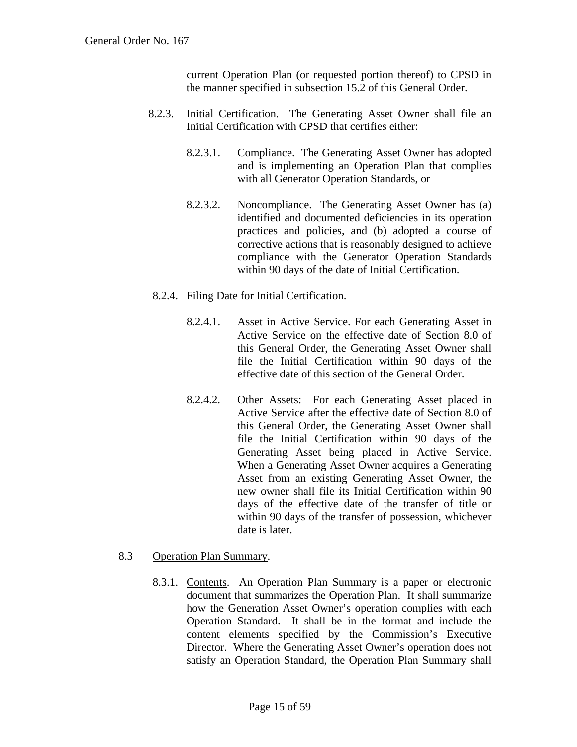current Operation Plan (or requested portion thereof) to CPSD in the manner specified in subsection 15.2 of this General Order.

8.2.3. Initial Certification. The Generating Asset Owner shall file an Initial Certification with CPSD that certifies either:

8.2.3.1. Compliance. The Generating Asset Owner has adopted and is implementing an Operation Plan that complies with all Generator Operation Standards, or

8.2.3.2. Noncompliance. The Generating Asset Owner has (a) identified and documented deficiencies in its operation practices and policies, and (b) adopted a course of corrective actions that is reasonably designed to achieve compliance with the Generator Operation Standards within 90 days of the date of Initial Certification.

8.2.4. Filing Date for Initial Certification.

8.2.4.1. Asset in Active Service. For each Generating Asset in Active Service on the effective date of Section 8.0 of this General Order, the Generating Asset Owner shall file the Initial Certification within 90 days of the effective date of this section of the General Order.

8.2.4.2. Other Assets: For each Generating Asset placed in Active Service after the effective date of Section 8.0 of this General Order, the Generating Asset Owner shall file the Initial Certification within 90 days of the Generating Asset being placed in Active Service. When a Generating Asset Owner acquires a Generating Asset from an existing Generating Asset Owner, the new owner shall file its Initial Certification within 90 days of the effective date of the transfer of title or within 90 days of the transfer of possession, whichever date is later.

8.3 Operation Plan Summary.

8.3.1. Contents. An Operation Plan Summary is a paper or electronic document that summarizes the Operation Plan. It shall summarize how the Generation Asset Owner's operation complies with each Operation Standard. It shall be in the format and include the content elements specified by the Commission's Executive Director. Where the Generating Asset Owner's operation does not satisfy an Operation Standard, the Operation Plan Summary shall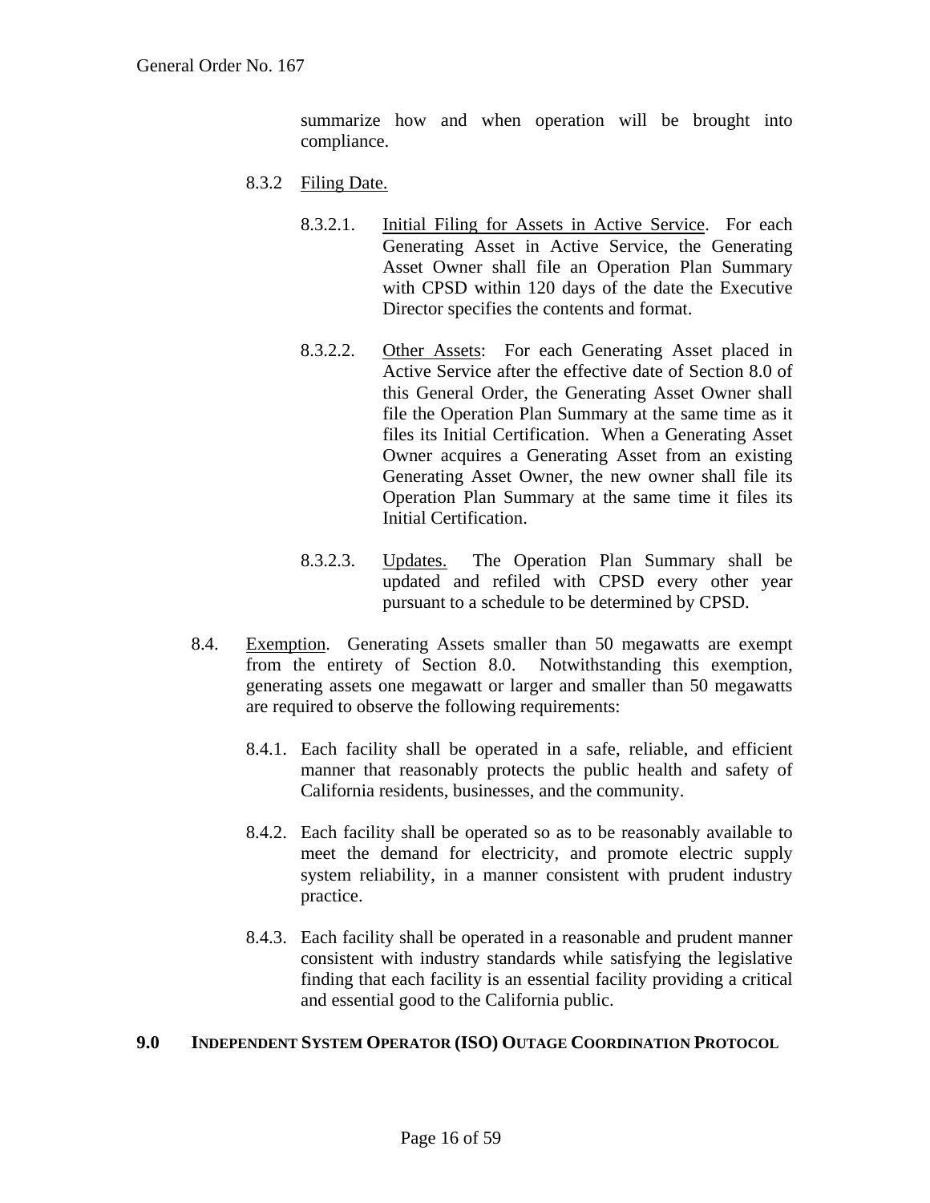summarize how and when operation will be brought into compliance.

8.3.2 Filing Date.

8.3.2.1. Initial Filing for Assets in Active Service. For each Generating Asset in Active Service, the Generating Asset Owner shall file an Operation Plan Summary with CPSD within 120 days of the date the Executive Director specifies the contents and format.

8.3.2.2. Other Assets: For each Generating Asset placed in Active Service after the effective date of Section 8.0 of this General Order, the Generating Asset Owner shall file the Operation Plan Summary at the same time as it files its Initial Certification. When a Generating Asset Owner acquires a Generating Asset from an existing Generating Asset Owner, the new owner shall file its Operation Plan Summary at the same time it files its Initial Certification.

8.3.2.3. Updates. The Operation Plan Summary shall be updated and refiled with CPSD every other year pursuant to a schedule to be determined by CPSD.

8.4. Exemption. Generating Assets smaller than 50 megawatts are exempt from the entirety of Section 8.0. Notwithstanding this exemption, generating assets one megawatt or larger and smaller than 50 megawatts are required to observe the following requirements:

8.4.1. Each facility shall be operated in a safe, reliable, and efficient manner that reasonably protects the public health and safety of California residents, businesses, and the community.

8.4.2. Each facility shall be operated so as to be reasonably available to meet the demand for electricity, and promote electric supply system reliability, in a manner consistent with prudent industry practice.

8.4.3. Each facility shall be operated in a reasonable and prudent manner consistent with industry standards while satisfying the legislative finding that each facility is an essential facility providing a critical and essential good to the California public.

## 9.0 INDEPENDENT SYSTEM OPERATOR (ISO) OUTAGE COORDINATION PROTOCOL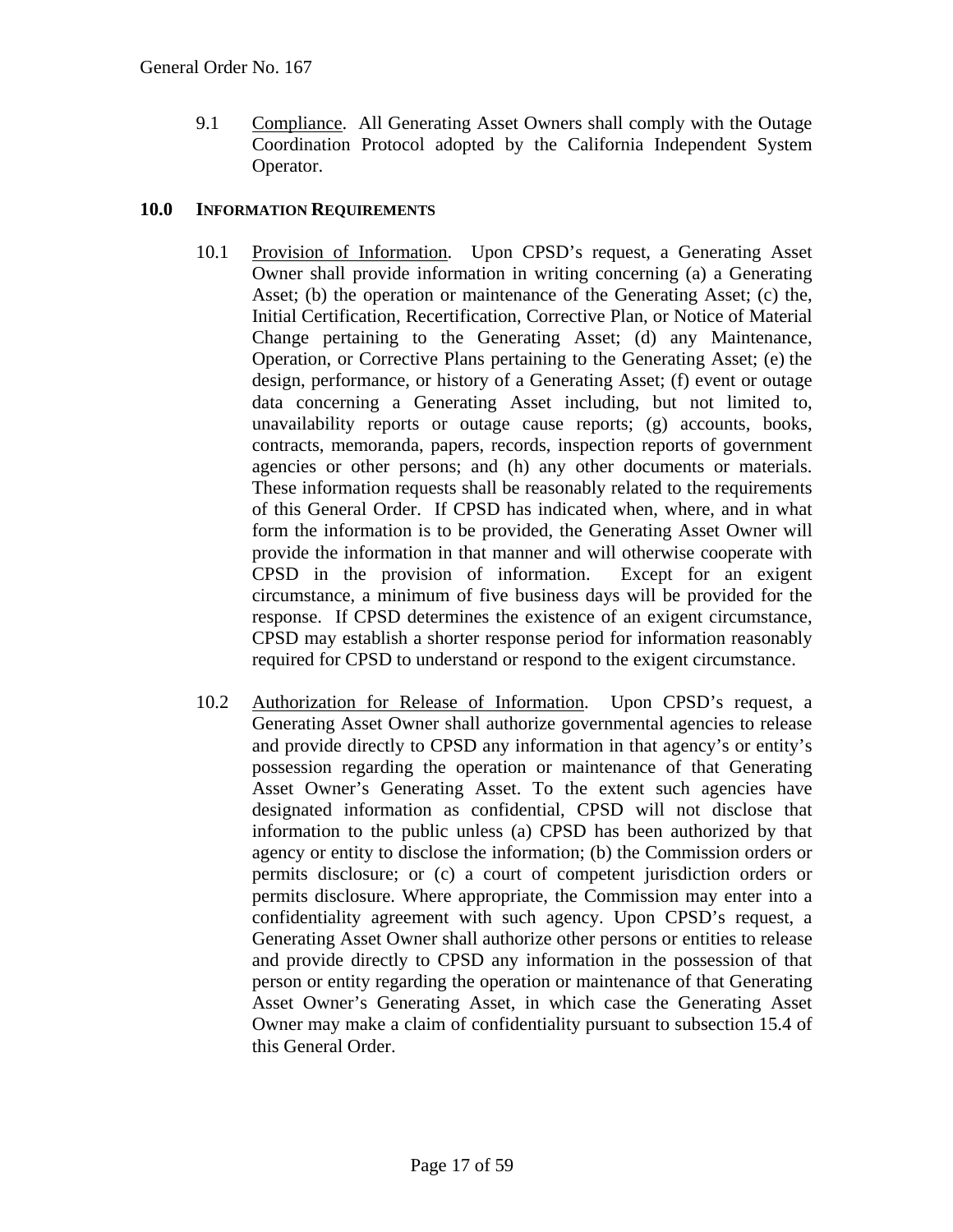9.1 Compliance. All Generating Asset Owners shall comply with the Outage Coordination Protocol adopted by the California Independent System Operator.

## 10.0 INFORMATION REQUIREMENTS

10.1 Provision of Information. Upon CPSD's request, a Generating Asset Owner shall provide information in writing concerning (a) a Generating Asset; (b) the operation or maintenance of the Generating Asset; (c) the, Initial Certification, Recertification, Corrective Plan, or Notice of Material Change pertaining to the Generating Asset; (d) any Maintenance, Operation, or Corrective Plans pertaining to the Generating Asset; (e) the design, performance, or history of a Generating Asset; (f) event or outage data concerning a Generating Asset including, but not limited to, unavailability reports or outage cause reports; (g) accounts, books, contracts, memoranda, papers, records, inspection reports of government agencies or other persons; and (h) any other documents or materials. These information requests shall be reasonably related to the requirements of this General Order. If CPSD has indicated when, where, and in what form the information is to be provided, the Generating Asset Owner will provide the information in that manner and will otherwise cooperate with CPSD in the provision of information. Except for an exigent circumstance, a minimum of five business days will be provided for the response. If CPSD determines the existence of an exigent circumstance, CPSD may establish a shorter response period for information reasonably required for CPSD to understand or respond to the exigent circumstance.

10.2 Authorization for Release of Information. Upon CPSD's request, a Generating Asset Owner shall authorize governmental agencies to release and provide directly to CPSD any information in that agency's or entity's possession regarding the operation or maintenance of that Generating Asset Owner's Generating Asset. To the extent such agencies have designated information as confidential, CPSD will not disclose that information to the public unless (a) CPSD has been authorized by that agency or entity to disclose the information; (b) the Commission orders or permits disclosure; or (c) a court of competent jurisdiction orders or permits disclosure. Where appropriate, the Commission may enter into a confidentiality agreement with such agency. Upon CPSD's request, a Generating Asset Owner shall authorize other persons or entities to release and provide directly to CPSD any information in the possession of that person or entity regarding the operation or maintenance of that Generating Asset Owner's Generating Asset, in which case the Generating Asset Owner may make a claim of confidentiality pursuant to subsection 15.4 of this General Order.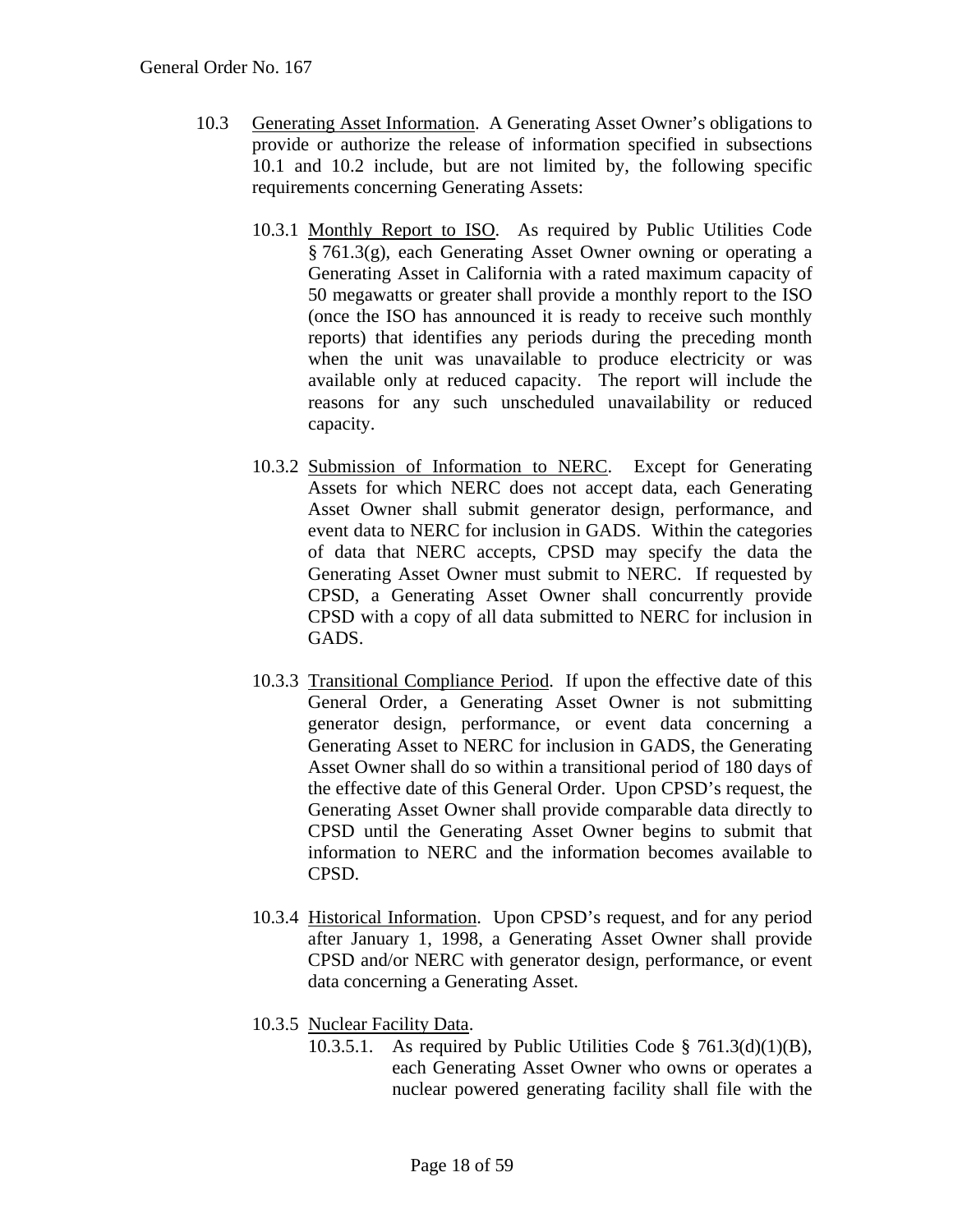10.3 Generating Asset Information. A Generating Asset Owner's obligations to provide or authorize the release of information specified in subsections 10.1 and 10.2 include, but are not limited by, the following specific requirements concerning Generating Assets:

10.3.1 Monthly Report to ISO. As required by Public Utilities Code § 761.3(g), each Generating Asset Owner owning or operating a Generating Asset in California with a rated maximum capacity of 50 megawatts or greater shall provide a monthly report to the ISO (once the ISO has announced it is ready to receive such monthly reports) that identifies any periods during the preceding month when the unit was unavailable to produce electricity or was available only at reduced capacity. The report will include the reasons for any such unscheduled unavailability or reduced capacity.

10.3.2 Submission of Information to NERC. Except for Generating Assets for which NERC does not accept data, each Generating Asset Owner shall submit generator design, performance, and event data to NERC for inclusion in GADS. Within the categories of data that NERC accepts, CPSD may specify the data the Generating Asset Owner must submit to NERC. If requested by CPSD, a Generating Asset Owner shall concurrently provide CPSD with a copy of all data submitted to NERC for inclusion in GADS.

10.3.3 Transitional Compliance Period. If upon the effective date of this General Order, a Generating Asset Owner is not submitting generator design, performance, or event data concerning a Generating Asset to NERC for inclusion in GADS, the Generating Asset Owner shall do so within a transitional period of 180 days of the effective date of this General Order. Upon CPSD's request, the Generating Asset Owner shall provide comparable data directly to CPSD until the Generating Asset Owner begins to submit that information to NERC and the information becomes available to CPSD.

10.3.4 Historical Information. Upon CPSD's request, and for any period after January 1, 1998, a Generating Asset Owner shall provide CPSD and/or NERC with generator design, performance, or event data concerning a Generating Asset.

10.3.5 Nuclear Facility Data.

10.3.5.1. As required by Public Utilities Code § 761.3(d)(1)(B), each Generating Asset Owner who owns or operates a nuclear powered generating facility shall file with the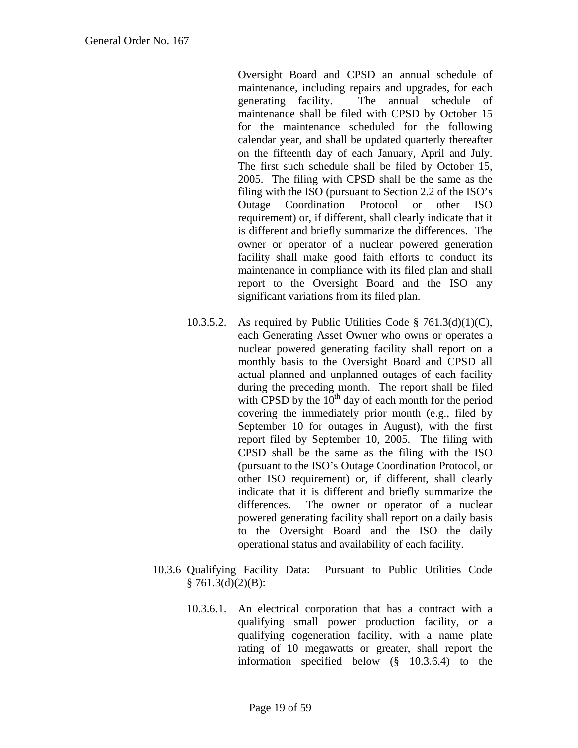Oversight Board and CPSD an annual schedule of maintenance, including repairs and upgrades, for each generating facility. The annual schedule of maintenance shall be filed with CPSD by October 15 for the maintenance scheduled for the following calendar year, and shall be updated quarterly thereafter on the fifteenth day of each January, April and July. The first such schedule shall be filed by October 15, 2005. The filing with CPSD shall be the same as the filing with the ISO (pursuant to Section 2.2 of the ISO's Outage Coordination Protocol or other ISO requirement) or, if different, shall clearly indicate that it is different and briefly summarize the differences. The owner or operator of a nuclear powered generation facility shall make good faith efforts to conduct its maintenance in compliance with its filed plan and shall report to the Oversight Board and the ISO any significant variations from its filed plan.

10.3.5.2. As required by Public Utilities Code § 761.3(d)(1)(C), each Generating Asset Owner who owns or operates a nuclear powered generating facility shall report on a monthly basis to the Oversight Board and CPSD all actual planned and unplanned outages of each facility during the preceding month. The report shall be filed with CPSD by the 10th day of each month for the period covering the immediately prior month (e.g., filed by September 10 for outages in August), with the first report filed by September 10, 2005. The filing with CPSD shall be the same as the filing with the ISO (pursuant to the ISO's Outage Coordination Protocol, or other ISO requirement) or, if different, shall clearly indicate that it is different and briefly summarize the differences. The owner or operator of a nuclear powered generating facility shall report on a daily basis to the Oversight Board and the ISO the daily operational status and availability of each facility.

10.3.6 <u>Qualifying Facility Data:</u> Pursuant to Public Utilities Code § 761.3(d)(2)(B):

10.3.6.1. An electrical corporation that has a contract with a qualifying small power production facility, or a qualifying cogeneration facility, with a name plate rating of 10 megawatts or greater, shall report the information specified below (§ 10.3.6.4) to the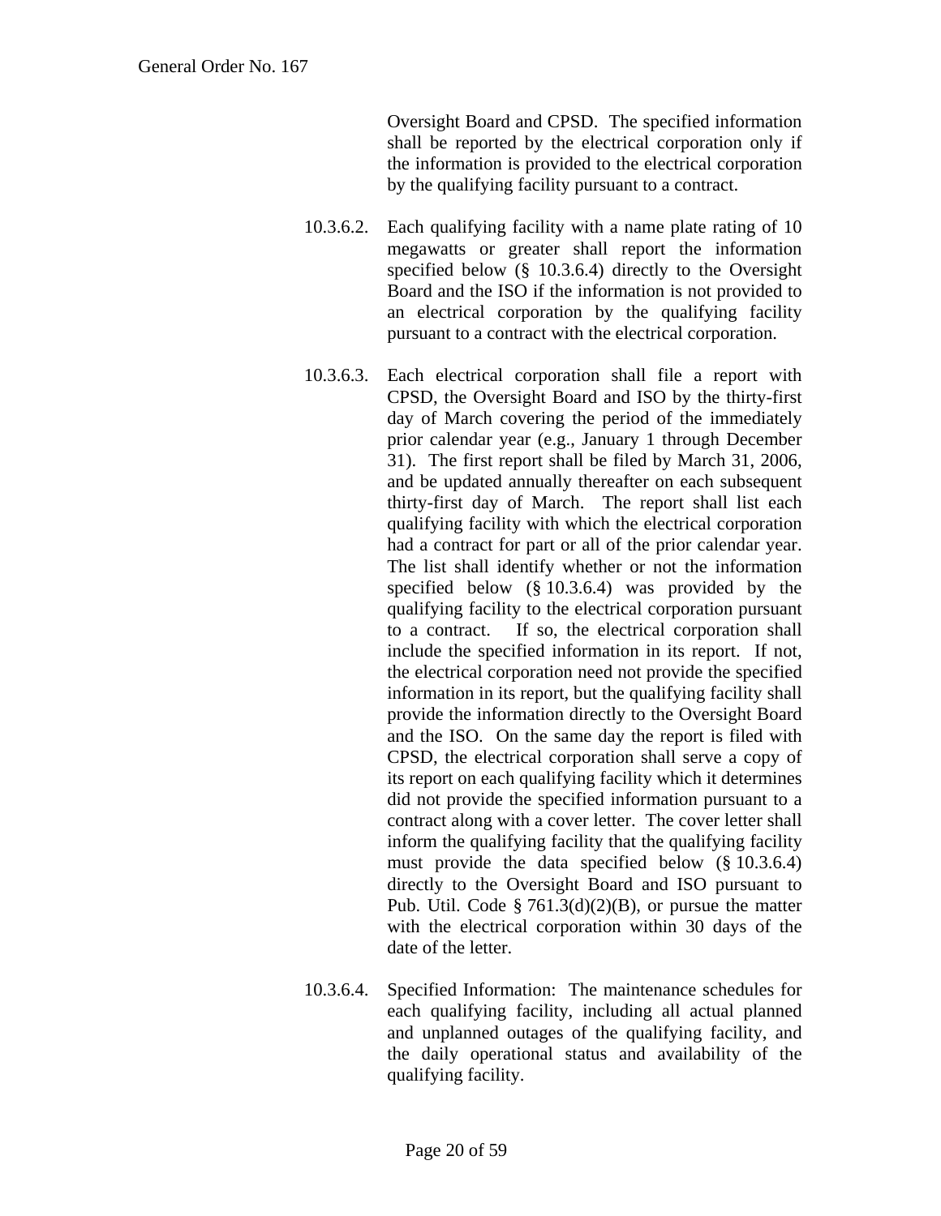Oversight Board and CPSD. The specified information shall be reported by the electrical corporation only if the information is provided to the electrical corporation by the qualifying facility pursuant to a contract.

10.3.6.2. Each qualifying facility with a name plate rating of 10 megawatts or greater shall report the information specified below (§ 10.3.6.4) directly to the Oversight Board and the ISO if the information is not provided to an electrical corporation by the qualifying facility pursuant to a contract with the electrical corporation.

10.3.6.3. Each electrical corporation shall file a report with CPSD, the Oversight Board and ISO by the thirty-first day of March covering the period of the immediately prior calendar year (e.g., January 1 through December 31). The first report shall be filed by March 31, 2006, and be updated annually thereafter on each subsequent thirty-first day of March. The report shall list each qualifying facility with which the electrical corporation had a contract for part or all of the prior calendar year. The list shall identify whether or not the information specified below (§ 10.3.6.4) was provided by the qualifying facility to the electrical corporation pursuant to a contract. If so, the electrical corporation shall include the specified information in its report. If not, the electrical corporation need not provide the specified information in its report, but the qualifying facility shall provide the information directly to the Oversight Board and the ISO. On the same day the report is filed with CPSD, the electrical corporation shall serve a copy of its report on each qualifying facility which it determines did not provide the specified information pursuant to a contract along with a cover letter. The cover letter shall inform the qualifying facility that the qualifying facility must provide the data specified below (§ 10.3.6.4) directly to the Oversight Board and ISO pursuant to Pub. Util. Code § 761.3(d)(2)(B), or pursue the matter with the electrical corporation within 30 days of the date of the letter.

10.3.6.4. Specified Information: The maintenance schedules for each qualifying facility, including all actual planned and unplanned outages of the qualifying facility, and the daily operational status and availability of the qualifying facility.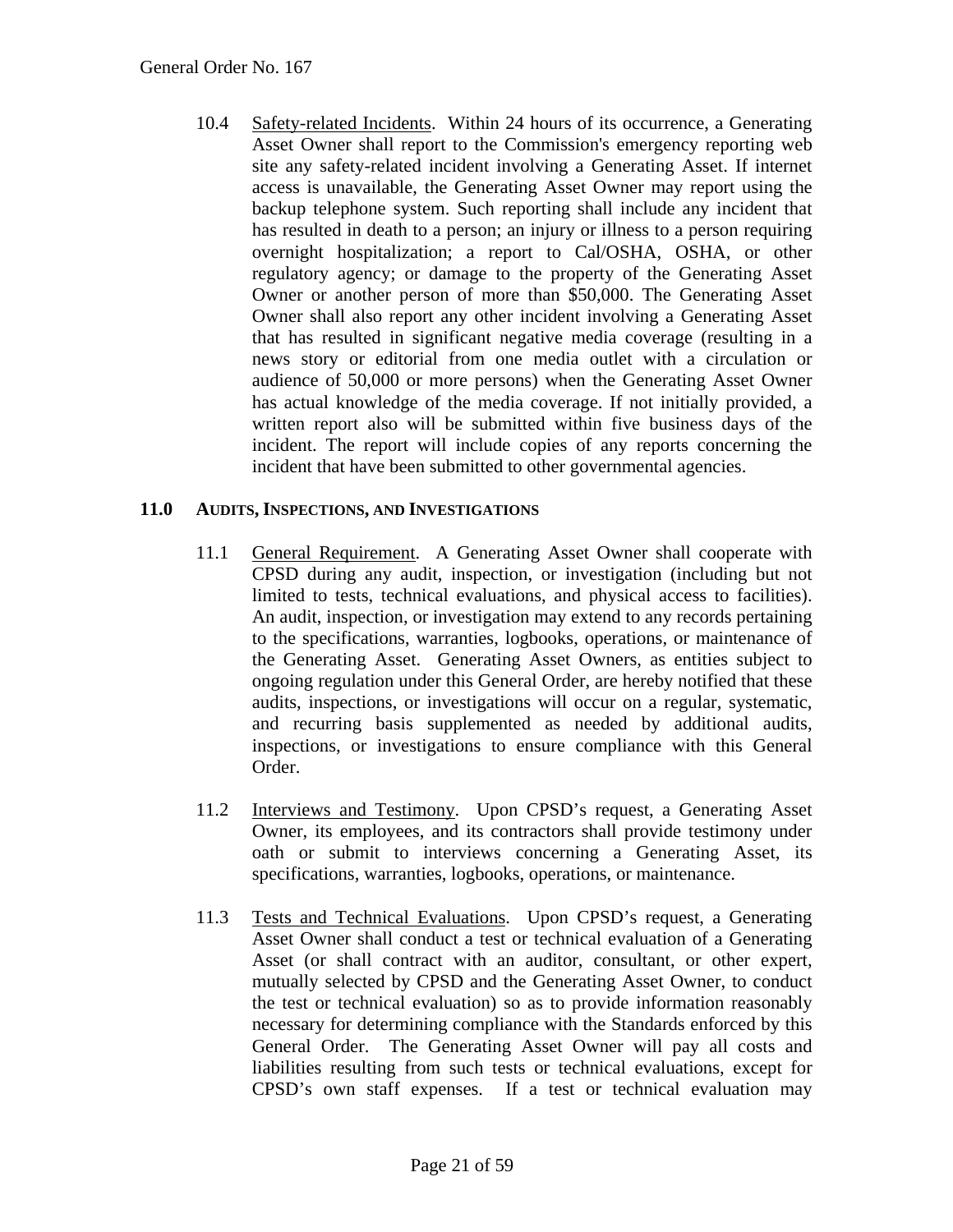10.4 Safety-related Incidents. Within 24 hours of its occurrence, a Generating Asset Owner shall report to the Commission's emergency reporting web site any safety-related incident involving a Generating Asset. If internet access is unavailable, the Generating Asset Owner may report using the backup telephone system. Such reporting shall include any incident that has resulted in death to a person; an injury or illness to a person requiring overnight hospitalization; a report to Cal/OSHA, OSHA, or other regulatory agency; or damage to the property of the Generating Asset Owner or another person of more than $50,000. The Generating Asset Owner shall also report any other incident involving a Generating Asset that has resulted in significant negative media coverage (resulting in a news story or editorial from one media outlet with a circulation or audience of 50,000 or more persons) when the Generating Asset Owner has actual knowledge of the media coverage. If not initially provided, a written report also will be submitted within five business days of the incident. The report will include copies of any reports concerning the incident that have been submitted to other governmental agencies.

## 11.0 AUDITS, INSPECTIONS, AND INVESTIGATIONS

11.1 General Requirement. A Generating Asset Owner shall cooperate with CPSD during any audit, inspection, or investigation (including but not limited to tests, technical evaluations, and physical access to facilities). An audit, inspection, or investigation may extend to any records pertaining to the specifications, warranties, logbooks, operations, or maintenance of the Generating Asset. Generating Asset Owners, as entities subject to ongoing regulation under this General Order, are hereby notified that these audits, inspections, or investigations will occur on a regular, systematic, and recurring basis supplemented as needed by additional audits, inspections, or investigations to ensure compliance with this General Order.

11.2 Interviews and Testimony. Upon CPSD's request, a Generating Asset Owner, its employees, and its contractors shall provide testimony under oath or submit to interviews concerning a Generating Asset, its specifications, warranties, logbooks, operations, or maintenance.

11.3 Tests and Technical Evaluations. Upon CPSD's request, a Generating Asset Owner shall conduct a test or technical evaluation of a Generating Asset (or shall contract with an auditor, consultant, or other expert, mutually selected by CPSD and the Generating Asset Owner, to conduct the test or technical evaluation) so as to provide information reasonably necessary for determining compliance with the Standards enforced by this General Order. The Generating Asset Owner will pay all costs and liabilities resulting from such tests or technical evaluations, except for CPSD's own staff expenses. If a test or technical evaluation may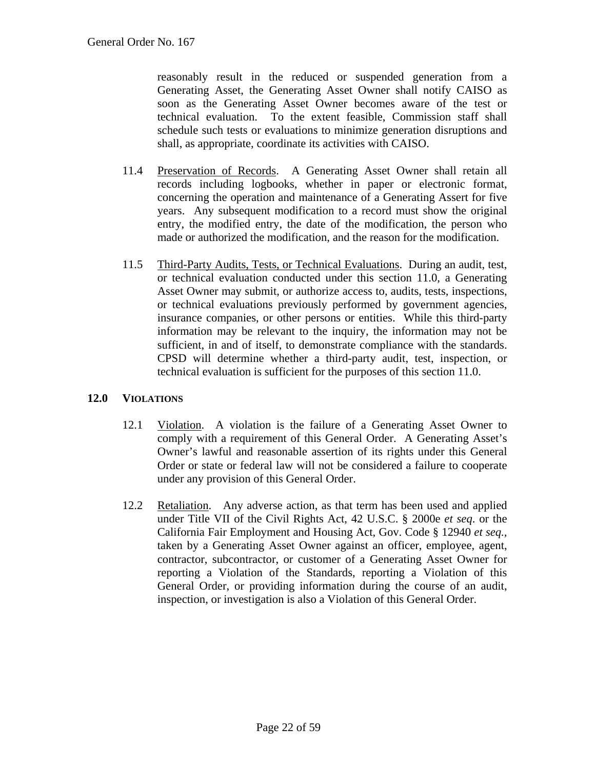reasonably result in the reduced or suspended generation from a Generating Asset, the Generating Asset Owner shall notify CAISO as soon as the Generating Asset Owner becomes aware of the test or technical evaluation. To the extent feasible, Commission staff shall schedule such tests or evaluations to minimize generation disruptions and shall, as appropriate, coordinate its activities with CAISO.

11.4 Preservation of Records. A Generating Asset Owner shall retain all records including logbooks, whether in paper or electronic format, concerning the operation and maintenance of a Generating Assert for five years. Any subsequent modification to a record must show the original entry, the modified entry, the date of the modification, the person who made or authorized the modification, and the reason for the modification.

11.5 Third-Party Audits, Tests, or Technical Evaluations. During an audit, test, or technical evaluation conducted under this section 11.0, a Generating Asset Owner may submit, or authorize access to, audits, tests, inspections, or technical evaluations previously performed by government agencies, insurance companies, or other persons or entities. While this third-party information may be relevant to the inquiry, the information may not be sufficient, in and of itself, to demonstrate compliance with the standards. CPSD will determine whether a third-party audit, test, inspection, or technical evaluation is sufficient for the purposes of this section 11.0.

## 12.0 VIOLATIONS

12.1 Violation. A violation is the failure of a Generating Asset Owner to comply with a requirement of this General Order. A Generating Asset's Owner's lawful and reasonable assertion of its rights under this General Order or state or federal law will not be considered a failure to cooperate under any provision of this General Order.

12.2 Retaliation. Any adverse action, as that term has been used and applied under Title VII of the Civil Rights Act, 42 U.S.C. § 2000e *et seq*. or the California Fair Employment and Housing Act, Gov. Code § 12940 *et seq.*, taken by a Generating Asset Owner against an officer, employee, agent, contractor, subcontractor, or customer of a Generating Asset Owner for reporting a Violation of the Standards, reporting a Violation of this General Order, or providing information during the course of an audit, inspection, or investigation is also a Violation of this General Order.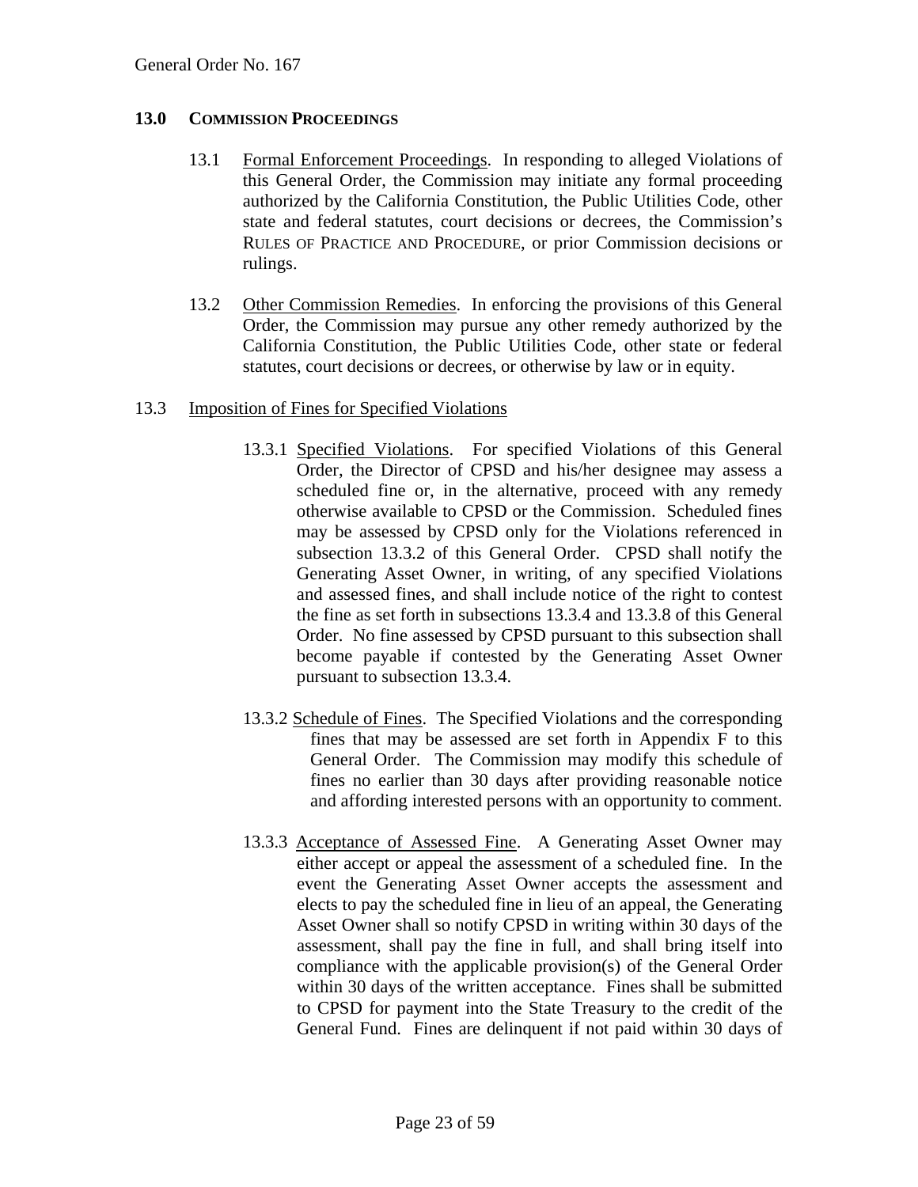## 13.0 COMMISSION PROCEEDINGS

13.1 Formal Enforcement Proceedings. In responding to alleged Violations of this General Order, the Commission may initiate any formal proceeding authorized by the California Constitution, the Public Utilities Code, other state and federal statutes, court decisions or decrees, the Commission's RULES OF PRACTICE AND PROCEDURE, or prior Commission decisions or rulings.

13.2 Other Commission Remedies. In enforcing the provisions of this General Order, the Commission may pursue any other remedy authorized by the California Constitution, the Public Utilities Code, other state or federal statutes, court decisions or decrees, or otherwise by law or in equity.

13.3 Imposition of Fines for Specified Violations

13.3.1 Specified Violations. For specified Violations of this General Order, the Director of CPSD and his/her designee may assess a scheduled fine or, in the alternative, proceed with any remedy otherwise available to CPSD or the Commission. Scheduled fines may be assessed by CPSD only for the Violations referenced in subsection 13.3.2 of this General Order. CPSD shall notify the Generating Asset Owner, in writing, of any specified Violations and assessed fines, and shall include notice of the right to contest the fine as set forth in subsections 13.3.4 and 13.3.8 of this General Order. No fine assessed by CPSD pursuant to this subsection shall become payable if contested by the Generating Asset Owner pursuant to subsection 13.3.4.

13.3.2 Schedule of Fines. The Specified Violations and the corresponding fines that may be assessed are set forth in Appendix F to this General Order. The Commission may modify this schedule of fines no earlier than 30 days after providing reasonable notice and affording interested persons with an opportunity to comment.

13.3.3 Acceptance of Assessed Fine. A Generating Asset Owner may either accept or appeal the assessment of a scheduled fine. In the event the Generating Asset Owner accepts the assessment and elects to pay the scheduled fine in lieu of an appeal, the Generating Asset Owner shall so notify CPSD in writing within 30 days of the assessment, shall pay the fine in full, and shall bring itself into compliance with the applicable provision(s) of the General Order within 30 days of the written acceptance. Fines shall be submitted to CPSD for payment into the State Treasury to the credit of the General Fund. Fines are delinquent if not paid within 30 days of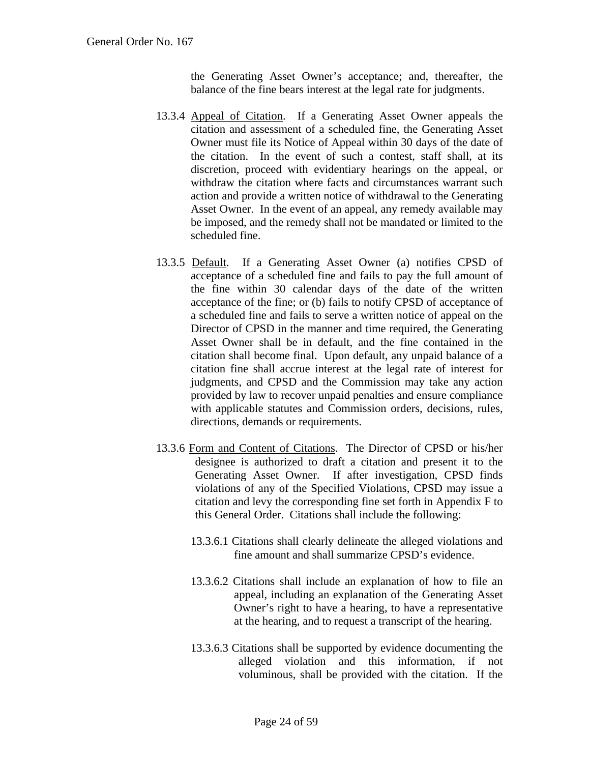the Generating Asset Owner's acceptance; and, thereafter, the balance of the fine bears interest at the legal rate for judgments.

13.3.4 Appeal of Citation. If a Generating Asset Owner appeals the citation and assessment of a scheduled fine, the Generating Asset Owner must file its Notice of Appeal within 30 days of the date of the citation. In the event of such a contest, staff shall, at its discretion, proceed with evidentiary hearings on the appeal, or withdraw the citation where facts and circumstances warrant such action and provide a written notice of withdrawal to the Generating Asset Owner. In the event of an appeal, any remedy available may be imposed, and the remedy shall not be mandated or limited to the scheduled fine.

13.3.5 Default. If a Generating Asset Owner (a) notifies CPSD of acceptance of a scheduled fine and fails to pay the full amount of the fine within 30 calendar days of the date of the written acceptance of the fine; or (b) fails to notify CPSD of acceptance of a scheduled fine and fails to serve a written notice of appeal on the Director of CPSD in the manner and time required, the Generating Asset Owner shall be in default, and the fine contained in the citation shall become final. Upon default, any unpaid balance of a citation fine shall accrue interest at the legal rate of interest for judgments, and CPSD and the Commission may take any action provided by law to recover unpaid penalties and ensure compliance with applicable statutes and Commission orders, decisions, rules, directions, demands or requirements.

13.3.6 Form and Content of Citations. The Director of CPSD or his/her designee is authorized to draft a citation and present it to the Generating Asset Owner. If after investigation, CPSD finds violations of any of the Specified Violations, CPSD may issue a citation and levy the corresponding fine set forth in Appendix F to this General Order. Citations shall include the following:

13.3.6.1 Citations shall clearly delineate the alleged violations and fine amount and shall summarize CPSD's evidence.

13.3.6.2 Citations shall include an explanation of how to file an appeal, including an explanation of the Generating Asset Owner's right to have a hearing, to have a representative at the hearing, and to request a transcript of the hearing.

13.3.6.3 Citations shall be supported by evidence documenting the alleged violation and this information, if not voluminous, shall be provided with the citation. If the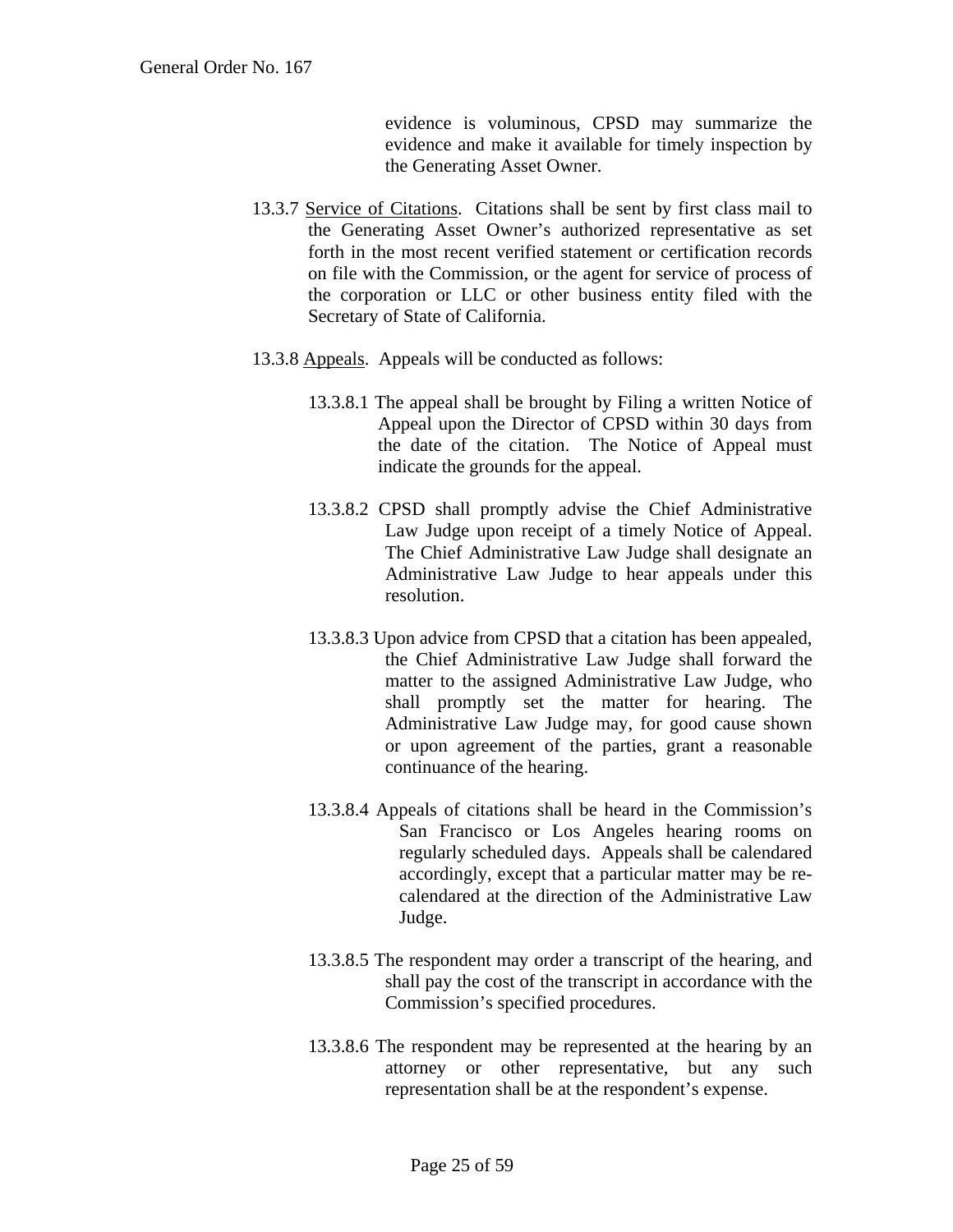evidence is voluminous, CPSD may summarize the evidence and make it available for timely inspection by the Generating Asset Owner.

13.3.7 Service of Citations. Citations shall be sent by first class mail to the Generating Asset Owner's authorized representative as set forth in the most recent verified statement or certification records on file with the Commission, or the agent for service of process of the corporation or LLC or other business entity filed with the Secretary of State of California.

13.3.8 Appeals. Appeals will be conducted as follows:

13.3.8.1 The appeal shall be brought by Filing a written Notice of Appeal upon the Director of CPSD within 30 days from the date of the citation. The Notice of Appeal must indicate the grounds for the appeal.

13.3.8.2 CPSD shall promptly advise the Chief Administrative Law Judge upon receipt of a timely Notice of Appeal. The Chief Administrative Law Judge shall designate an Administrative Law Judge to hear appeals under this resolution.

13.3.8.3 Upon advice from CPSD that a citation has been appealed, the Chief Administrative Law Judge shall forward the matter to the assigned Administrative Law Judge, who shall promptly set the matter for hearing. The Administrative Law Judge may, for good cause shown or upon agreement of the parties, grant a reasonable continuance of the hearing.

13.3.8.4 Appeals of citations shall be heard in the Commission's San Francisco or Los Angeles hearing rooms on regularly scheduled days. Appeals shall be calendared accordingly, except that a particular matter may be re-calendared at the direction of the Administrative Law Judge.

13.3.8.5 The respondent may order a transcript of the hearing, and shall pay the cost of the transcript in accordance with the Commission's specified procedures.

13.3.8.6 The respondent may be represented at the hearing by an attorney or other representative, but any such representation shall be at the respondent's expense.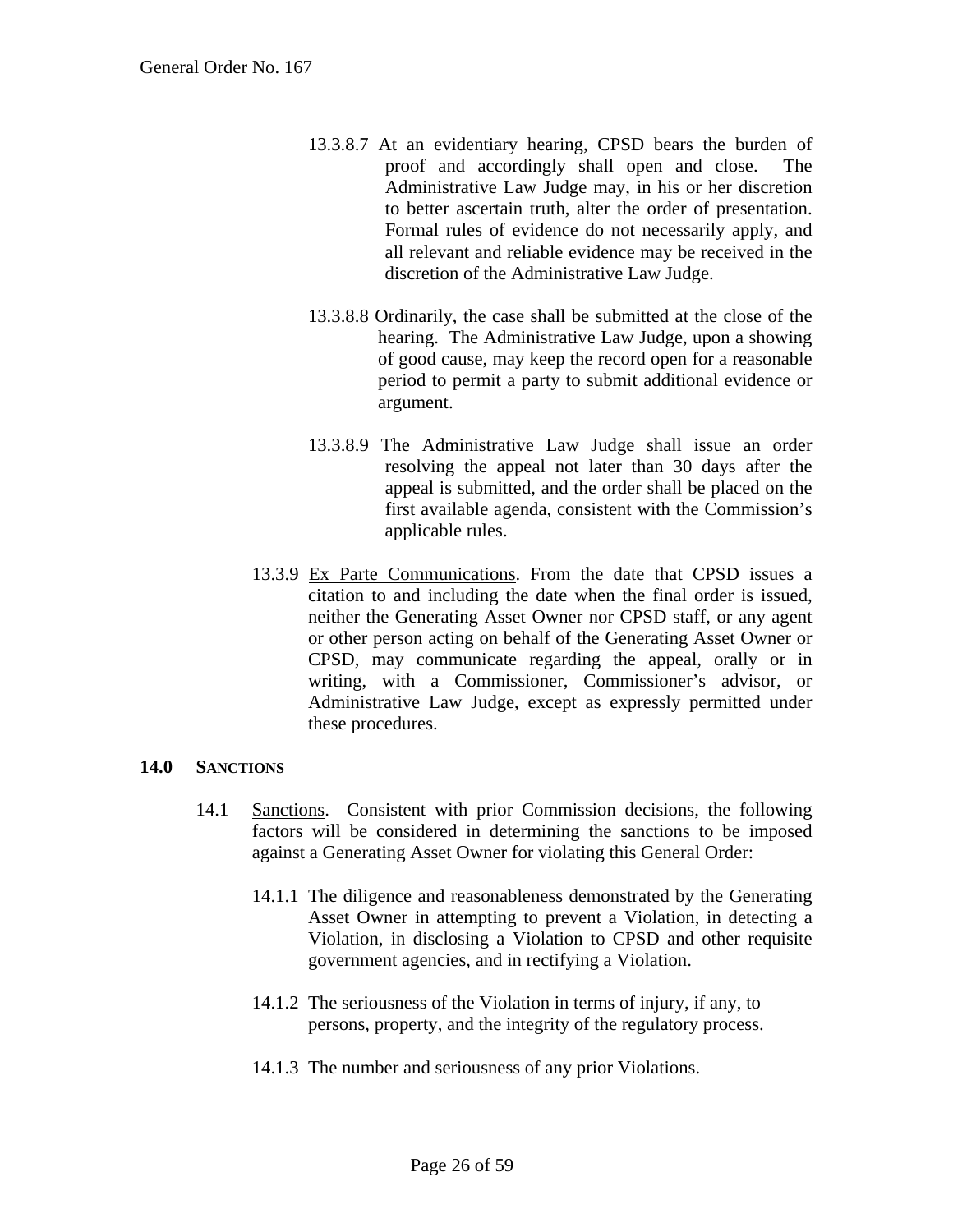13.3.8.7 At an evidentiary hearing, CPSD bears the burden of proof and accordingly shall open and close. The Administrative Law Judge may, in his or her discretion to better ascertain truth, alter the order of presentation. Formal rules of evidence do not necessarily apply, and all relevant and reliable evidence may be received in the discretion of the Administrative Law Judge.

13.3.8.8 Ordinarily, the case shall be submitted at the close of the hearing. The Administrative Law Judge, upon a showing of good cause, may keep the record open for a reasonable period to permit a party to submit additional evidence or argument.

13.3.8.9 The Administrative Law Judge shall issue an order resolving the appeal not later than 30 days after the appeal is submitted, and the order shall be placed on the first available agenda, consistent with the Commission's applicable rules.

13.3.9 Ex Parte Communications. From the date that CPSD issues a citation to and including the date when the final order is issued, neither the Generating Asset Owner nor CPSD staff, or any agent or other person acting on behalf of the Generating Asset Owner or CPSD, may communicate regarding the appeal, orally or in writing, with a Commissioner, Commissioner's advisor, or Administrative Law Judge, except as expressly permitted under these procedures.

## 14.0 SANCTIONS

14.1 Sanctions. Consistent with prior Commission decisions, the following factors will be considered in determining the sanctions to be imposed against a Generating Asset Owner for violating this General Order:

14.1.1 The diligence and reasonableness demonstrated by the Generating Asset Owner in attempting to prevent a Violation, in detecting a Violation, in disclosing a Violation to CPSD and other requisite government agencies, and in rectifying a Violation.

14.1.2 The seriousness of the Violation in terms of injury, if any, to persons, property, and the integrity of the regulatory process.

14.1.3 The number and seriousness of any prior Violations.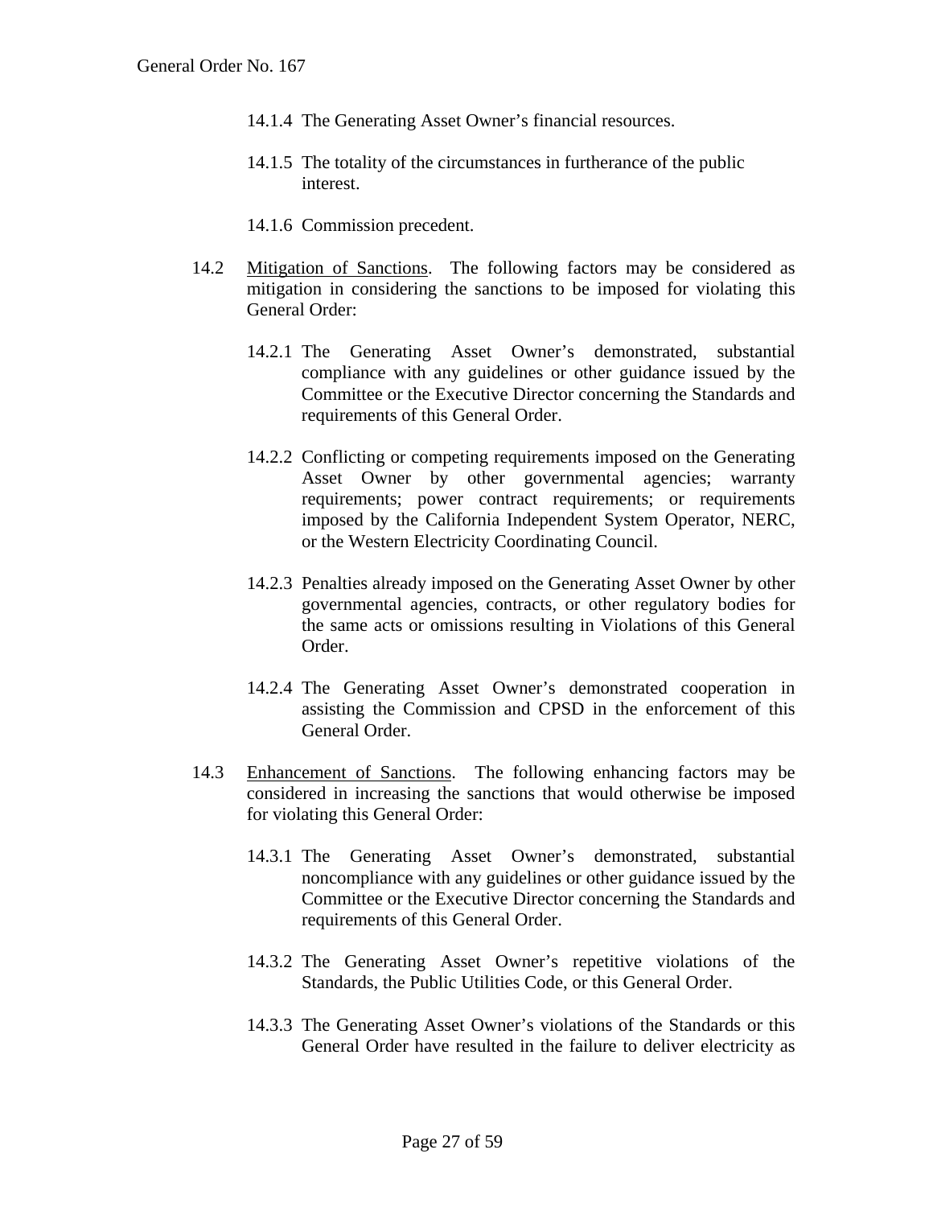14.1.4 The Generating Asset Owner's financial resources.

14.1.5 The totality of the circumstances in furtherance of the public interest.

14.1.6 Commission precedent.

14.2 Mitigation of Sanctions. The following factors may be considered as mitigation in considering the sanctions to be imposed for violating this General Order:

14.2.1 The Generating Asset Owner's demonstrated, substantial compliance with any guidelines or other guidance issued by the Committee or the Executive Director concerning the Standards and requirements of this General Order.

14.2.2 Conflicting or competing requirements imposed on the Generating Asset Owner by other governmental agencies; warranty requirements; power contract requirements; or requirements imposed by the California Independent System Operator, NERC, or the Western Electricity Coordinating Council.

14.2.3 Penalties already imposed on the Generating Asset Owner by other governmental agencies, contracts, or other regulatory bodies for the same acts or omissions resulting in Violations of this General Order.

14.2.4 The Generating Asset Owner's demonstrated cooperation in assisting the Commission and CPSD in the enforcement of this General Order.

14.3 Enhancement of Sanctions. The following enhancing factors may be considered in increasing the sanctions that would otherwise be imposed for violating this General Order:

14.3.1 The Generating Asset Owner's demonstrated, substantial noncompliance with any guidelines or other guidance issued by the Committee or the Executive Director concerning the Standards and requirements of this General Order.

14.3.2 The Generating Asset Owner's repetitive violations of the Standards, the Public Utilities Code, or this General Order.

14.3.3 The Generating Asset Owner's violations of the Standards or this General Order have resulted in the failure to deliver electricity as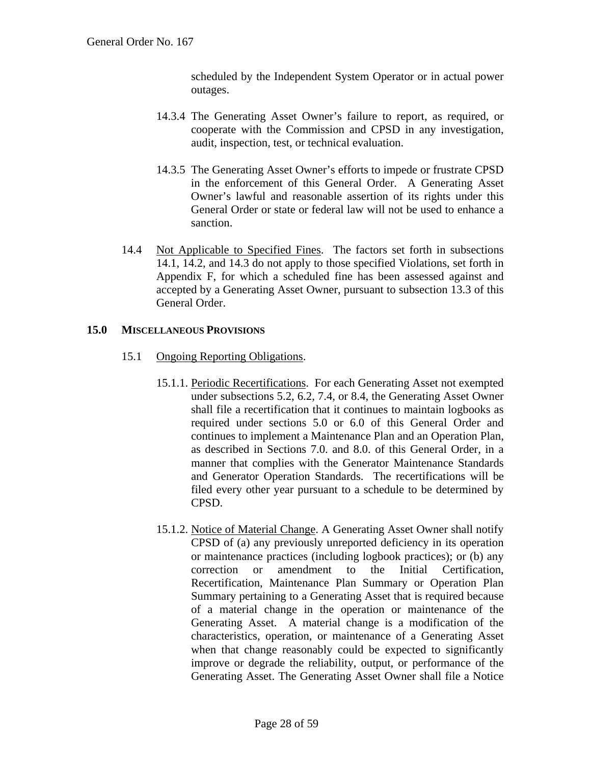scheduled by the Independent System Operator or in actual power outages.

14.3.4 The Generating Asset Owner's failure to report, as required, or cooperate with the Commission and CPSD in any investigation, audit, inspection, test, or technical evaluation.

14.3.5 The Generating Asset Owner's efforts to impede or frustrate CPSD in the enforcement of this General Order. A Generating Asset Owner's lawful and reasonable assertion of its rights under this General Order or state or federal law will not be used to enhance a sanction.

14.4 Not Applicable to Specified Fines. The factors set forth in subsections 14.1, 14.2, and 14.3 do not apply to those specified Violations, set forth in Appendix F, for which a scheduled fine has been assessed against and accepted by a Generating Asset Owner, pursuant to subsection 13.3 of this General Order.

## 15.0 MISCELLANEOUS PROVISIONS

15.1 Ongoing Reporting Obligations.

15.1.1. Periodic Recertifications. For each Generating Asset not exempted under subsections 5.2, 6.2, 7.4, or 8.4, the Generating Asset Owner shall file a recertification that it continues to maintain logbooks as required under sections 5.0 or 6.0 of this General Order and continues to implement a Maintenance Plan and an Operation Plan, as described in Sections 7.0. and 8.0. of this General Order, in a manner that complies with the Generator Maintenance Standards and Generator Operation Standards. The recertifications will be filed every other year pursuant to a schedule to be determined by CPSD.

15.1.2. Notice of Material Change. A Generating Asset Owner shall notify CPSD of (a) any previously unreported deficiency in its operation or maintenance practices (including logbook practices); or (b) any correction or amendment to the Initial Certification, Recertification, Maintenance Plan Summary or Operation Plan Summary pertaining to a Generating Asset that is required because of a material change in the operation or maintenance of the Generating Asset. A material change is a modification of the characteristics, operation, or maintenance of a Generating Asset when that change reasonably could be expected to significantly improve or degrade the reliability, output, or performance of the Generating Asset. The Generating Asset Owner shall file a Notice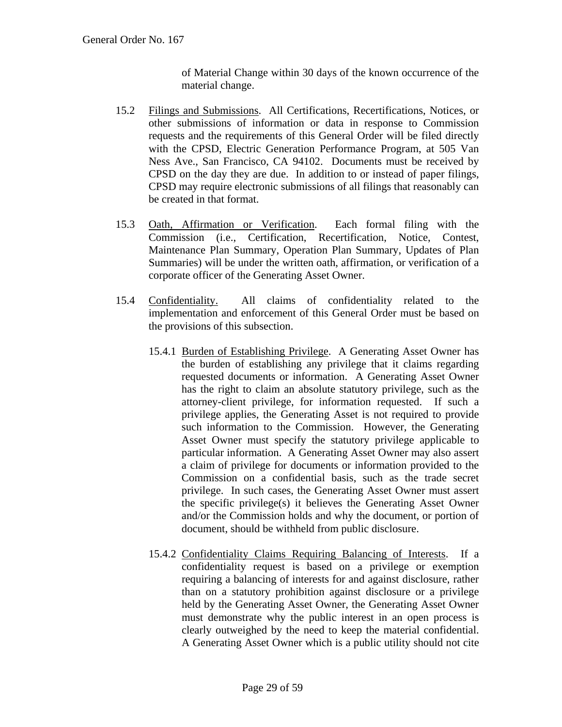of Material Change within 30 days of the known occurrence of the material change.

15.2 Filings and Submissions. All Certifications, Recertifications, Notices, or other submissions of information or data in response to Commission requests and the requirements of this General Order will be filed directly with the CPSD, Electric Generation Performance Program, at 505 Van Ness Ave., San Francisco, CA 94102. Documents must be received by CPSD on the day they are due. In addition to or instead of paper filings, CPSD may require electronic submissions of all filings that reasonably can be created in that format.

15.3 Oath, Affirmation or Verification. Each formal filing with the Commission (i.e., Certification, Recertification, Notice, Contest, Maintenance Plan Summary, Operation Plan Summary, Updates of Plan Summaries) will be under the written oath, affirmation, or verification of a corporate officer of the Generating Asset Owner.

15.4 Confidentiality. All claims of confidentiality related to the implementation and enforcement of this General Order must be based on the provisions of this subsection.

15.4.1 Burden of Establishing Privilege. A Generating Asset Owner has the burden of establishing any privilege that it claims regarding requested documents or information. A Generating Asset Owner has the right to claim an absolute statutory privilege, such as the attorney-client privilege, for information requested. If such a privilege applies, the Generating Asset is not required to provide such information to the Commission. However, the Generating Asset Owner must specify the statutory privilege applicable to particular information. A Generating Asset Owner may also assert a claim of privilege for documents or information provided to the Commission on a confidential basis, such as the trade secret privilege. In such cases, the Generating Asset Owner must assert the specific privilege(s) it believes the Generating Asset Owner and/or the Commission holds and why the document, or portion of document, should be withheld from public disclosure.

15.4.2 Confidentiality Claims Requiring Balancing of Interests. If a confidentiality request is based on a privilege or exemption requiring a balancing of interests for and against disclosure, rather than on a statutory prohibition against disclosure or a privilege held by the Generating Asset Owner, the Generating Asset Owner must demonstrate why the public interest in an open process is clearly outweighed by the need to keep the material confidential. A Generating Asset Owner which is a public utility should not cite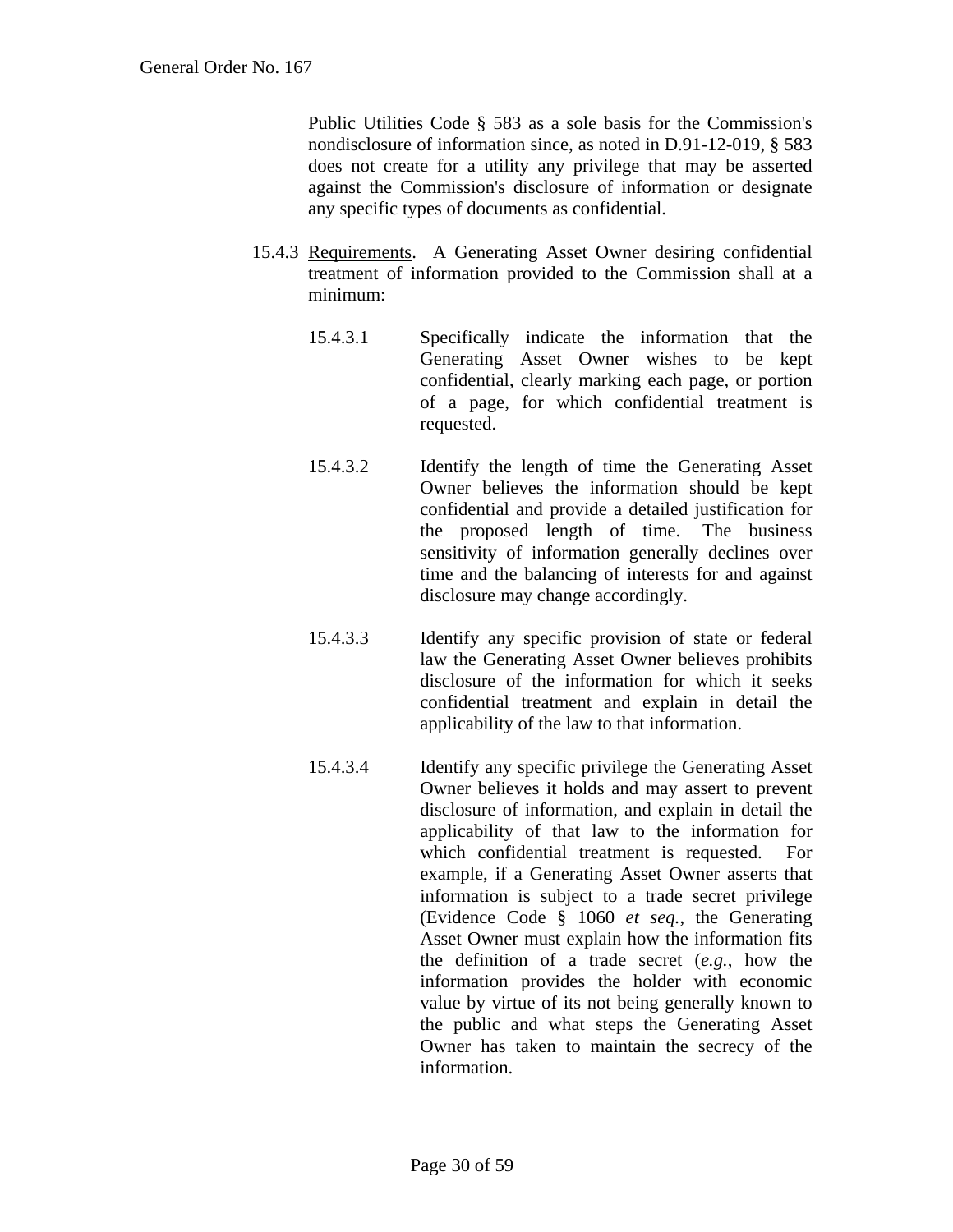Public Utilities Code § 583 as a sole basis for the Commission's nondisclosure of information since, as noted in D.91-12-019, § 583 does not create for a utility any privilege that may be asserted against the Commission's disclosure of information or designate any specific types of documents as confidential.

15.4.3 Requirements. A Generating Asset Owner desiring confidential treatment of information provided to the Commission shall at a minimum:

15.4.3.1 Specifically indicate the information that the Generating Asset Owner wishes to be kept confidential, clearly marking each page, or portion of a page, for which confidential treatment is requested.

15.4.3.2 Identify the length of time the Generating Asset Owner believes the information should be kept confidential and provide a detailed justification for the proposed length of time. The business sensitivity of information generally declines over time and the balancing of interests for and against disclosure may change accordingly.

15.4.3.3 Identify any specific provision of state or federal law the Generating Asset Owner believes prohibits disclosure of the information for which it seeks confidential treatment and explain in detail the applicability of the law to that information.

15.4.3.4 Identify any specific privilege the Generating Asset Owner believes it holds and may assert to prevent disclosure of information, and explain in detail the applicability of that law to the information for which confidential treatment is requested. For example, if a Generating Asset Owner asserts that information is subject to a trade secret privilege (Evidence Code § 1060 *et seq.*, the Generating Asset Owner must explain how the information fits the definition of a trade secret (*e.g.*, how the information provides the holder with economic value by virtue of its not being generally known to the public and what steps the Generating Asset Owner has taken to maintain the secrecy of the information.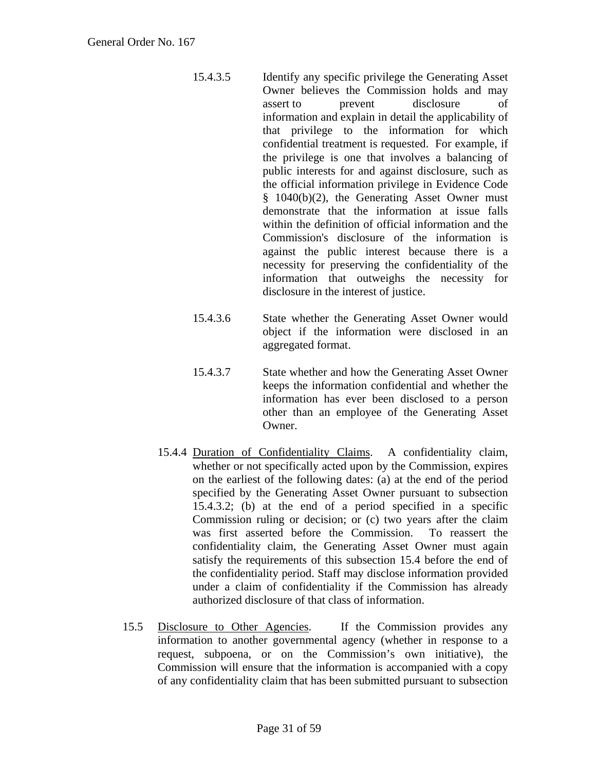15.4.3.5 Identify any specific privilege the Generating Asset Owner believes the Commission holds and may assert to prevent disclosure of information and explain in detail the applicability of that privilege to the information for which confidential treatment is requested. For example, if the privilege is one that involves a balancing of public interests for and against disclosure, such as the official information privilege in Evidence Code § 1040(b)(2), the Generating Asset Owner must demonstrate that the information at issue falls within the definition of official information and the Commission's disclosure of the information is against the public interest because there is a necessity for preserving the confidentiality of the information that outweighs the necessity for disclosure in the interest of justice.

15.4.3.6 State whether the Generating Asset Owner would object if the information were disclosed in an aggregated format.

15.4.3.7 State whether and how the Generating Asset Owner keeps the information confidential and whether the information has ever been disclosed to a person other than an employee of the Generating Asset Owner.

15.4.4 Duration of Confidentiality Claims. A confidentiality claim, whether or not specifically acted upon by the Commission, expires on the earliest of the following dates: (a) at the end of the period specified by the Generating Asset Owner pursuant to subsection 15.4.3.2; (b) at the end of a period specified in a specific Commission ruling or decision; or (c) two years after the claim was first asserted before the Commission. To reassert the confidentiality claim, the Generating Asset Owner must again satisfy the requirements of this subsection 15.4 before the end of the confidentiality period. Staff may disclose information provided under a claim of confidentiality if the Commission has already authorized disclosure of that class of information.

15.5 Disclosure to Other Agencies. If the Commission provides any information to another governmental agency (whether in response to a request, subpoena, or on the Commission's own initiative), the Commission will ensure that the information is accompanied with a copy of any confidentiality claim that has been submitted pursuant to subsection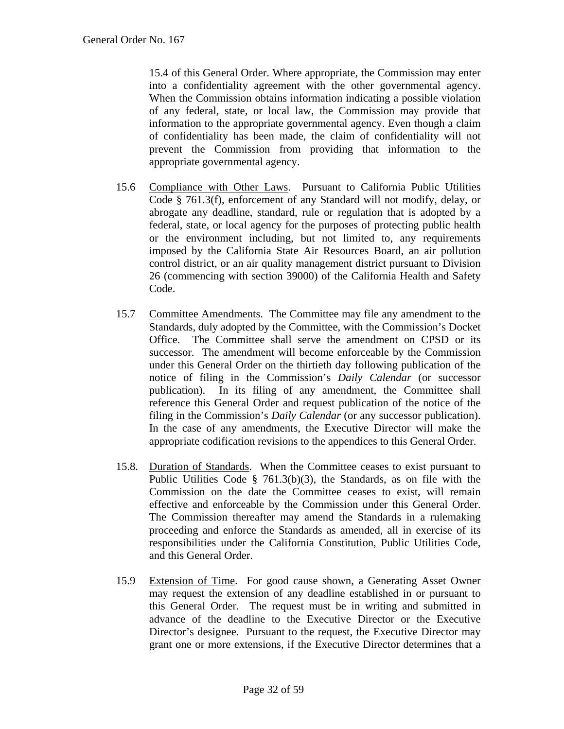15.4 of this General Order. Where appropriate, the Commission may enter into a confidentiality agreement with the other governmental agency. When the Commission obtains information indicating a possible violation of any federal, state, or local law, the Commission may provide that information to the appropriate governmental agency. Even though a claim of confidentiality has been made, the claim of confidentiality will not prevent the Commission from providing that information to the appropriate governmental agency.

15.6 Compliance with Other Laws. Pursuant to California Public Utilities Code § 761.3(f), enforcement of any Standard will not modify, delay, or abrogate any deadline, standard, rule or regulation that is adopted by a federal, state, or local agency for the purposes of protecting public health or the environment including, but not limited to, any requirements imposed by the California State Air Resources Board, an air pollution control district, or an air quality management district pursuant to Division 26 (commencing with section 39000) of the California Health and Safety Code.

15.7 Committee Amendments. The Committee may file any amendment to the Standards, duly adopted by the Committee, with the Commission's Docket Office. The Committee shall serve the amendment on CPSD or its successor. The amendment will become enforceable by the Commission under this General Order on the thirtieth day following publication of the notice of filing in the Commission's *Daily Calendar* (or successor publication). In its filing of any amendment, the Committee shall reference this General Order and request publication of the notice of the filing in the Commission's *Daily Calendar* (or any successor publication). In the case of any amendments, the Executive Director will make the appropriate codification revisions to the appendices to this General Order.

15.8. Duration of Standards. When the Committee ceases to exist pursuant to Public Utilities Code § 761.3(b)(3), the Standards, as on file with the Commission on the date the Committee ceases to exist, will remain effective and enforceable by the Commission under this General Order. The Commission thereafter may amend the Standards in a rulemaking proceeding and enforce the Standards as amended, all in exercise of its responsibilities under the California Constitution, Public Utilities Code, and this General Order.

15.9 Extension of Time. For good cause shown, a Generating Asset Owner may request the extension of any deadline established in or pursuant to this General Order. The request must be in writing and submitted in advance of the deadline to the Executive Director or the Executive Director's designee. Pursuant to the request, the Executive Director may grant one or more extensions, if the Executive Director determines that a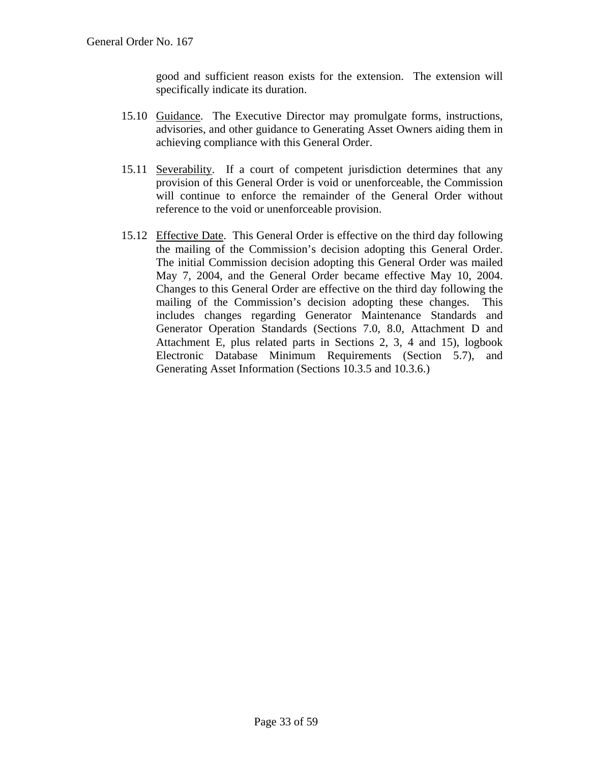good and sufficient reason exists for the extension. The extension will specifically indicate its duration.

15.10 Guidance. The Executive Director may promulgate forms, instructions, advisories, and other guidance to Generating Asset Owners aiding them in achieving compliance with this General Order.

15.11 Severability. If a court of competent jurisdiction determines that any provision of this General Order is void or unenforceable, the Commission will continue to enforce the remainder of the General Order without reference to the void or unenforceable provision.

15.12 Effective Date. This General Order is effective on the third day following the mailing of the Commission's decision adopting this General Order. The initial Commission decision adopting this General Order was mailed May 7, 2004, and the General Order became effective May 10, 2004. Changes to this General Order are effective on the third day following the mailing of the Commission's decision adopting these changes. This includes changes regarding Generator Maintenance Standards and Generator Operation Standards (Sections 7.0, 8.0, Attachment D and Attachment E, plus related parts in Sections 2, 3, 4 and 15), logbook Electronic Database Minimum Requirements (Section 5.7), and Generating Asset Information (Sections 10.3.5 and 10.3.6.)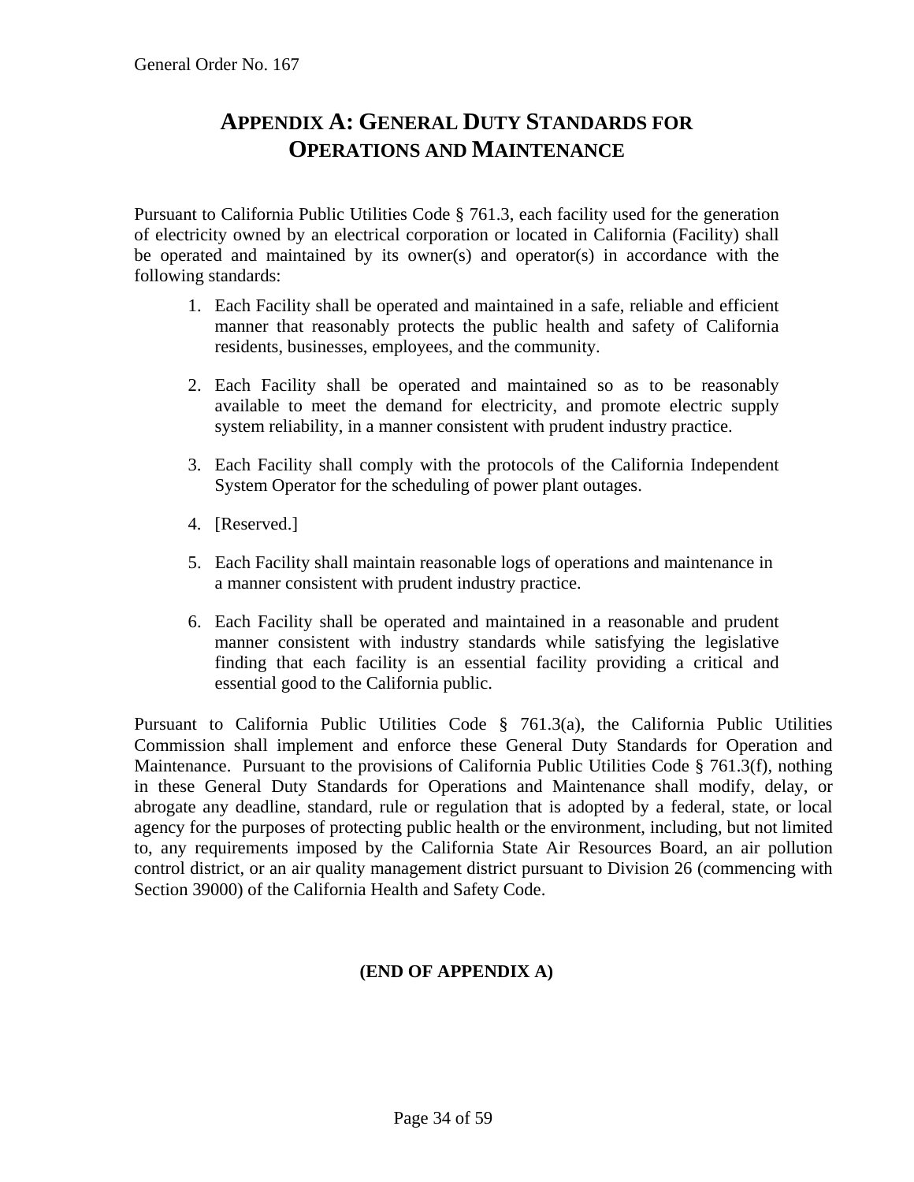# APPENDIX A: GENERAL DUTY STANDARDS FOR OPERATIONS AND MAINTENANCE

Pursuant to California Public Utilities Code § 761.3, each facility used for the generation of electricity owned by an electrical corporation or located in California (Facility) shall be operated and maintained by its owner(s) and operator(s) in accordance with the following standards:

1. Each Facility shall be operated and maintained in a safe, reliable and efficient manner that reasonably protects the public health and safety of California residents, businesses, employees, and the community.

2. Each Facility shall be operated and maintained so as to be reasonably available to meet the demand for electricity, and promote electric supply system reliability, in a manner consistent with prudent industry practice.

3. Each Facility shall comply with the protocols of the California Independent System Operator for the scheduling of power plant outages.

4. [Reserved.]

5. Each Facility shall maintain reasonable logs of operations and maintenance in a manner consistent with prudent industry practice.

6. Each Facility shall be operated and maintained in a reasonable and prudent manner consistent with industry standards while satisfying the legislative finding that each facility is an essential facility providing a critical and essential good to the California public.

Pursuant to California Public Utilities Code § 761.3(a), the California Public Utilities Commission shall implement and enforce these General Duty Standards for Operation and Maintenance. Pursuant to the provisions of California Public Utilities Code § 761.3(f), nothing in these General Duty Standards for Operations and Maintenance shall modify, delay, or abrogate any deadline, standard, rule or regulation that is adopted by a federal, state, or local agency for the purposes of protecting public health or the environment, including, but not limited to, any requirements imposed by the California State Air Resources Board, an air pollution control district, or an air quality management district pursuant to Division 26 (commencing with Section 39000) of the California Health and Safety Code.

**(END OF APPENDIX A)**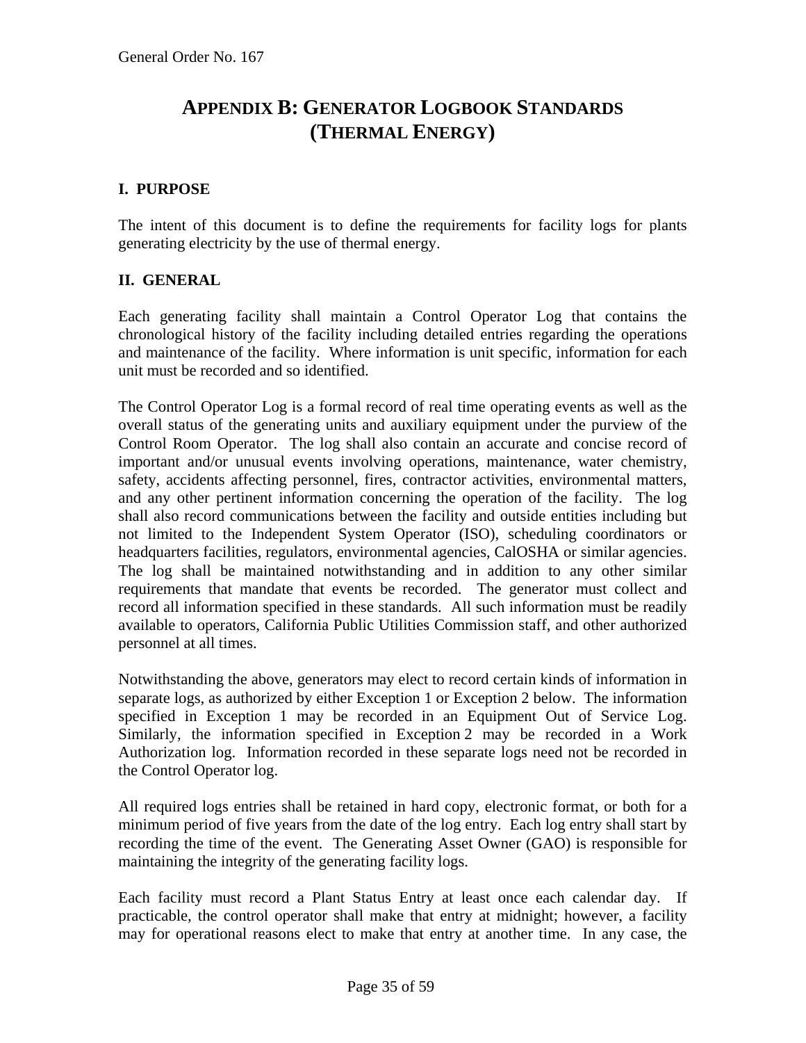# APPENDIX B: GENERATOR LOGBOOK STANDARDS (THERMAL ENERGY)

## I. PURPOSE

The intent of this document is to define the requirements for facility logs for plants generating electricity by the use of thermal energy.

## II. GENERAL

Each generating facility shall maintain a Control Operator Log that contains the chronological history of the facility including detailed entries regarding the operations and maintenance of the facility. Where information is unit specific, information for each unit must be recorded and so identified.

The Control Operator Log is a formal record of real time operating events as well as the overall status of the generating units and auxiliary equipment under the purview of the Control Room Operator. The log shall also contain an accurate and concise record of important and/or unusual events involving operations, maintenance, water chemistry, safety, accidents affecting personnel, fires, contractor activities, environmental matters, and any other pertinent information concerning the operation of the facility. The log shall also record communications between the facility and outside entities including but not limited to the Independent System Operator (ISO), scheduling coordinators or headquarters facilities, regulators, environmental agencies, CalOSHA or similar agencies. The log shall be maintained notwithstanding and in addition to any other similar requirements that mandate that events be recorded. The generator must collect and record all information specified in these standards. All such information must be readily available to operators, California Public Utilities Commission staff, and other authorized personnel at all times.

Notwithstanding the above, generators may elect to record certain kinds of information in separate logs, as authorized by either Exception 1 or Exception 2 below. The information specified in Exception 1 may be recorded in an Equipment Out of Service Log. Similarly, the information specified in Exception 2 may be recorded in a Work Authorization log. Information recorded in these separate logs need not be recorded in the Control Operator log.

All required logs entries shall be retained in hard copy, electronic format, or both for a minimum period of five years from the date of the log entry. Each log entry shall start by recording the time of the event. The Generating Asset Owner (GAO) is responsible for maintaining the integrity of the generating facility logs.

Each facility must record a Plant Status Entry at least once each calendar day. If practicable, the control operator shall make that entry at midnight; however, a facility may for operational reasons elect to make that entry at another time. In any case, the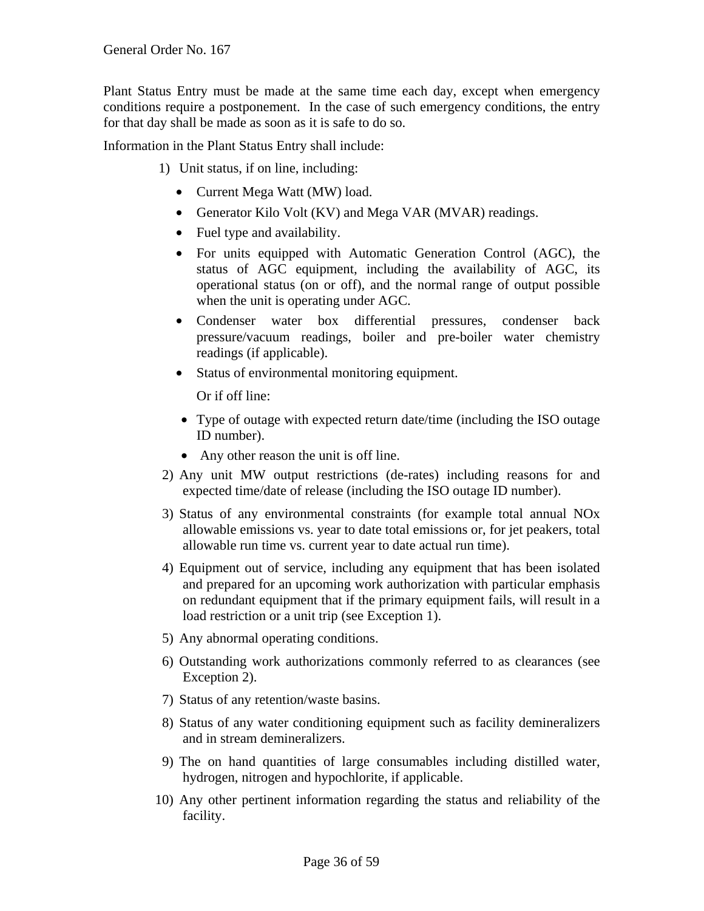Plant Status Entry must be made at the same time each day, except when emergency conditions require a postponement. In the case of such emergency conditions, the entry for that day shall be made as soon as it is safe to do so.

Information in the Plant Status Entry shall include:

1) Unit status, if on line, including:
   - Current Mega Watt (MW) load.
   - Generator Kilo Volt (KV) and Mega VAR (MVAR) readings.
   - Fuel type and availability.
   - For units equipped with Automatic Generation Control (AGC), the status of AGC equipment, including the availability of AGC, its operational status (on or off), and the normal range of output possible when the unit is operating under AGC.
   - Condenser water box differential pressures, condenser back pressure/vacuum readings, boiler and pre-boiler water chemistry readings (if applicable).
   - Status of environmental monitoring equipment.

   Or if off line:

   - Type of outage with expected return date/time (including the ISO outage ID number).
   - Any other reason the unit is off line.
2) Any unit MW output restrictions (de-rates) including reasons for and expected time/date of release (including the ISO outage ID number).
3) Status of any environmental constraints (for example total annual NOx allowable emissions vs. year to date total emissions or, for jet peakers, total allowable run time vs. current year to date actual run time).
4) Equipment out of service, including any equipment that has been isolated and prepared for an upcoming work authorization with particular emphasis on redundant equipment that if the primary equipment fails, will result in a load restriction or a unit trip (see Exception 1).
5) Any abnormal operating conditions.
6) Outstanding work authorizations commonly referred to as clearances (see Exception 2).
7) Status of any retention/waste basins.
8) Status of any water conditioning equipment such as facility demineralizers and in stream demineralizers.
9) The on hand quantities of large consumables including distilled water, hydrogen, nitrogen and hypochlorite, if applicable.
10) Any other pertinent information regarding the status and reliability of the facility.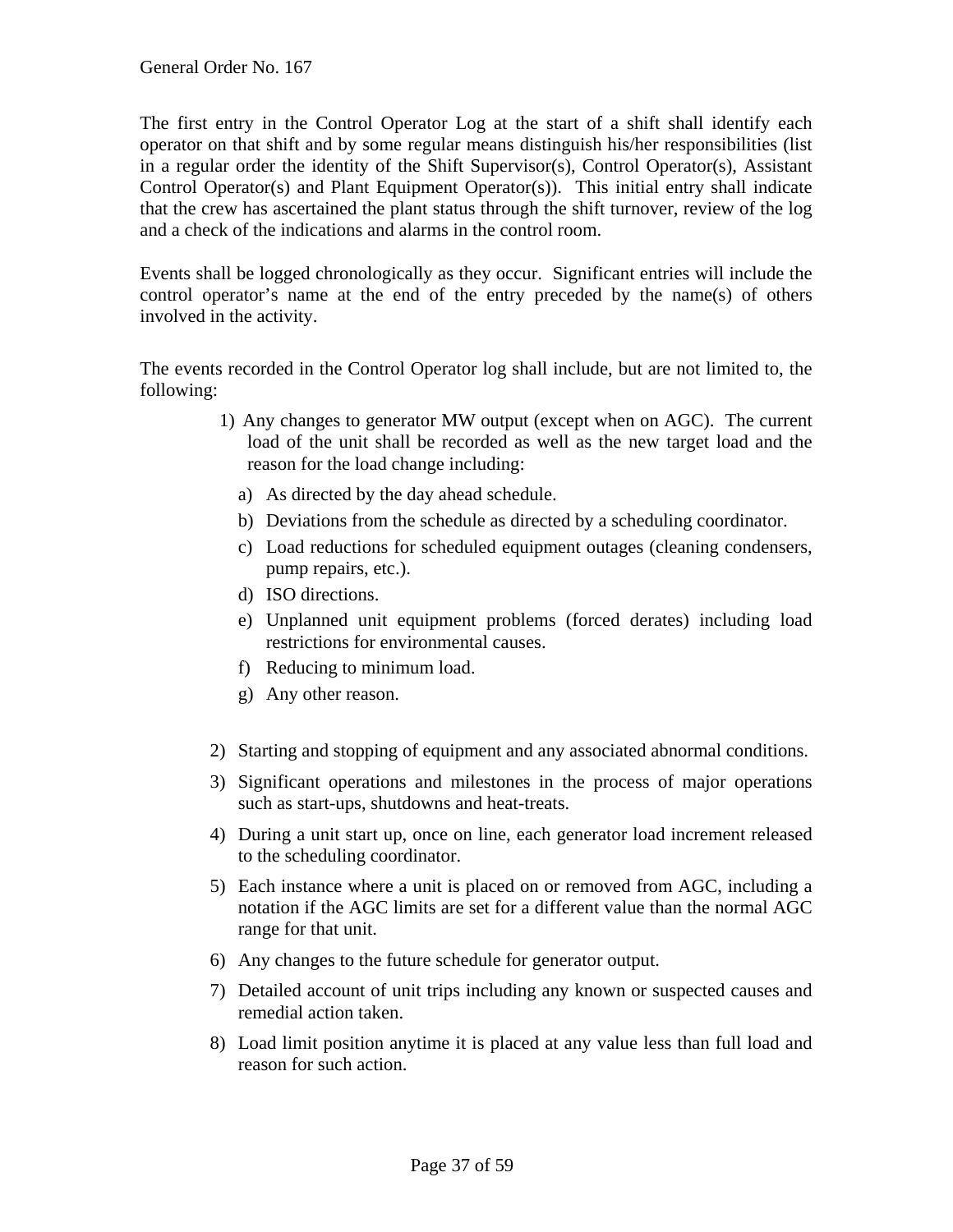The first entry in the Control Operator Log at the start of a shift shall identify each operator on that shift and by some regular means distinguish his/her responsibilities (list in a regular order the identity of the Shift Supervisor(s), Control Operator(s), Assistant Control Operator(s) and Plant Equipment Operator(s)). This initial entry shall indicate that the crew has ascertained the plant status through the shift turnover, review of the log and a check of the indications and alarms in the control room.

Events shall be logged chronologically as they occur. Significant entries will include the control operator's name at the end of the entry preceded by the name(s) of others involved in the activity.

The events recorded in the Control Operator log shall include, but are not limited to, the following:

1) Any changes to generator MW output (except when on AGC). The current load of the unit shall be recorded as well as the new target load and the reason for the load change including:
   a) As directed by the day ahead schedule.
   b) Deviations from the schedule as directed by a scheduling coordinator.
   c) Load reductions for scheduled equipment outages (cleaning condensers, pump repairs, etc.).
   d) ISO directions.
   e) Unplanned unit equipment problems (forced derates) including load restrictions for environmental causes.
   f) Reducing to minimum load.
   g) Any other reason.

2) Starting and stopping of equipment and any associated abnormal conditions.
3) Significant operations and milestones in the process of major operations such as start-ups, shutdowns and heat-treats.
4) During a unit start up, once on line, each generator load increment released to the scheduling coordinator.
5) Each instance where a unit is placed on or removed from AGC, including a notation if the AGC limits are set for a different value than the normal AGC range for that unit.
6) Any changes to the future schedule for generator output.
7) Detailed account of unit trips including any known or suspected causes and remedial action taken.
8) Load limit position anytime it is placed at any value less than full load and reason for such action.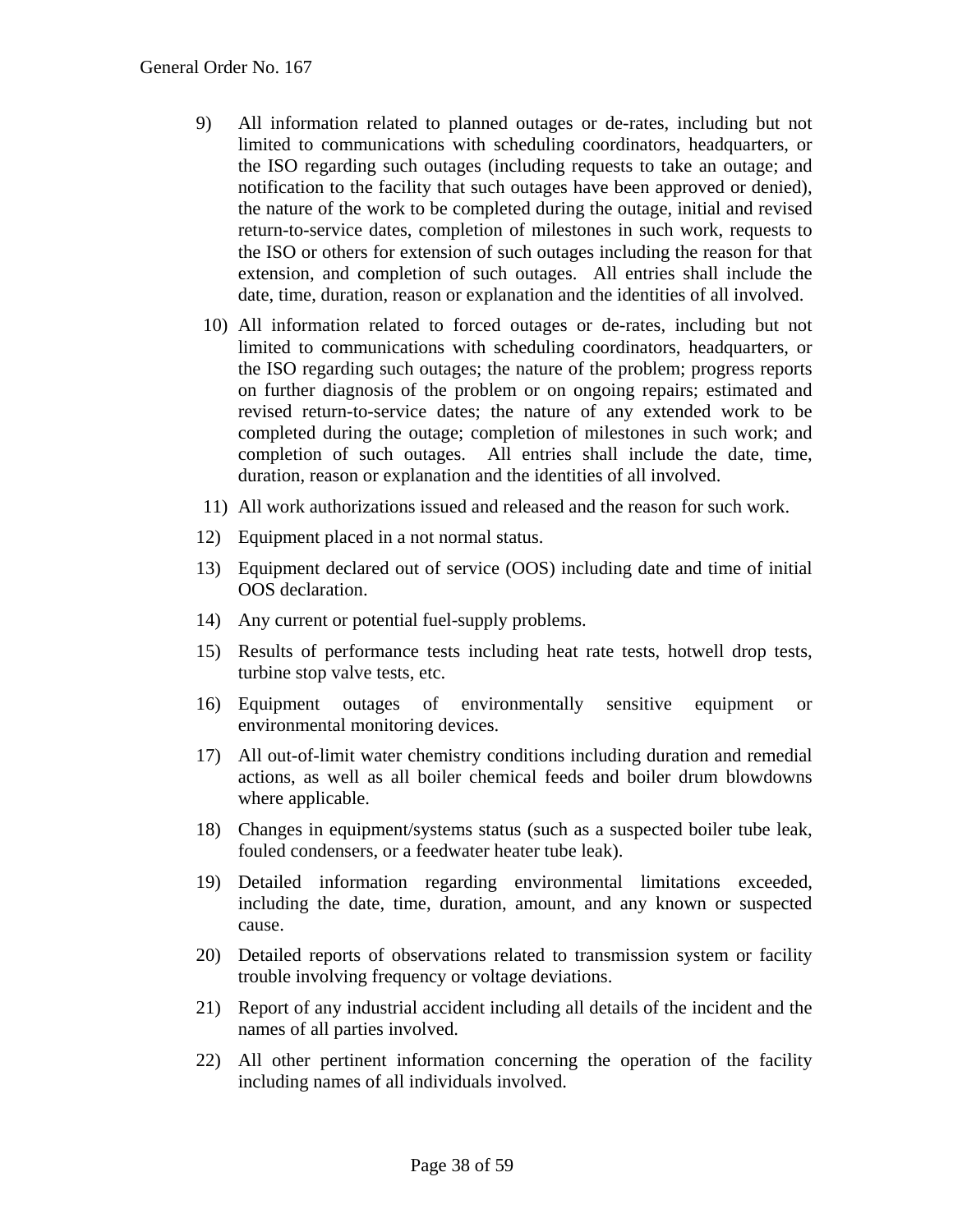9) All information related to planned outages or de-rates, including but not limited to communications with scheduling coordinators, headquarters, or the ISO regarding such outages (including requests to take an outage; and notification to the facility that such outages have been approved or denied), the nature of the work to be completed during the outage, initial and revised return-to-service dates, completion of milestones in such work, requests to the ISO or others for extension of such outages including the reason for that extension, and completion of such outages. All entries shall include the date, time, duration, reason or explanation and the identities of all involved.

10) All information related to forced outages or de-rates, including but not limited to communications with scheduling coordinators, headquarters, or the ISO regarding such outages; the nature of the problem; progress reports on further diagnosis of the problem or on ongoing repairs; estimated and revised return-to-service dates; the nature of any extended work to be completed during the outage; completion of milestones in such work; and completion of such outages. All entries shall include the date, time, duration, reason or explanation and the identities of all involved.

11) All work authorizations issued and released and the reason for such work.

12) Equipment placed in a not normal status.

13) Equipment declared out of service (OOS) including date and time of initial OOS declaration.

14) Any current or potential fuel-supply problems.

15) Results of performance tests including heat rate tests, hotwell drop tests, turbine stop valve tests, etc.

16) Equipment outages of environmentally sensitive equipment or environmental monitoring devices.

17) All out-of-limit water chemistry conditions including duration and remedial actions, as well as all boiler chemical feeds and boiler drum blowdowns where applicable.

18) Changes in equipment/systems status (such as a suspected boiler tube leak, fouled condensers, or a feedwater heater tube leak).

19) Detailed information regarding environmental limitations exceeded, including the date, time, duration, amount, and any known or suspected cause.

20) Detailed reports of observations related to transmission system or facility trouble involving frequency or voltage deviations.

21) Report of any industrial accident including all details of the incident and the names of all parties involved.

22) All other pertinent information concerning the operation of the facility including names of all individuals involved.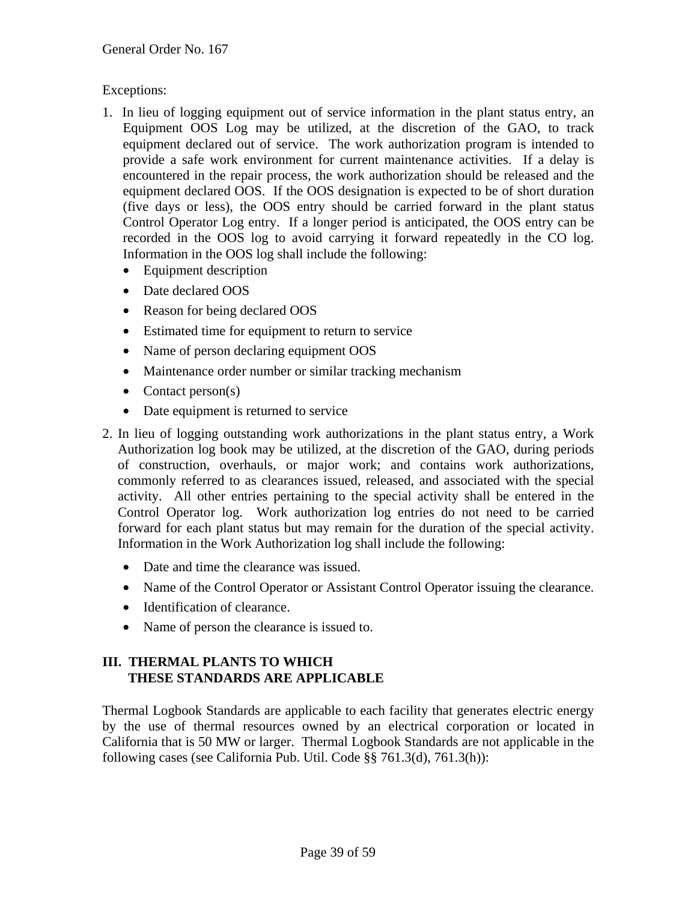Exceptions:

1. In lieu of logging equipment out of service information in the plant status entry, an Equipment OOS Log may be utilized, at the discretion of the GAO, to track equipment declared out of service. The work authorization program is intended to provide a safe work environment for current maintenance activities. If a delay is encountered in the repair process, the work authorization should be released and the equipment declared OOS. If the OOS designation is expected to be of short duration (five days or less), the OOS entry should be carried forward in the plant status Control Operator Log entry. If a longer period is anticipated, the OOS entry can be recorded in the OOS log to avoid carrying it forward repeatedly in the CO log. Information in the OOS log shall include the following:
   - Equipment description
   - Date declared OOS
   - Reason for being declared OOS
   - Estimated time for equipment to return to service
   - Name of person declaring equipment OOS
   - Maintenance order number or similar tracking mechanism
   - Contact person(s)
   - Date equipment is returned to service
2. In lieu of logging outstanding work authorizations in the plant status entry, a Work Authorization log book may be utilized, at the discretion of the GAO, during periods of construction, overhauls, or major work; and contains work authorizations, commonly referred to as clearances issued, released, and associated with the special activity. All other entries pertaining to the special activity shall be entered in the Control Operator log. Work authorization log entries do not need to be carried forward for each plant status but may remain for the duration of the special activity. Information in the Work Authorization log shall include the following:
   - Date and time the clearance was issued.
   - Name of the Control Operator or Assistant Control Operator issuing the clearance.
   - Identification of clearance.
   - Name of person the clearance is issued to.

## III. THERMAL PLANTS TO WHICH THESE STANDARDS ARE APPLICABLE

Thermal Logbook Standards are applicable to each facility that generates electric energy by the use of thermal resources owned by an electrical corporation or located in California that is 50 MW or larger. Thermal Logbook Standards are not applicable in the following cases (see California Pub. Util. Code §§ 761.3(d), 761.3(h)):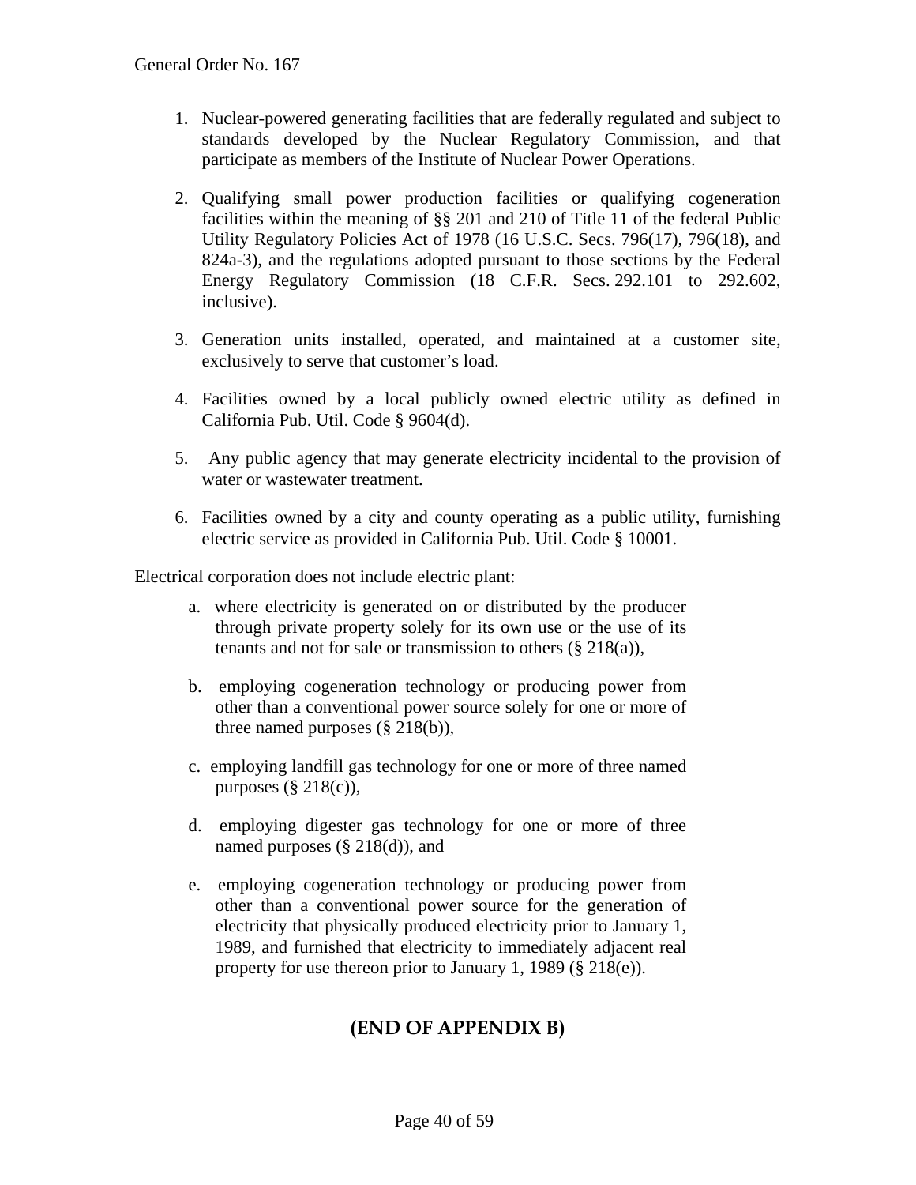1. Nuclear-powered generating facilities that are federally regulated and subject to standards developed by the Nuclear Regulatory Commission, and that participate as members of the Institute of Nuclear Power Operations.

2. Qualifying small power production facilities or qualifying cogeneration facilities within the meaning of §§ 201 and 210 of Title 11 of the federal Public Utility Regulatory Policies Act of 1978 (16 U.S.C. Secs. 796(17), 796(18), and 824a-3), and the regulations adopted pursuant to those sections by the Federal Energy Regulatory Commission (18 C.F.R. Secs. 292.101 to 292.602, inclusive).

3. Generation units installed, operated, and maintained at a customer site, exclusively to serve that customer's load.

4. Facilities owned by a local publicly owned electric utility as defined in California Pub. Util. Code § 9604(d).

5. Any public agency that may generate electricity incidental to the provision of water or wastewater treatment.

6. Facilities owned by a city and county operating as a public utility, furnishing electric service as provided in California Pub. Util. Code § 10001.

Electrical corporation does not include electric plant:

a. where electricity is generated on or distributed by the producer through private property solely for its own use or the use of its tenants and not for sale or transmission to others (§ 218(a)),

b. employing cogeneration technology or producing power from other than a conventional power source solely for one or more of three named purposes (§ 218(b)),

c. employing landfill gas technology for one or more of three named purposes (§ 218(c)),

d. employing digester gas technology for one or more of three named purposes (§ 218(d)), and

e. employing cogeneration technology or producing power from other than a conventional power source for the generation of electricity that physically produced electricity prior to January 1, 1989, and furnished that electricity to immediately adjacent real property for use thereon prior to January 1, 1989 (§ 218(e)).

**(END OF APPENDIX B)**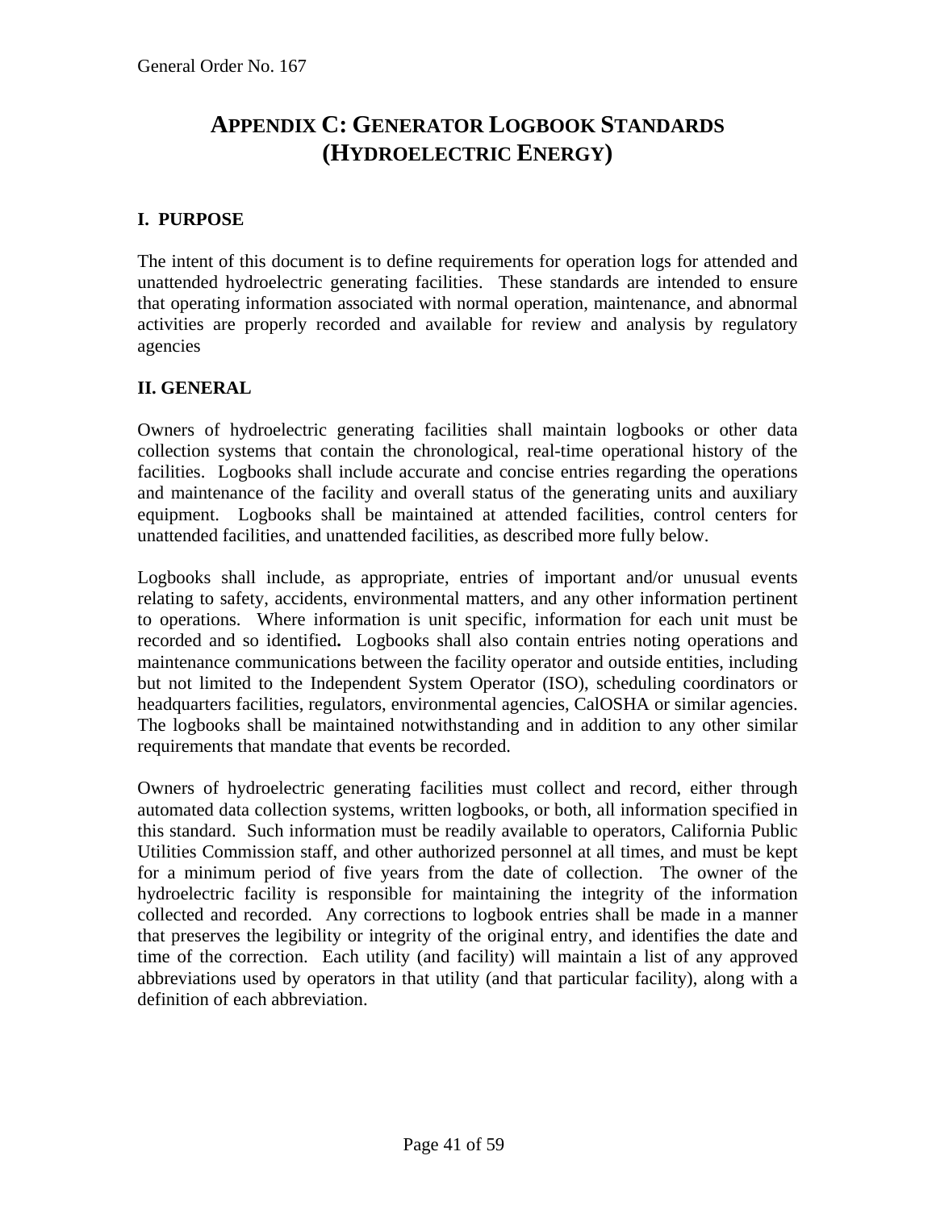# APPENDIX C: GENERATOR LOGBOOK STANDARDS (HYDROELECTRIC ENERGY)

## I. PURPOSE

The intent of this document is to define requirements for operation logs for attended and unattended hydroelectric generating facilities. These standards are intended to ensure that operating information associated with normal operation, maintenance, and abnormal activities are properly recorded and available for review and analysis by regulatory agencies

## II. GENERAL

Owners of hydroelectric generating facilities shall maintain logbooks or other data collection systems that contain the chronological, real-time operational history of the facilities. Logbooks shall include accurate and concise entries regarding the operations and maintenance of the facility and overall status of the generating units and auxiliary equipment. Logbooks shall be maintained at attended facilities, control centers for unattended facilities, and unattended facilities, as described more fully below.

Logbooks shall include, as appropriate, entries of important and/or unusual events relating to safety, accidents, environmental matters, and any other information pertinent to operations. Where information is unit specific, information for each unit must be recorded and so identified**.** Logbooks shall also contain entries noting operations and maintenance communications between the facility operator and outside entities, including but not limited to the Independent System Operator (ISO), scheduling coordinators or headquarters facilities, regulators, environmental agencies, CalOSHA or similar agencies. The logbooks shall be maintained notwithstanding and in addition to any other similar requirements that mandate that events be recorded.

Owners of hydroelectric generating facilities must collect and record, either through automated data collection systems, written logbooks, or both, all information specified in this standard. Such information must be readily available to operators, California Public Utilities Commission staff, and other authorized personnel at all times, and must be kept for a minimum period of five years from the date of collection. The owner of the hydroelectric facility is responsible for maintaining the integrity of the information collected and recorded. Any corrections to logbook entries shall be made in a manner that preserves the legibility or integrity of the original entry, and identifies the date and time of the correction. Each utility (and facility) will maintain a list of any approved abbreviations used by operators in that utility (and that particular facility), along with a definition of each abbreviation.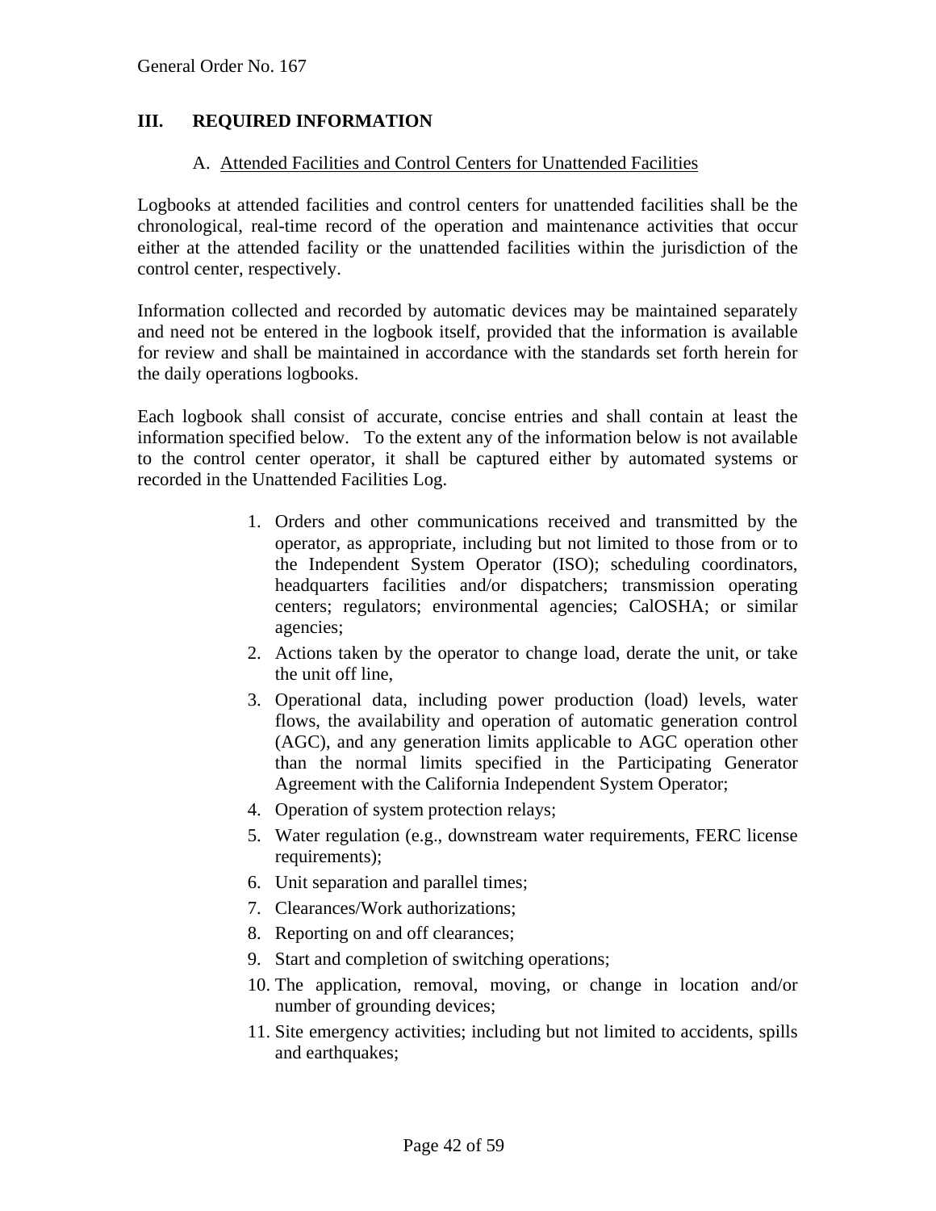## III. REQUIRED INFORMATION

### A. Attended Facilities and Control Centers for Unattended Facilities

Logbooks at attended facilities and control centers for unattended facilities shall be the chronological, real-time record of the operation and maintenance activities that occur either at the attended facility or the unattended facilities within the jurisdiction of the control center, respectively.

Information collected and recorded by automatic devices may be maintained separately and need not be entered in the logbook itself, provided that the information is available for review and shall be maintained in accordance with the standards set forth herein for the daily operations logbooks.

Each logbook shall consist of accurate, concise entries and shall contain at least the information specified below. To the extent any of the information below is not available to the control center operator, it shall be captured either by automated systems or recorded in the Unattended Facilities Log.

1. Orders and other communications received and transmitted by the operator, as appropriate, including but not limited to those from or to the Independent System Operator (ISO); scheduling coordinators, headquarters facilities and/or dispatchers; transmission operating centers; regulators; environmental agencies; CalOSHA; or similar agencies;
2. Actions taken by the operator to change load, derate the unit, or take the unit off line,
3. Operational data, including power production (load) levels, water flows, the availability and operation of automatic generation control (AGC), and any generation limits applicable to AGC operation other than the normal limits specified in the Participating Generator Agreement with the California Independent System Operator;
4. Operation of system protection relays;
5. Water regulation (e.g., downstream water requirements, FERC license requirements);
6. Unit separation and parallel times;
7. Clearances/Work authorizations;
8. Reporting on and off clearances;
9. Start and completion of switching operations;
10. The application, removal, moving, or change in location and/or number of grounding devices;
11. Site emergency activities; including but not limited to accidents, spills and earthquakes;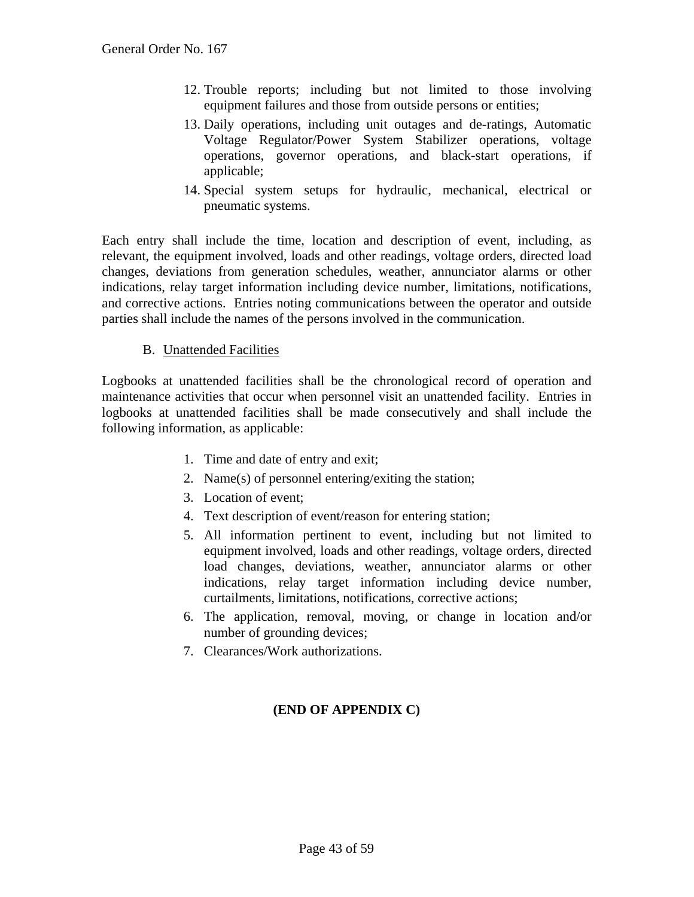12. Trouble reports; including but not limited to those involving equipment failures and those from outside persons or entities;
13. Daily operations, including unit outages and de-ratings, Automatic Voltage Regulator/Power System Stabilizer operations, voltage operations, governor operations, and black-start operations, if applicable;
14. Special system setups for hydraulic, mechanical, electrical or pneumatic systems.

Each entry shall include the time, location and description of event, including, as relevant, the equipment involved, loads and other readings, voltage orders, directed load changes, deviations from generation schedules, weather, annunciator alarms or other indications, relay target information including device number, limitations, notifications, and corrective actions. Entries noting communications between the operator and outside parties shall include the names of the persons involved in the communication.

B. Unattended Facilities

Logbooks at unattended facilities shall be the chronological record of operation and maintenance activities that occur when personnel visit an unattended facility. Entries in logbooks at unattended facilities shall be made consecutively and shall include the following information, as applicable:

1. Time and date of entry and exit;
2. Name(s) of personnel entering/exiting the station;
3. Location of event;
4. Text description of event/reason for entering station;
5. All information pertinent to event, including but not limited to equipment involved, loads and other readings, voltage orders, directed load changes, deviations, weather, annunciator alarms or other indications, relay target information including device number, curtailments, limitations, notifications, corrective actions;
6. The application, removal, moving, or change in location and/or number of grounding devices;
7. Clearances/Work authorizations.

**(END OF APPENDIX C)**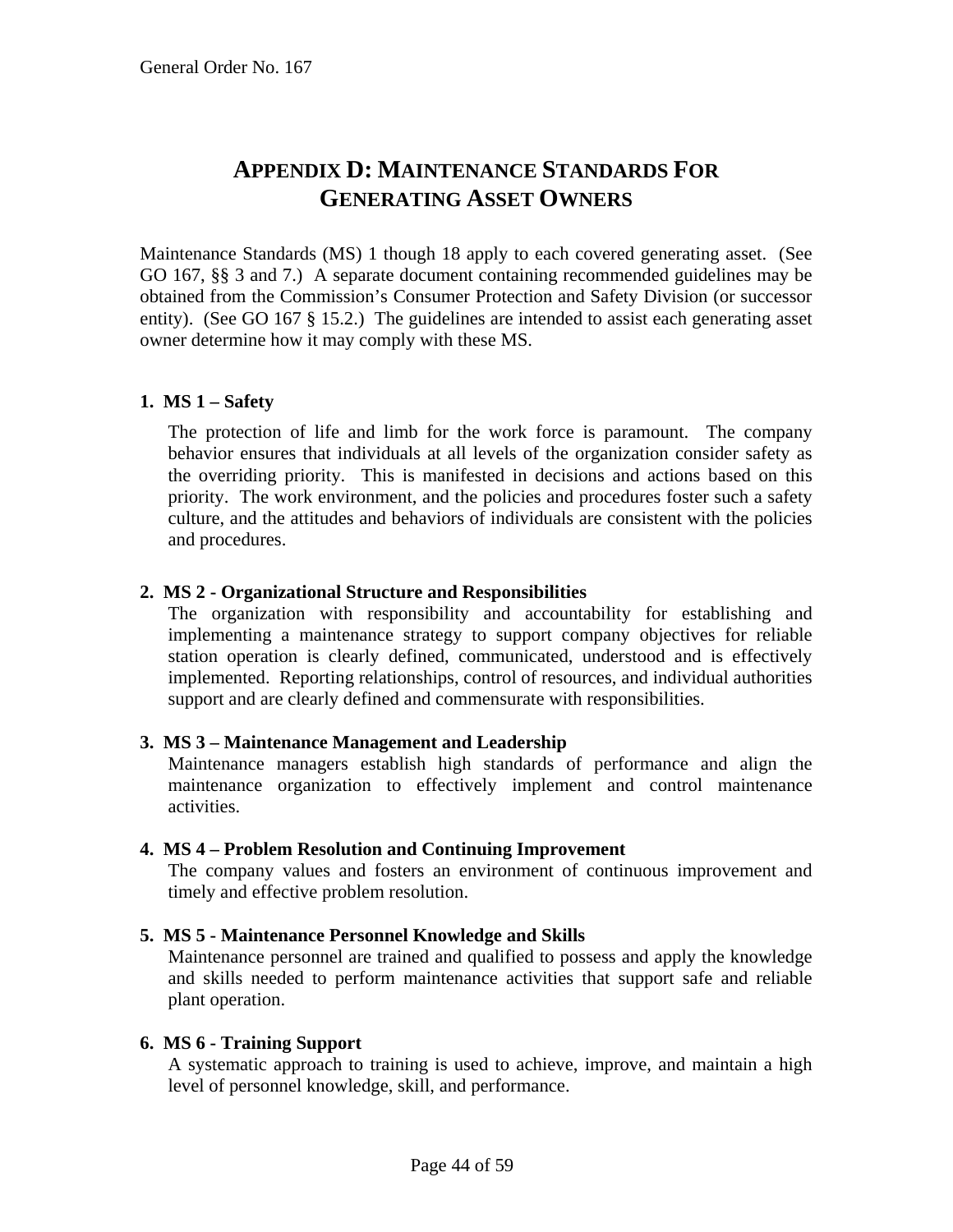# APPENDIX D: MAINTENANCE STANDARDS FOR GENERATING ASSET OWNERS

Maintenance Standards (MS) 1 though 18 apply to each covered generating asset. (See GO 167, §§ 3 and 7.) A separate document containing recommended guidelines may be obtained from the Commission's Consumer Protection and Safety Division (or successor entity). (See GO 167 § 15.2.) The guidelines are intended to assist each generating asset owner determine how it may comply with these MS.

**1. MS 1 – Safety**

The protection of life and limb for the work force is paramount. The company behavior ensures that individuals at all levels of the organization consider safety as the overriding priority. This is manifested in decisions and actions based on this priority. The work environment, and the policies and procedures foster such a safety culture, and the attitudes and behaviors of individuals are consistent with the policies and procedures.

**2. MS 2 - Organizational Structure and Responsibilities**

The organization with responsibility and accountability for establishing and implementing a maintenance strategy to support company objectives for reliable station operation is clearly defined, communicated, understood and is effectively implemented. Reporting relationships, control of resources, and individual authorities support and are clearly defined and commensurate with responsibilities.

**3. MS 3 – Maintenance Management and Leadership**

Maintenance managers establish high standards of performance and align the maintenance organization to effectively implement and control maintenance activities.

**4. MS 4 – Problem Resolution and Continuing Improvement**

The company values and fosters an environment of continuous improvement and timely and effective problem resolution.

**5. MS 5 - Maintenance Personnel Knowledge and Skills**

Maintenance personnel are trained and qualified to possess and apply the knowledge and skills needed to perform maintenance activities that support safe and reliable plant operation.

**6. MS 6 - Training Support**

A systematic approach to training is used to achieve, improve, and maintain a high level of personnel knowledge, skill, and performance.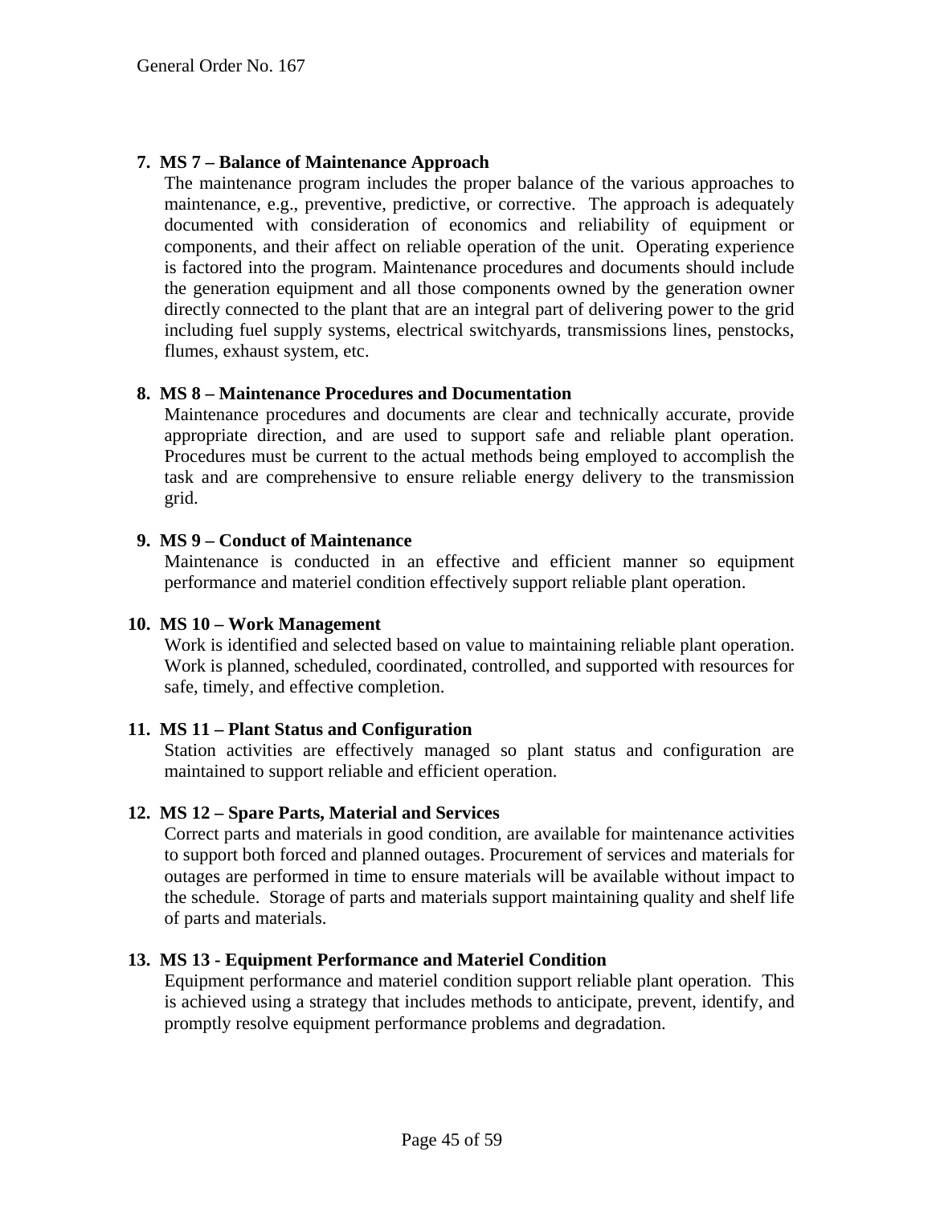7. **MS 7 – Balance of Maintenance Approach**
   The maintenance program includes the proper balance of the various approaches to maintenance, e.g., preventive, predictive, or corrective. The approach is adequately documented with consideration of economics and reliability of equipment or components, and their affect on reliable operation of the unit. Operating experience is factored into the program. Maintenance procedures and documents should include the generation equipment and all those components owned by the generation owner directly connected to the plant that are an integral part of delivering power to the grid including fuel supply systems, electrical switchyards, transmissions lines, penstocks, flumes, exhaust system, etc.

8. **MS 8 – Maintenance Procedures and Documentation**
   Maintenance procedures and documents are clear and technically accurate, provide appropriate direction, and are used to support safe and reliable plant operation. Procedures must be current to the actual methods being employed to accomplish the task and are comprehensive to ensure reliable energy delivery to the transmission grid.

9. **MS 9 – Conduct of Maintenance**
   Maintenance is conducted in an effective and efficient manner so equipment performance and materiel condition effectively support reliable plant operation.

10. **MS 10 – Work Management**
    Work is identified and selected based on value to maintaining reliable plant operation. Work is planned, scheduled, coordinated, controlled, and supported with resources for safe, timely, and effective completion.

11. **MS 11 – Plant Status and Configuration**
    Station activities are effectively managed so plant status and configuration are maintained to support reliable and efficient operation.

12. **MS 12 – Spare Parts, Material and Services**
    Correct parts and materials in good condition, are available for maintenance activities to support both forced and planned outages. Procurement of services and materials for outages are performed in time to ensure materials will be available without impact to the schedule. Storage of parts and materials support maintaining quality and shelf life of parts and materials.

13. **MS 13 - Equipment Performance and Materiel Condition**
    Equipment performance and materiel condition support reliable plant operation. This is achieved using a strategy that includes methods to anticipate, prevent, identify, and promptly resolve equipment performance problems and degradation.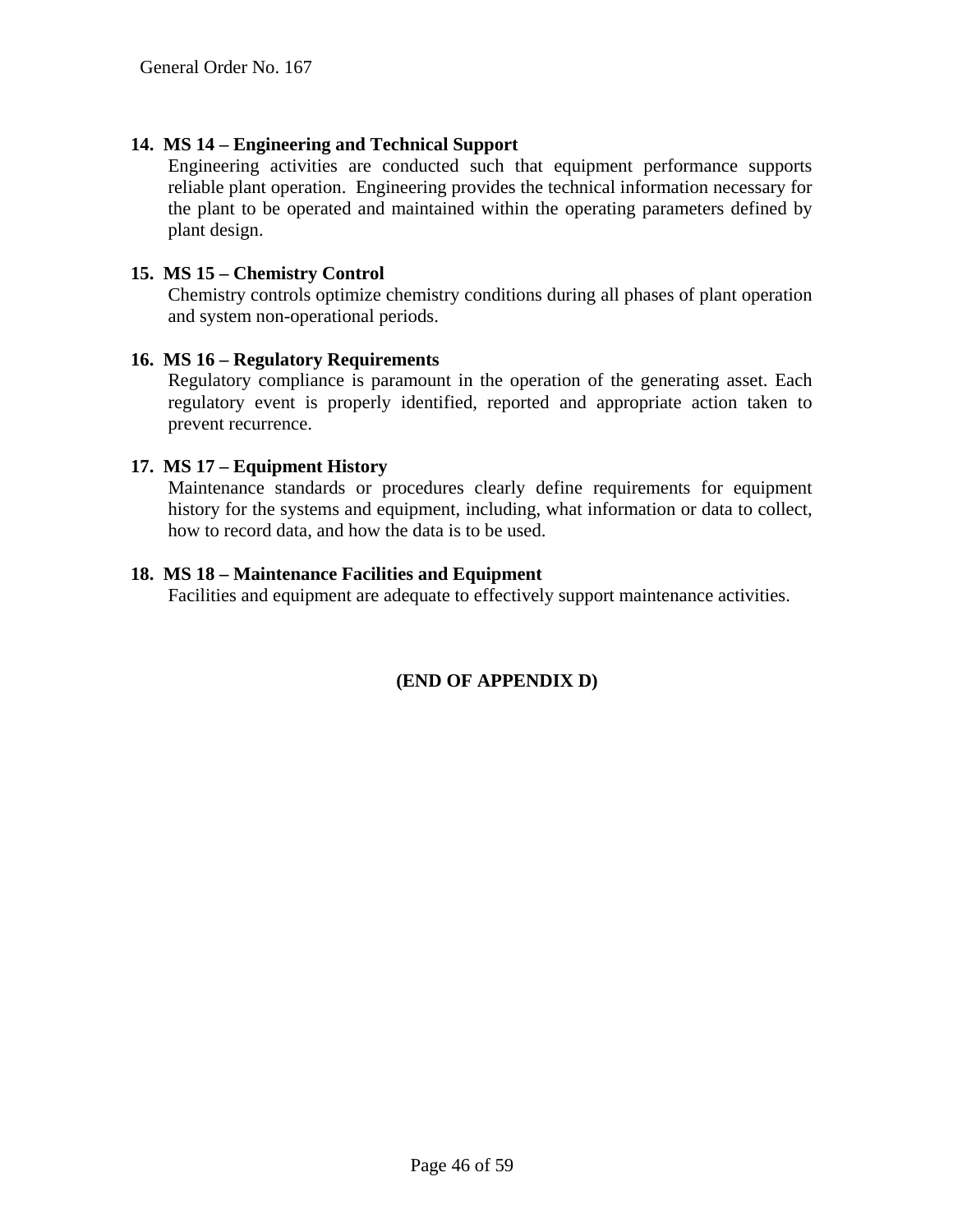**14. MS 14 – Engineering and Technical Support**

Engineering activities are conducted such that equipment performance supports reliable plant operation. Engineering provides the technical information necessary for the plant to be operated and maintained within the operating parameters defined by plant design.

**15. MS 15 – Chemistry Control**

Chemistry controls optimize chemistry conditions during all phases of plant operation and system non-operational periods.

**16. MS 16 – Regulatory Requirements**

Regulatory compliance is paramount in the operation of the generating asset. Each regulatory event is properly identified, reported and appropriate action taken to prevent recurrence.

**17. MS 17 – Equipment History**

Maintenance standards or procedures clearly define requirements for equipment history for the systems and equipment, including, what information or data to collect, how to record data, and how the data is to be used.

**18. MS 18 – Maintenance Facilities and Equipment**

Facilities and equipment are adequate to effectively support maintenance activities.

**(END OF APPENDIX D)**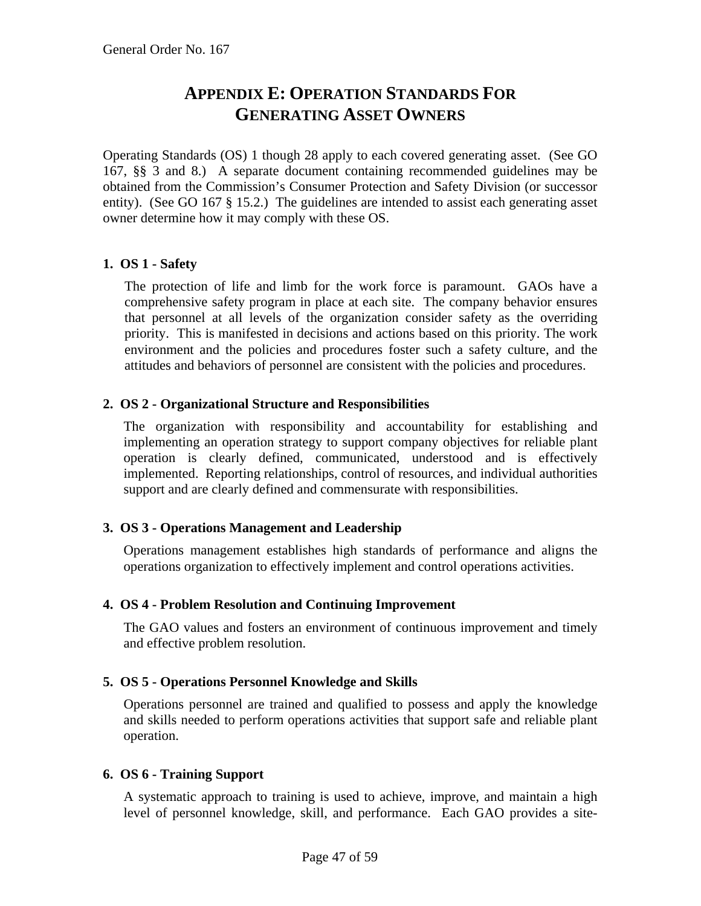# APPENDIX E: OPERATION STANDARDS FOR GENERATING ASSET OWNERS

Operating Standards (OS) 1 though 28 apply to each covered generating asset. (See GO 167, §§ 3 and 8.) A separate document containing recommended guidelines may be obtained from the Commission's Consumer Protection and Safety Division (or successor entity). (See GO 167 § 15.2.) The guidelines are intended to assist each generating asset owner determine how it may comply with these OS.

### 1. OS 1 - Safety

The protection of life and limb for the work force is paramount. GAOs have a comprehensive safety program in place at each site. The company behavior ensures that personnel at all levels of the organization consider safety as the overriding priority. This is manifested in decisions and actions based on this priority. The work environment and the policies and procedures foster such a safety culture, and the attitudes and behaviors of personnel are consistent with the policies and procedures.

### 2. OS 2 - Organizational Structure and Responsibilities

The organization with responsibility and accountability for establishing and implementing an operation strategy to support company objectives for reliable plant operation is clearly defined, communicated, understood and is effectively implemented. Reporting relationships, control of resources, and individual authorities support and are clearly defined and commensurate with responsibilities.

### 3. OS 3 - Operations Management and Leadership

Operations management establishes high standards of performance and aligns the operations organization to effectively implement and control operations activities.

### 4. OS 4 - Problem Resolution and Continuing Improvement

The GAO values and fosters an environment of continuous improvement and timely and effective problem resolution.

### 5. OS 5 - Operations Personnel Knowledge and Skills

Operations personnel are trained and qualified to possess and apply the knowledge and skills needed to perform operations activities that support safe and reliable plant operation.

### 6. OS 6 - Training Support

A systematic approach to training is used to achieve, improve, and maintain a high level of personnel knowledge, skill, and performance. Each GAO provides a site-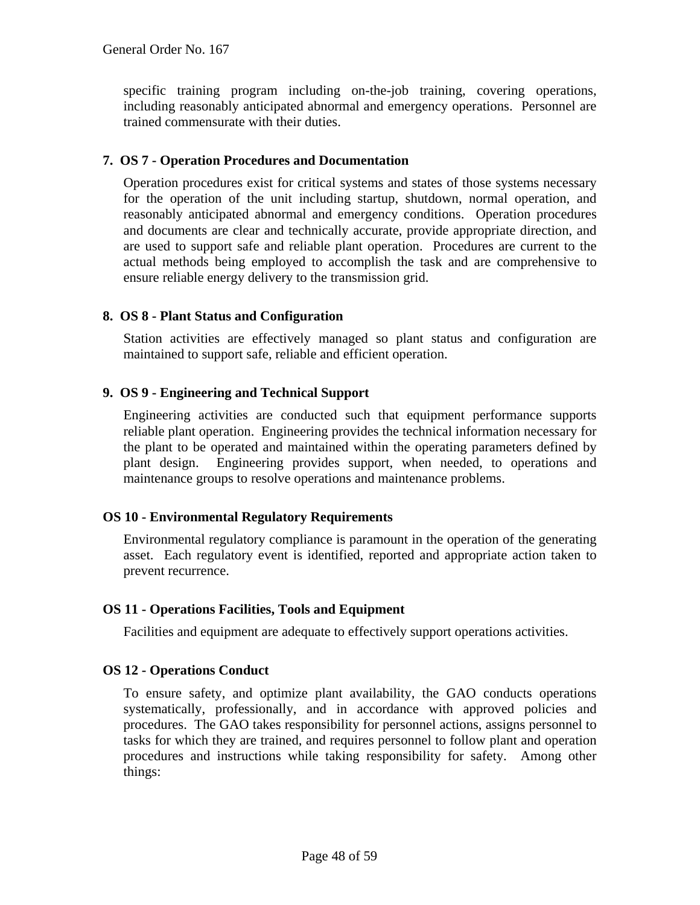specific training program including on-the-job training, covering operations, including reasonably anticipated abnormal and emergency operations. Personnel are trained commensurate with their duties.

**7. OS 7 - Operation Procedures and Documentation**

Operation procedures exist for critical systems and states of those systems necessary for the operation of the unit including startup, shutdown, normal operation, and reasonably anticipated abnormal and emergency conditions. Operation procedures and documents are clear and technically accurate, provide appropriate direction, and are used to support safe and reliable plant operation. Procedures are current to the actual methods being employed to accomplish the task and are comprehensive to ensure reliable energy delivery to the transmission grid.

**8. OS 8 - Plant Status and Configuration**

Station activities are effectively managed so plant status and configuration are maintained to support safe, reliable and efficient operation.

**9. OS 9 - Engineering and Technical Support**

Engineering activities are conducted such that equipment performance supports reliable plant operation. Engineering provides the technical information necessary for the plant to be operated and maintained within the operating parameters defined by plant design. Engineering provides support, when needed, to operations and maintenance groups to resolve operations and maintenance problems.

**OS 10 - Environmental Regulatory Requirements**

Environmental regulatory compliance is paramount in the operation of the generating asset. Each regulatory event is identified, reported and appropriate action taken to prevent recurrence.

**OS 11 - Operations Facilities, Tools and Equipment**

Facilities and equipment are adequate to effectively support operations activities.

**OS 12 - Operations Conduct**

To ensure safety, and optimize plant availability, the GAO conducts operations systematically, professionally, and in accordance with approved policies and procedures. The GAO takes responsibility for personnel actions, assigns personnel to tasks for which they are trained, and requires personnel to follow plant and operation procedures and instructions while taking responsibility for safety. Among other things: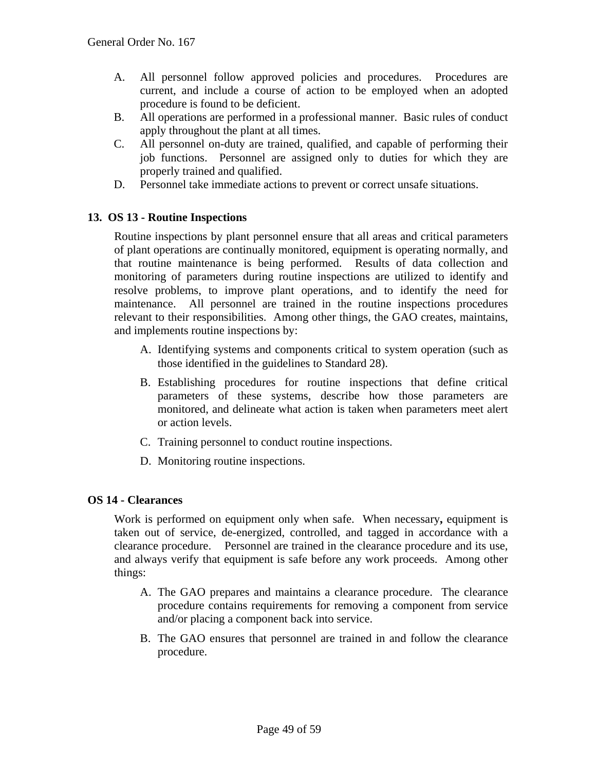A. All personnel follow approved policies and procedures. Procedures are current, and include a course of action to be employed when an adopted procedure is found to be deficient.
B. All operations are performed in a professional manner. Basic rules of conduct apply throughout the plant at all times.
C. All personnel on-duty are trained, qualified, and capable of performing their job functions. Personnel are assigned only to duties for which they are properly trained and qualified.
D. Personnel take immediate actions to prevent or correct unsafe situations.

**13. OS 13 - Routine Inspections**

Routine inspections by plant personnel ensure that all areas and critical parameters of plant operations are continually monitored, equipment is operating normally, and that routine maintenance is being performed. Results of data collection and monitoring of parameters during routine inspections are utilized to identify and resolve problems, to improve plant operations, and to identify the need for maintenance. All personnel are trained in the routine inspections procedures relevant to their responsibilities. Among other things, the GAO creates, maintains, and implements routine inspections by:

A. Identifying systems and components critical to system operation (such as those identified in the guidelines to Standard 28).

B. Establishing procedures for routine inspections that define critical parameters of these systems, describe how those parameters are monitored, and delineate what action is taken when parameters meet alert or action levels.

C. Training personnel to conduct routine inspections.

D. Monitoring routine inspections.

**OS 14 - Clearances**

Work is performed on equipment only when safe. When necessary**,** equipment is taken out of service, de-energized, controlled, and tagged in accordance with a clearance procedure. Personnel are trained in the clearance procedure and its use, and always verify that equipment is safe before any work proceeds. Among other things:

A. The GAO prepares and maintains a clearance procedure. The clearance procedure contains requirements for removing a component from service and/or placing a component back into service.

B. The GAO ensures that personnel are trained in and follow the clearance procedure.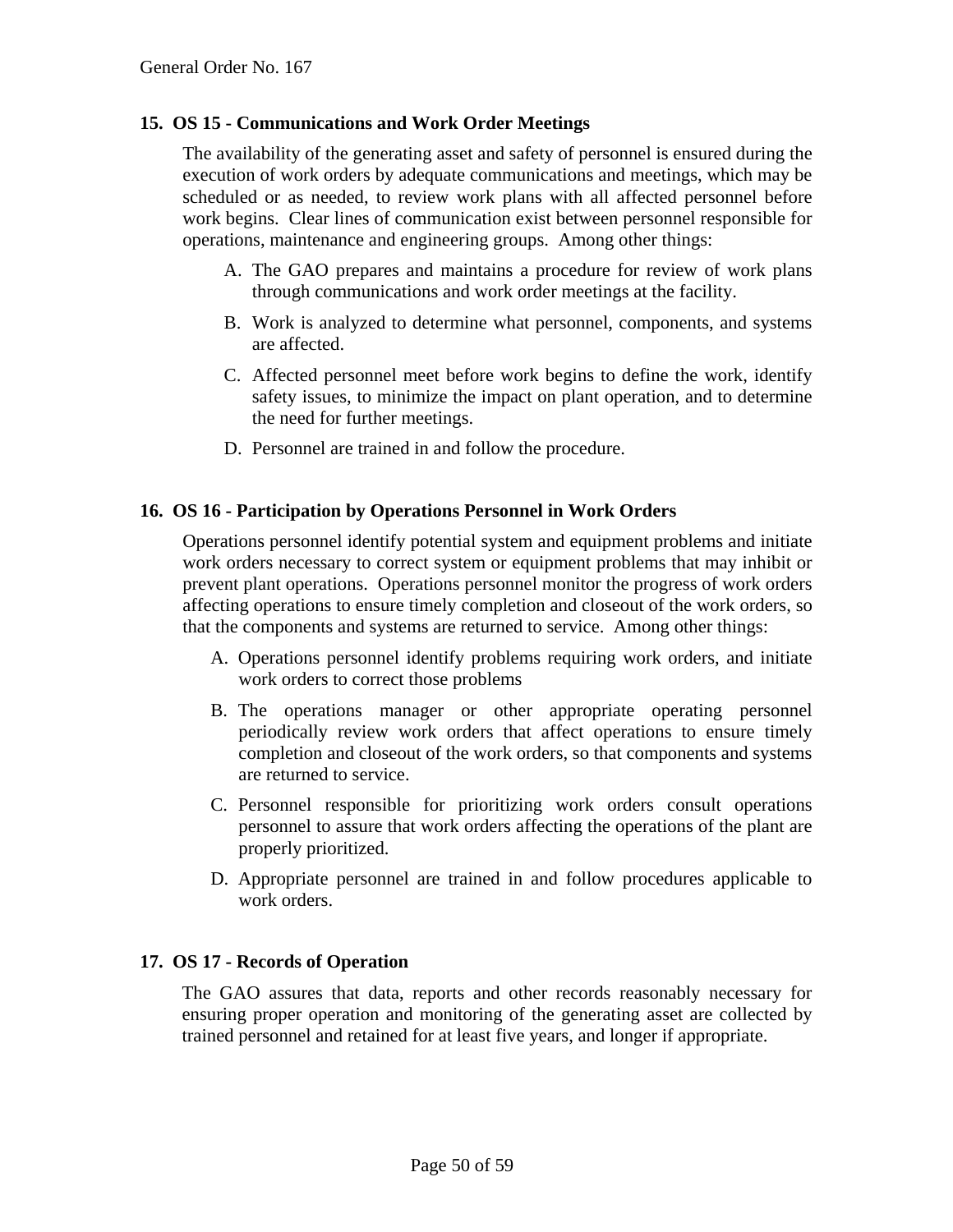## 15. OS 15 - Communications and Work Order Meetings

The availability of the generating asset and safety of personnel is ensured during the execution of work orders by adequate communications and meetings, which may be scheduled or as needed, to review work plans with all affected personnel before work begins. Clear lines of communication exist between personnel responsible for operations, maintenance and engineering groups. Among other things:

A. The GAO prepares and maintains a procedure for review of work plans through communications and work order meetings at the facility.

B. Work is analyzed to determine what personnel, components, and systems are affected.

C. Affected personnel meet before work begins to define the work, identify safety issues, to minimize the impact on plant operation, and to determine the need for further meetings.

D. Personnel are trained in and follow the procedure.

## 16. OS 16 - Participation by Operations Personnel in Work Orders

Operations personnel identify potential system and equipment problems and initiate work orders necessary to correct system or equipment problems that may inhibit or prevent plant operations. Operations personnel monitor the progress of work orders affecting operations to ensure timely completion and closeout of the work orders, so that the components and systems are returned to service. Among other things:

A. Operations personnel identify problems requiring work orders, and initiate work orders to correct those problems

B. The operations manager or other appropriate operating personnel periodically review work orders that affect operations to ensure timely completion and closeout of the work orders, so that components and systems are returned to service.

C. Personnel responsible for prioritizing work orders consult operations personnel to assure that work orders affecting the operations of the plant are properly prioritized.

D. Appropriate personnel are trained in and follow procedures applicable to work orders.

## 17. OS 17 - Records of Operation

The GAO assures that data, reports and other records reasonably necessary for ensuring proper operation and monitoring of the generating asset are collected by trained personnel and retained for at least five years, and longer if appropriate.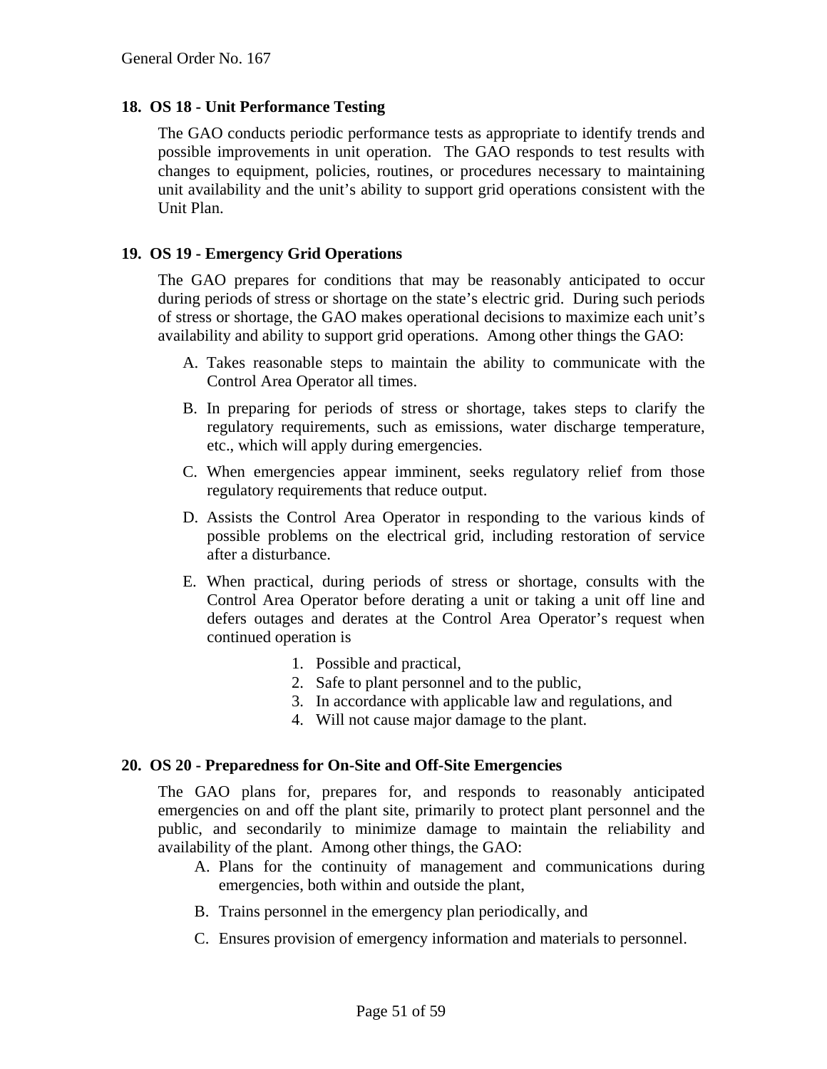## 18. OS 18 - Unit Performance Testing

The GAO conducts periodic performance tests as appropriate to identify trends and possible improvements in unit operation. The GAO responds to test results with changes to equipment, policies, routines, or procedures necessary to maintaining unit availability and the unit's ability to support grid operations consistent with the Unit Plan.

## 19. OS 19 - Emergency Grid Operations

The GAO prepares for conditions that may be reasonably anticipated to occur during periods of stress or shortage on the state's electric grid. During such periods of stress or shortage, the GAO makes operational decisions to maximize each unit's availability and ability to support grid operations. Among other things the GAO:

A. Takes reasonable steps to maintain the ability to communicate with the Control Area Operator all times.

B. In preparing for periods of stress or shortage, takes steps to clarify the regulatory requirements, such as emissions, water discharge temperature, etc., which will apply during emergencies.

C. When emergencies appear imminent, seeks regulatory relief from those regulatory requirements that reduce output.

D. Assists the Control Area Operator in responding to the various kinds of possible problems on the electrical grid, including restoration of service after a disturbance.

E. When practical, during periods of stress or shortage, consults with the Control Area Operator before derating a unit or taking a unit off line and defers outages and derates at the Control Area Operator's request when continued operation is

   1. Possible and practical,
   2. Safe to plant personnel and to the public,
   3. In accordance with applicable law and regulations, and
   4. Will not cause major damage to the plant.

## 20. OS 20 - Preparedness for On-Site and Off-Site Emergencies

The GAO plans for, prepares for, and responds to reasonably anticipated emergencies on and off the plant site, primarily to protect plant personnel and the public, and secondarily to minimize damage to maintain the reliability and availability of the plant. Among other things, the GAO:

A. Plans for the continuity of management and communications during emergencies, both within and outside the plant,

B. Trains personnel in the emergency plan periodically, and

C. Ensures provision of emergency information and materials to personnel.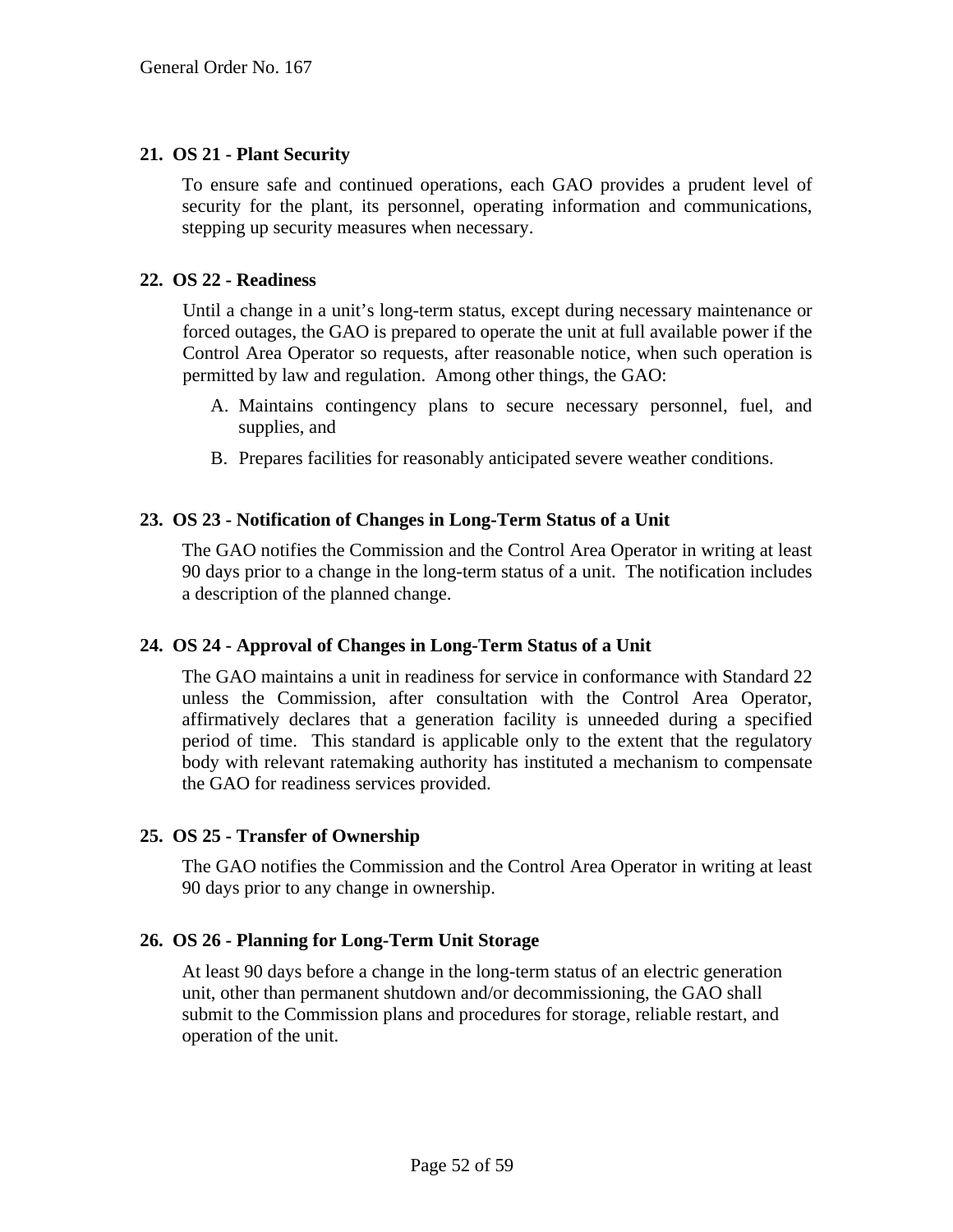**21. OS 21 - Plant Security**

To ensure safe and continued operations, each GAO provides a prudent level of security for the plant, its personnel, operating information and communications, stepping up security measures when necessary.

**22. OS 22 - Readiness**

Until a change in a unit's long-term status, except during necessary maintenance or forced outages, the GAO is prepared to operate the unit at full available power if the Control Area Operator so requests, after reasonable notice, when such operation is permitted by law and regulation. Among other things, the GAO:

A. Maintains contingency plans to secure necessary personnel, fuel, and supplies, and

B. Prepares facilities for reasonably anticipated severe weather conditions.

**23. OS 23 - Notification of Changes in Long-Term Status of a Unit**

The GAO notifies the Commission and the Control Area Operator in writing at least 90 days prior to a change in the long-term status of a unit. The notification includes a description of the planned change.

**24. OS 24 - Approval of Changes in Long-Term Status of a Unit**

The GAO maintains a unit in readiness for service in conformance with Standard 22 unless the Commission, after consultation with the Control Area Operator, affirmatively declares that a generation facility is unneeded during a specified period of time. This standard is applicable only to the extent that the regulatory body with relevant ratemaking authority has instituted a mechanism to compensate the GAO for readiness services provided.

**25. OS 25 - Transfer of Ownership**

The GAO notifies the Commission and the Control Area Operator in writing at least 90 days prior to any change in ownership.

**26. OS 26 - Planning for Long-Term Unit Storage**

At least 90 days before a change in the long-term status of an electric generation unit, other than permanent shutdown and/or decommissioning, the GAO shall submit to the Commission plans and procedures for storage, reliable restart, and operation of the unit.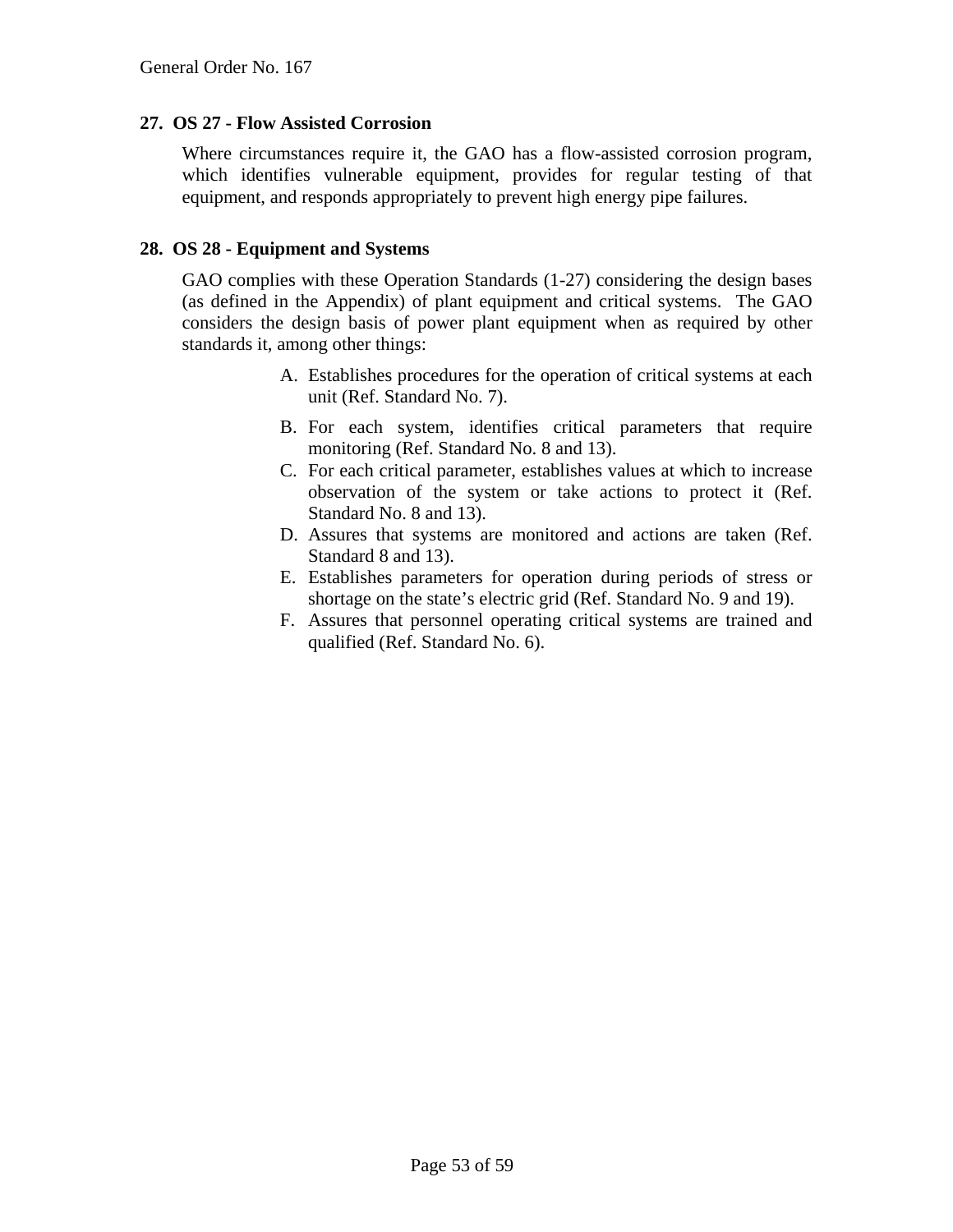**27. OS 27 - Flow Assisted Corrosion**

Where circumstances require it, the GAO has a flow-assisted corrosion program, which identifies vulnerable equipment, provides for regular testing of that equipment, and responds appropriately to prevent high energy pipe failures.

**28. OS 28 - Equipment and Systems**

GAO complies with these Operation Standards (1-27) considering the design bases (as defined in the Appendix) of plant equipment and critical systems. The GAO considers the design basis of power plant equipment when as required by other standards it, among other things:

A. Establishes procedures for the operation of critical systems at each unit (Ref. Standard No. 7).
B. For each system, identifies critical parameters that require monitoring (Ref. Standard No. 8 and 13).
C. For each critical parameter, establishes values at which to increase observation of the system or take actions to protect it (Ref. Standard No. 8 and 13).
D. Assures that systems are monitored and actions are taken (Ref. Standard 8 and 13).
E. Establishes parameters for operation during periods of stress or shortage on the state's electric grid (Ref. Standard No. 9 and 19).
F. Assures that personnel operating critical systems are trained and qualified (Ref. Standard No. 6).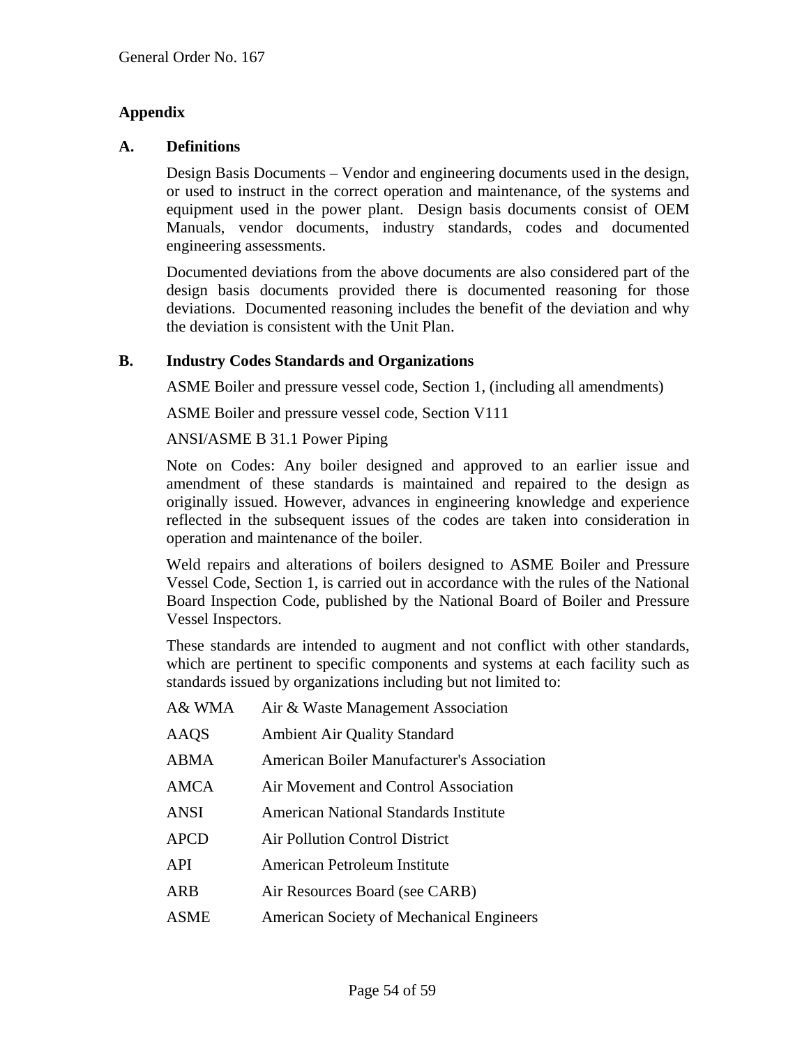## Appendix

### A. Definitions

Design Basis Documents – Vendor and engineering documents used in the design, or used to instruct in the correct operation and maintenance, of the systems and equipment used in the power plant. Design basis documents consist of OEM Manuals, vendor documents, industry standards, codes and documented engineering assessments.

Documented deviations from the above documents are also considered part of the design basis documents provided there is documented reasoning for those deviations. Documented reasoning includes the benefit of the deviation and why the deviation is consistent with the Unit Plan.

### B. Industry Codes Standards and Organizations

ASME Boiler and pressure vessel code, Section 1, (including all amendments)

ASME Boiler and pressure vessel code, Section V111

ANSI/ASME B 31.1 Power Piping

Note on Codes: Any boiler designed and approved to an earlier issue and amendment of these standards is maintained and repaired to the design as originally issued. However, advances in engineering knowledge and experience reflected in the subsequent issues of the codes are taken into consideration in operation and maintenance of the boiler.

Weld repairs and alterations of boilers designed to ASME Boiler and Pressure Vessel Code, Section 1, is carried out in accordance with the rules of the National Board Inspection Code, published by the National Board of Boiler and Pressure Vessel Inspectors.

These standards are intended to augment and not conflict with other standards, which are pertinent to specific components and systems at each facility such as standards issued by organizations including but not limited to:

| | |
|---|---|
| A& WMA | Air & Waste Management Association |
| AAQS | Ambient Air Quality Standard |
| ABMA | American Boiler Manufacturer's Association |
| AMCA | Air Movement and Control Association |
| ANSI | American National Standards Institute |
| APCD | Air Pollution Control District |
| API | American Petroleum Institute |
| ARB | Air Resources Board (see CARB) |
| ASME | American Society of Mechanical Engineers |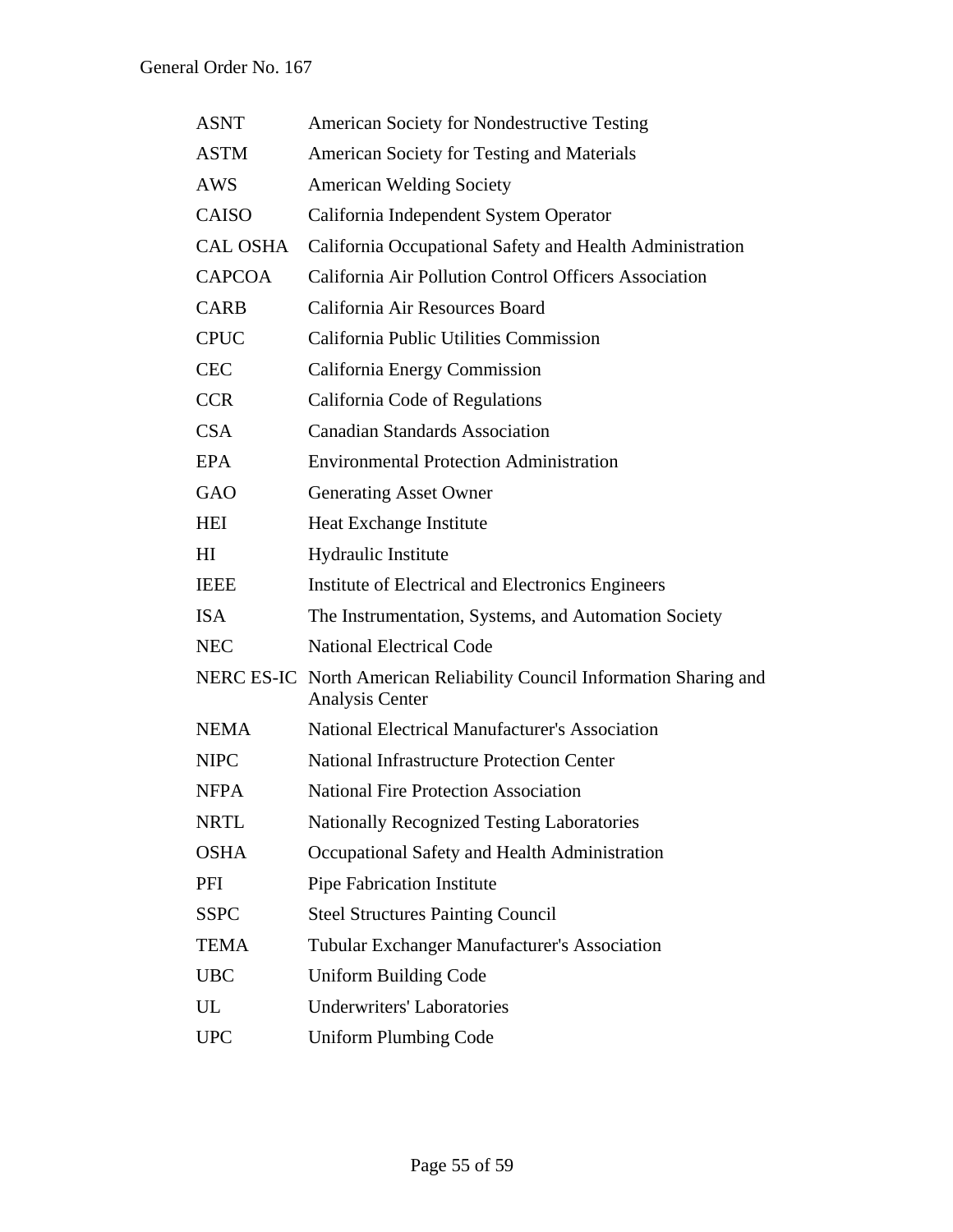| | |
|---|---|
| ASNT | American Society for Nondestructive Testing |
| ASTM | American Society for Testing and Materials |
| AWS | American Welding Society |
| CAISO | California Independent System Operator |
| CAL OSHA | California Occupational Safety and Health Administration |
| CAPCOA | California Air Pollution Control Officers Association |
| CARB | California Air Resources Board |
| CPUC | California Public Utilities Commission |
| CEC | California Energy Commission |
| CCR | California Code of Regulations |
| CSA | Canadian Standards Association |
| EPA | Environmental Protection Administration |
| GAO | Generating Asset Owner |
| HEI | Heat Exchange Institute |
| HI | Hydraulic Institute |
| IEEE | Institute of Electrical and Electronics Engineers |
| ISA | The Instrumentation, Systems, and Automation Society |
| NEC | National Electrical Code |
| NERC ES-IC | North American Reliability Council Information Sharing and Analysis Center |
| NEMA | National Electrical Manufacturer's Association |
| NIPC | National Infrastructure Protection Center |
| NFPA | National Fire Protection Association |
| NRTL | Nationally Recognized Testing Laboratories |
| OSHA | Occupational Safety and Health Administration |
| PFI | Pipe Fabrication Institute |
| SSPC | Steel Structures Painting Council |
| TEMA | Tubular Exchanger Manufacturer's Association |
| UBC | Uniform Building Code |
| UL | Underwriters' Laboratories |
| UPC | Uniform Plumbing Code |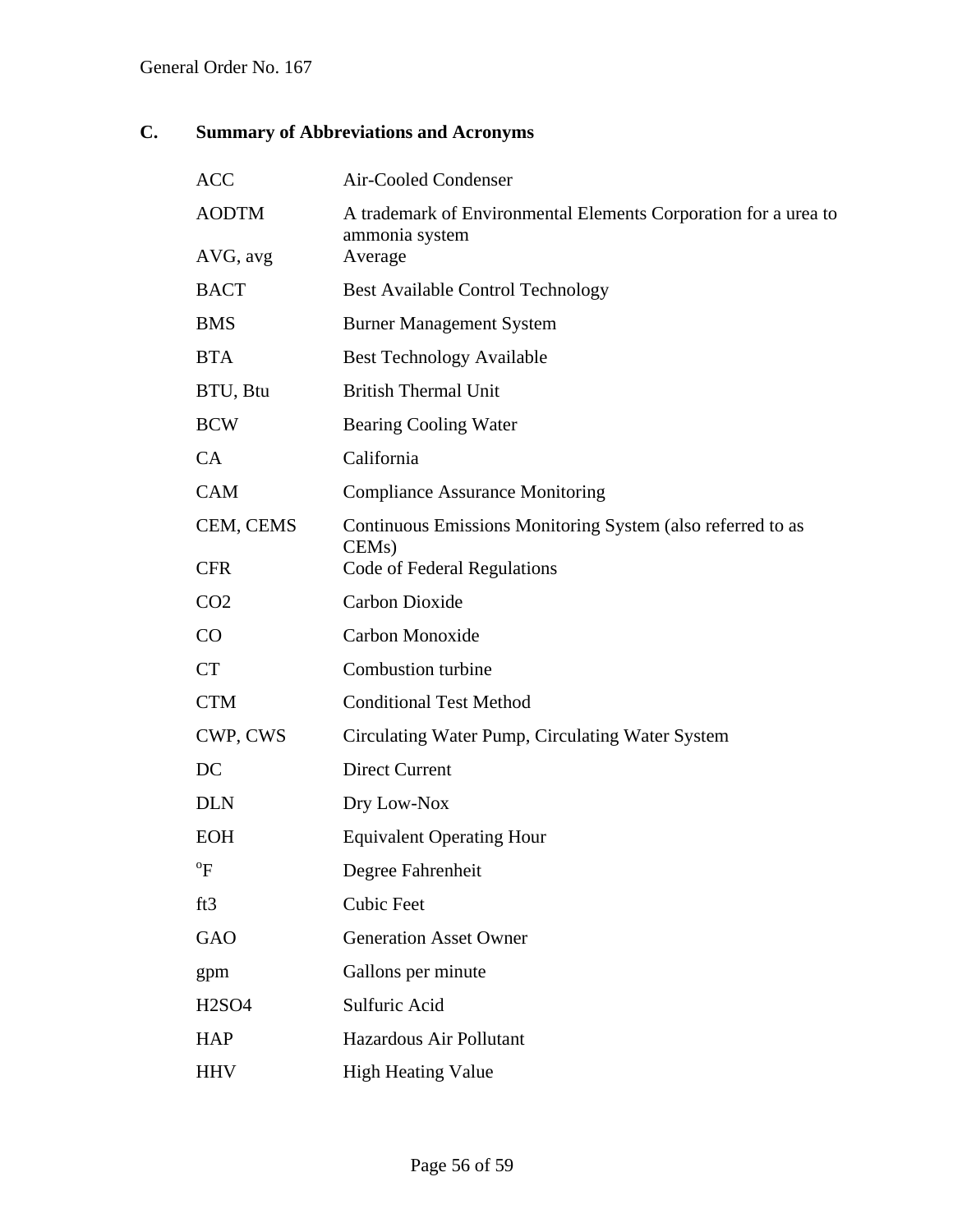## C. Summary of Abbreviations and Acronyms

| | |
|---|---|
| ACC | Air-Cooled Condenser |
| AODTM | A trademark of Environmental Elements Corporation for a urea to ammonia system |
| AVG, avg | Average |
| BACT | Best Available Control Technology |
| BMS | Burner Management System |
| BTA | Best Technology Available |
| BTU, Btu | British Thermal Unit |
| BCW | Bearing Cooling Water |
| CA | California |
| CAM | Compliance Assurance Monitoring |
| CEM, CEMS | Continuous Emissions Monitoring System (also referred to as CEMs) |
| CFR | Code of Federal Regulations |
| CO2 | Carbon Dioxide |
| CO | Carbon Monoxide |
| CT | Combustion turbine |
| CTM | Conditional Test Method |
| CWP, CWS | Circulating Water Pump, Circulating Water System |
| DC | Direct Current |
| DLN | Dry Low-Nox |
| EOH | Equivalent Operating Hour |
| $^oF$ | Degree Fahrenheit |
| ft3 | Cubic Feet |
| GAO | Generation Asset Owner |
| gpm | Gallons per minute |
| H2SO4 | Sulfuric Acid |
| HAP | Hazardous Air Pollutant |
| HHV | High Heating Value |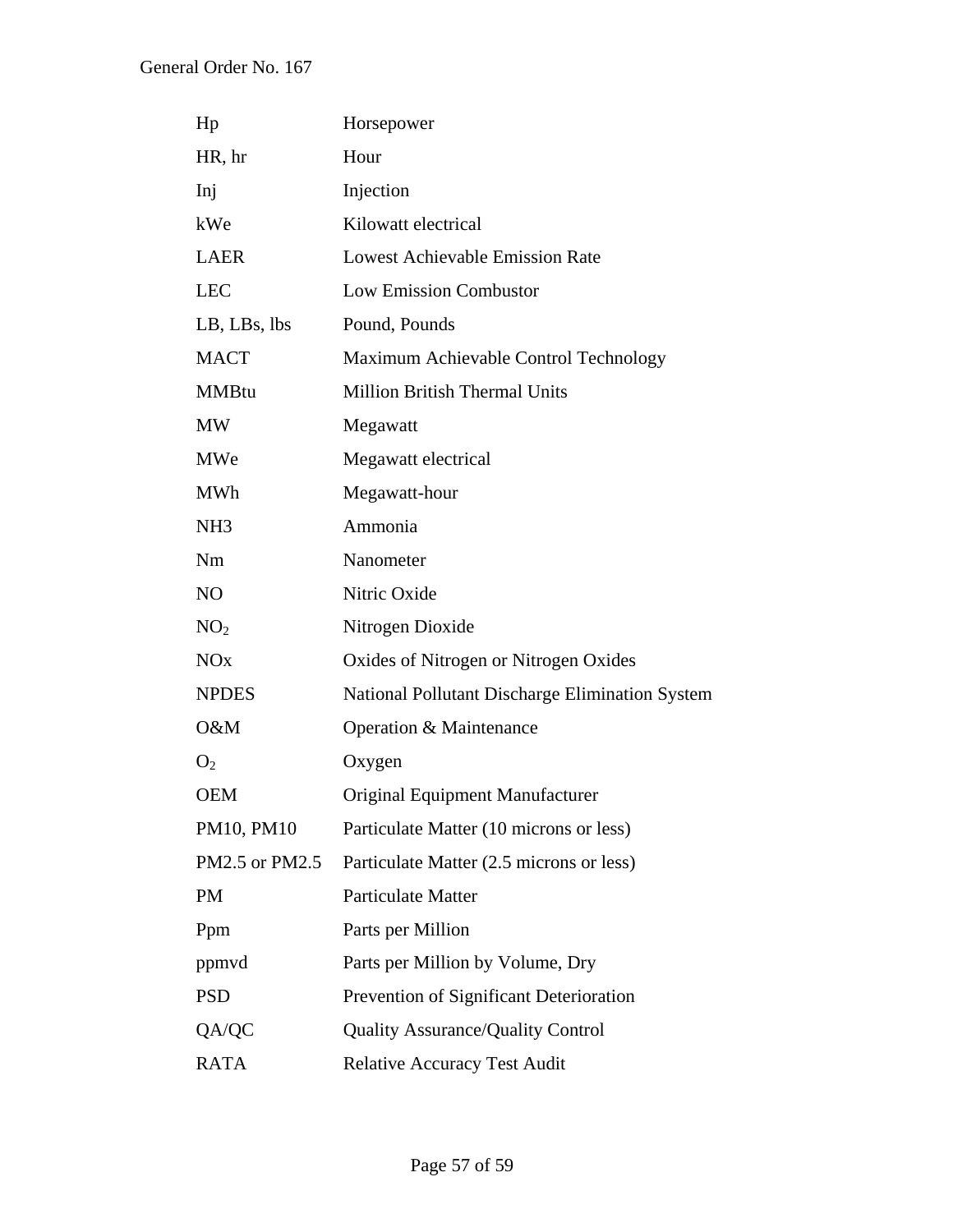| | |
|---|---|
| Hp | Horsepower |
| HR, hr | Hour |
| Inj | Injection |
| kWe | Kilowatt electrical |
| LAER | Lowest Achievable Emission Rate |
| LEC | Low Emission Combustor |
| LB, LBs, lbs | Pound, Pounds |
| MACT | Maximum Achievable Control Technology |
| MMBtu | Million British Thermal Units |
| MW | Megawatt |
| MWe | Megawatt electrical |
| MWh | Megawatt-hour |
| NH3 | Ammonia |
| Nm | Nanometer |
| NO | Nitric Oxide |
| $NO_2$ | Nitrogen Dioxide |
| NOx | Oxides of Nitrogen or Nitrogen Oxides |
| NPDES | National Pollutant Discharge Elimination System |
| O&M | Operation & Maintenance |
| $O_2$ | Oxygen |
| OEM | Original Equipment Manufacturer |
| PM10, PM10 | Particulate Matter (10 microns or less) |
| PM2.5 or PM2.5 | Particulate Matter (2.5 microns or less) |
| PM | Particulate Matter |
| Ppm | Parts per Million |
| ppmvd | Parts per Million by Volume, Dry |
| PSD | Prevention of Significant Deterioration |
| QA/QC | Quality Assurance/Quality Control |
| RATA | Relative Accuracy Test Audit |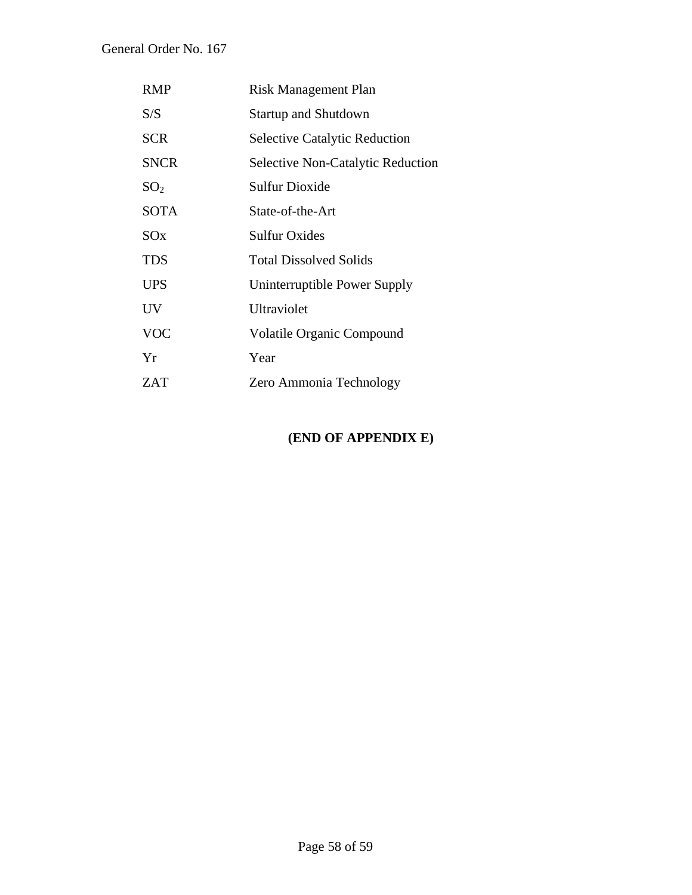| | |
|---|---|
| RMP | Risk Management Plan |
| S/S | Startup and Shutdown |
| SCR | Selective Catalytic Reduction |
| SNCR | Selective Non-Catalytic Reduction |
| $SO_2$ | Sulfur Dioxide |
| SOTA | State-of-the-Art |
| SOx | Sulfur Oxides |
| TDS | Total Dissolved Solids |
| UPS | Uninterruptible Power Supply |
| UV | Ultraviolet |
| VOC | Volatile Organic Compound |
| Yr | Year |
| ZAT | Zero Ammonia Technology |

**(END OF APPENDIX E)**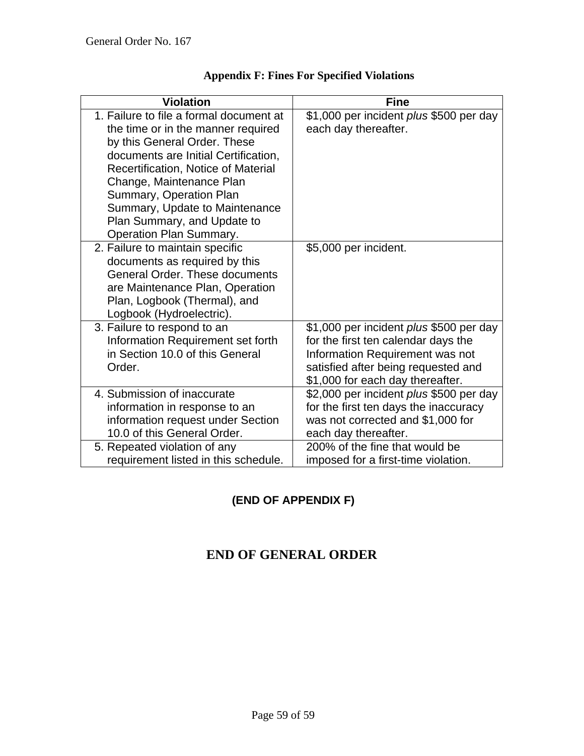## Appendix F: Fines For Specified Violations

| Violation | Fine |
|---|---|
| 1. Failure to file a formal document at the time or in the manner required by this General Order. These documents are Initial Certification, Recertification, Notice of Material Change, Maintenance Plan Summary, Operation Plan Summary, Update to Maintenance Plan Summary, and Update to Operation Plan Summary. | $1,000 per incident *plus* $500 per day each day thereafter. |
| 2. Failure to maintain specific documents as required by this General Order. These documents are Maintenance Plan, Operation Plan, Logbook (Thermal), and Logbook (Hydroelectric). | $5,000 per incident. |
| 3. Failure to respond to an Information Requirement set forth in Section 10.0 of this General Order. | $1,000 per incident *plus* $500 per day for the first ten calendar days the Information Requirement was not satisfied after being requested and $1,000 for each day thereafter. |
| 4. Submission of inaccurate information in response to an information request under Section 10.0 of this General Order. | $2,000 per incident *plus* $500 per day for the first ten days the inaccuracy was not corrected and $1,000 for each day thereafter. |
| 5. Repeated violation of any requirement listed in this schedule. | 200% of the fine that would be imposed for a first-time violation. |

**(END OF APPENDIX F)**

# END OF GENERAL ORDER